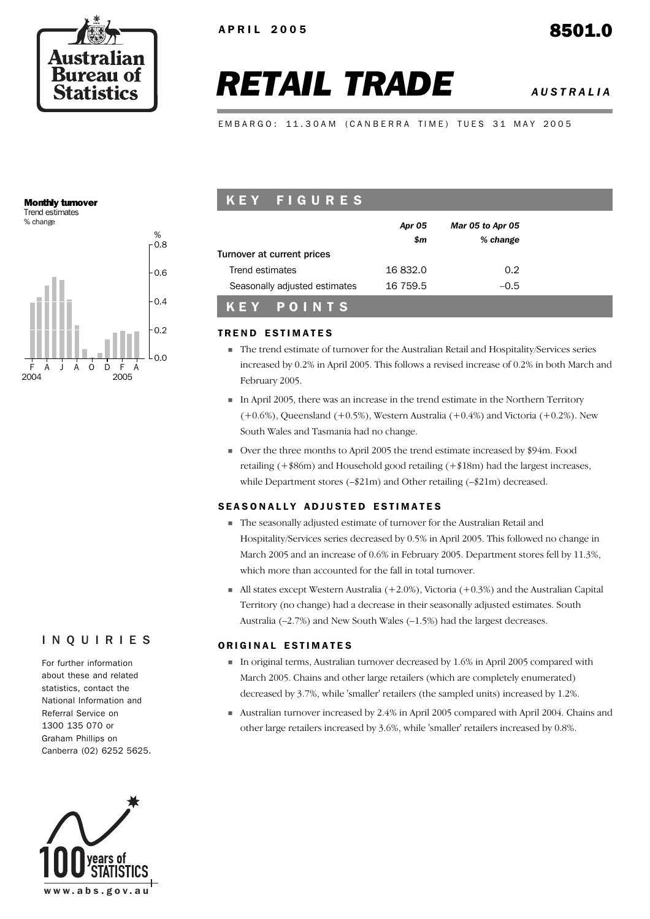APRIL 2005

8501.0

# RETAIL TRADE

AUSTRALIA

EMBARGO: 11.30AM (CANBERRA TIME) TUES 31 MAY 2005

**Monthly turnover**
Trend estimates
% change

## KEY FIGURES

| | Apr 05 | Mar 05 to Apr 05 |
|---|---|---|
| | $m | % change |
| Turnover at current prices | | |
| Trend estimates | 16 832.0 | 0.2 |
| Seasonally adjusted estimates | 16 759.5 | –0.5 |

## KEY POINTS

### TREND ESTIMATES

- The trend estimate of turnover for the Australian Retail and Hospitality/Services series increased by 0.2% in April 2005. This follows a revised increase of 0.2% in both March and February 2005.
- In April 2005, there was an increase in the trend estimate in the Northern Territory (+0.6%), Queensland (+0.5%), Western Australia (+0.4%) and Victoria (+0.2%). New South Wales and Tasmania had no change.
- Over the three months to April 2005 the trend estimate increased by $94m. Food retailing (+$86m) and Household good retailing (+$18m) had the largest increases, while Department stores (–$21m) and Other retailing (–$21m) decreased.

### SEASONALLY ADJUSTED ESTIMATES

- The seasonally adjusted estimate of turnover for the Australian Retail and Hospitality/Services series decreased by 0.5% in April 2005. This followed no change in March 2005 and an increase of 0.6% in February 2005. Department stores fell by 11.3%, which more than accounted for the fall in total turnover.
- All states except Western Australia (+2.0%), Victoria (+0.3%) and the Australian Capital Territory (no change) had a decrease in their seasonally adjusted estimates. South Australia (–2.7%) and New South Wales (–1.5%) had the largest decreases.

### ORIGINAL ESTIMATES

- In original terms, Australian turnover decreased by 1.6% in April 2005 compared with March 2005. Chains and other large retailers (which are completely enumerated) decreased by 3.7%, while 'smaller' retailers (the sampled units) increased by 1.2%.
- Australian turnover increased by 2.4% in April 2005 compared with April 2004. Chains and other large retailers increased by 3.6%, while 'smaller' retailers increased by 0.8%.

## INQUIRIES

For further information about these and related statistics, contact the National Information and Referral Service on 1300 135 070 or Graham Phillips on Canberra (02) 6252 5625.

www.abs.gov.au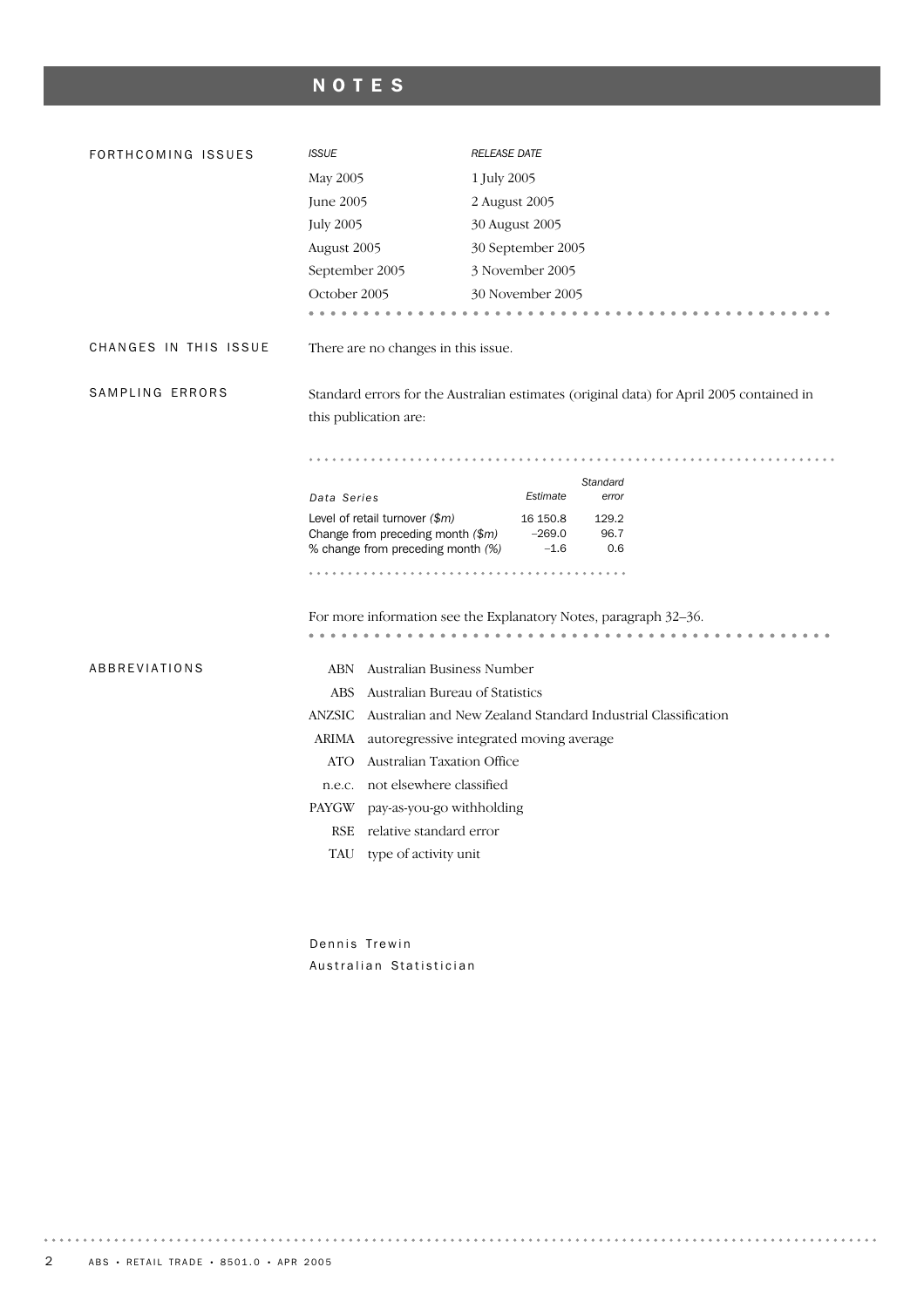# NOTES

## FORTHCOMING ISSUES

| *ISSUE* | *RELEASE DATE* |
| --- | --- |
| May 2005 | 1 July 2005 |
| June 2005 | 2 August 2005 |
| July 2005 | 30 August 2005 |
| August 2005 | 30 September 2005 |
| September 2005 | 3 November 2005 |
| October 2005 | 30 November 2005 |

## CHANGES IN THIS ISSUE

There are no changes in this issue.

## SAMPLING ERRORS

Standard errors for the Australian estimates (original data) for April 2005 contained in this publication are:

| *Data Series* | *Estimate* | *Standard error* |
| --- | --- | --- |
| Level of retail turnover *($m)* | 16 150.8 | 129.2 |
| Change from preceding month *($m)* | –269.0 | 96.7 |
| % change from preceding month *(%)* | –1.6 | 0.6 |

For more information see the Explanatory Notes, paragraph 32–36.

## ABBREVIATIONS

| | |
| --- | --- |
| ABN | Australian Business Number |
| ABS | Australian Bureau of Statistics |
| ANZSIC | Australian and New Zealand Standard Industrial Classification |
| ARIMA | autoregressive integrated moving average |
| ATO | Australian Taxation Office |
| n.e.c. | not elsewhere classified |
| PAYGW | pay-as-you-go withholding |
| RSE | relative standard error |
| TAU | type of activity unit |

Dennis Trewin
Australian Statistician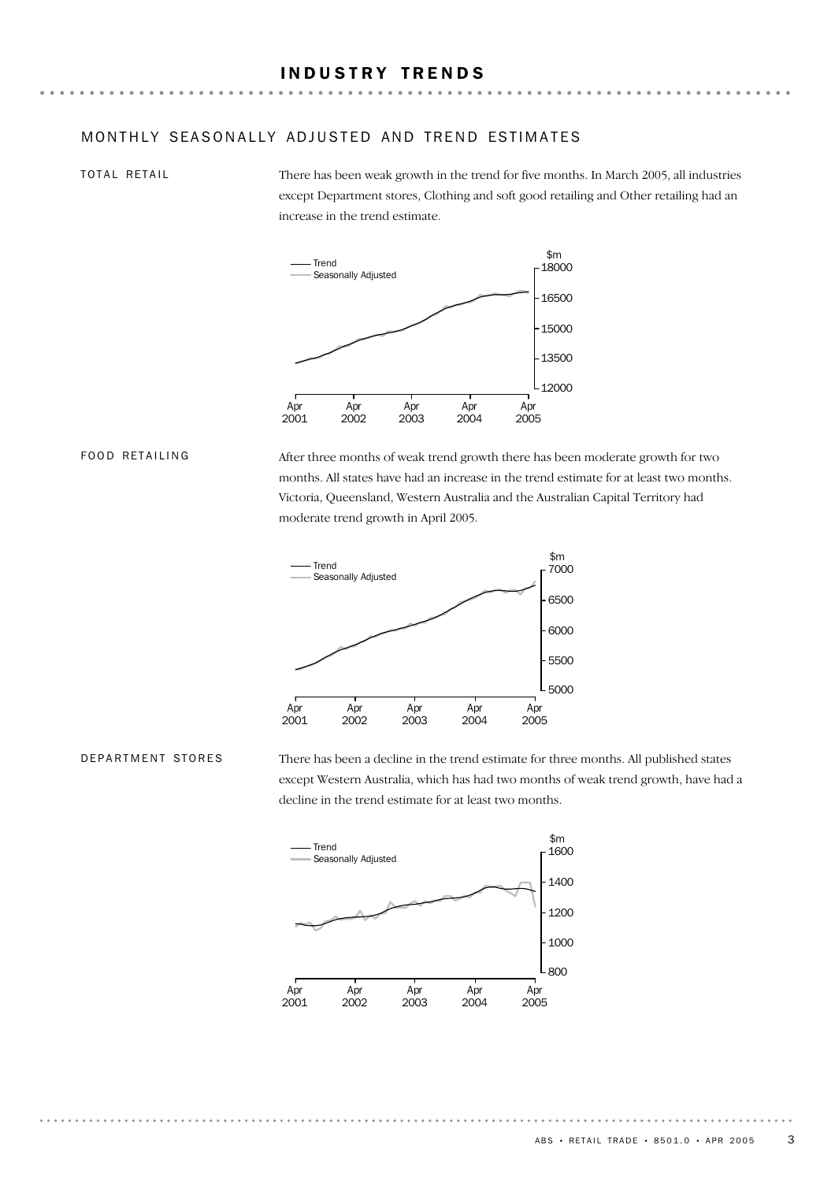# INDUSTRY TRENDS

## MONTHLY SEASONALLY ADJUSTED AND TREND ESTIMATES

### TOTAL RETAIL

There has been weak growth in the trend for five months. In March 2005, all industries except Department stores, Clothing and soft good retailing and Other retailing had an increase in the trend estimate.

### FOOD RETAILING

After three months of weak trend growth there has been moderate growth for two months. All states have had an increase in the trend estimate for at least two months. Victoria, Queensland, Western Australia and the Australian Capital Territory had moderate trend growth in April 2005.

### DEPARTMENT STORES

There has been a decline in the trend estimate for three months. All published states except Western Australia, which has had two months of weak trend growth, have had a decline in the trend estimate for at least two months.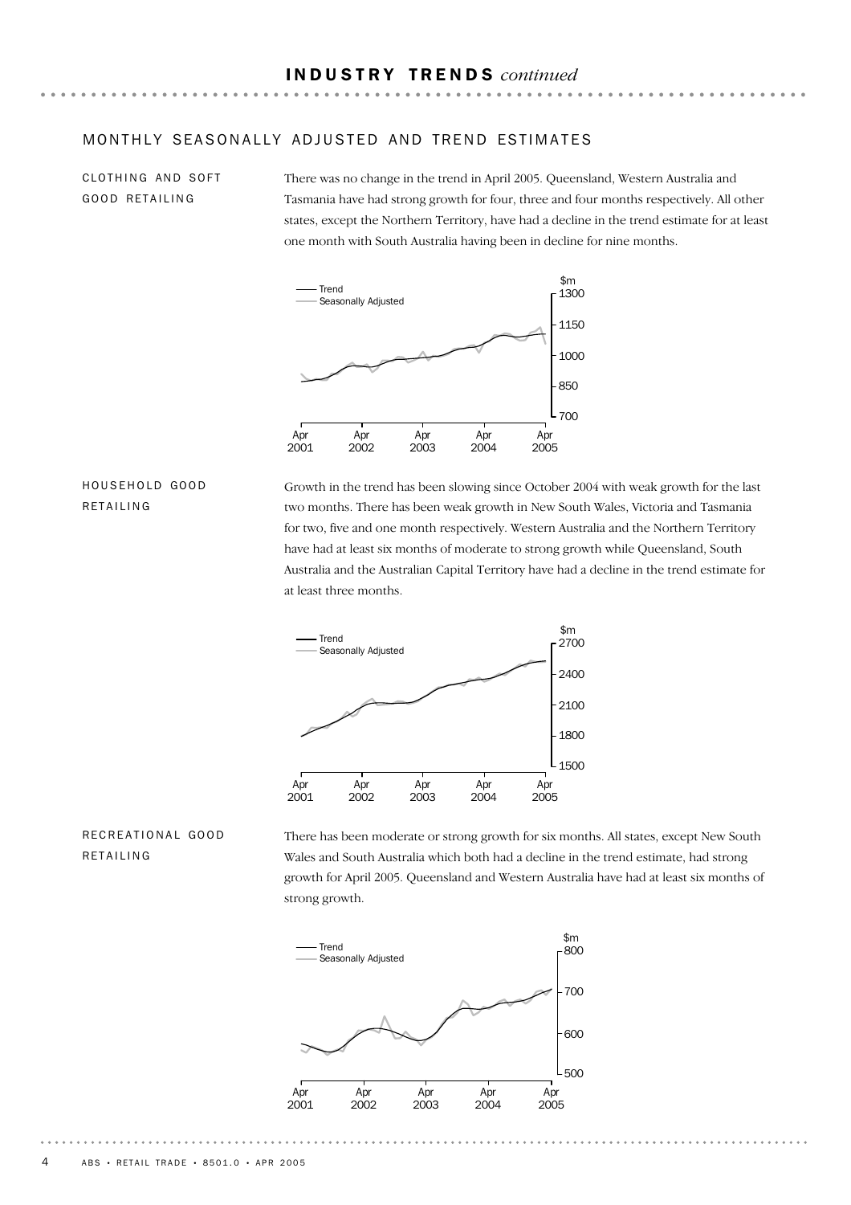## INDUSTRY TRENDS *continued*

### MONTHLY SEASONALLY ADJUSTED AND TREND ESTIMATES

#### CLOTHING AND SOFT GOOD RETAILING

There was no change in the trend in April 2005. Queensland, Western Australia and Tasmania have had strong growth for four, three and four months respectively. All other states, except the Northern Territory, have had a decline in the trend estimate for at least one month with South Australia having been in decline for nine months.

#### HOUSEHOLD GOOD RETAILING

Growth in the trend has been slowing since October 2004 with weak growth for the last two months. There has been weak growth in New South Wales, Victoria and Tasmania for two, five and one month respectively. Western Australia and the Northern Territory have had at least six months of moderate to strong growth while Queensland, South Australia and the Australian Capital Territory have had a decline in the trend estimate for at least three months.

#### RECREATIONAL GOOD RETAILING

There has been moderate or strong growth for six months. All states, except New South Wales and South Australia which both had a decline in the trend estimate, had strong growth for April 2005. Queensland and Western Australia have had at least six months of strong growth.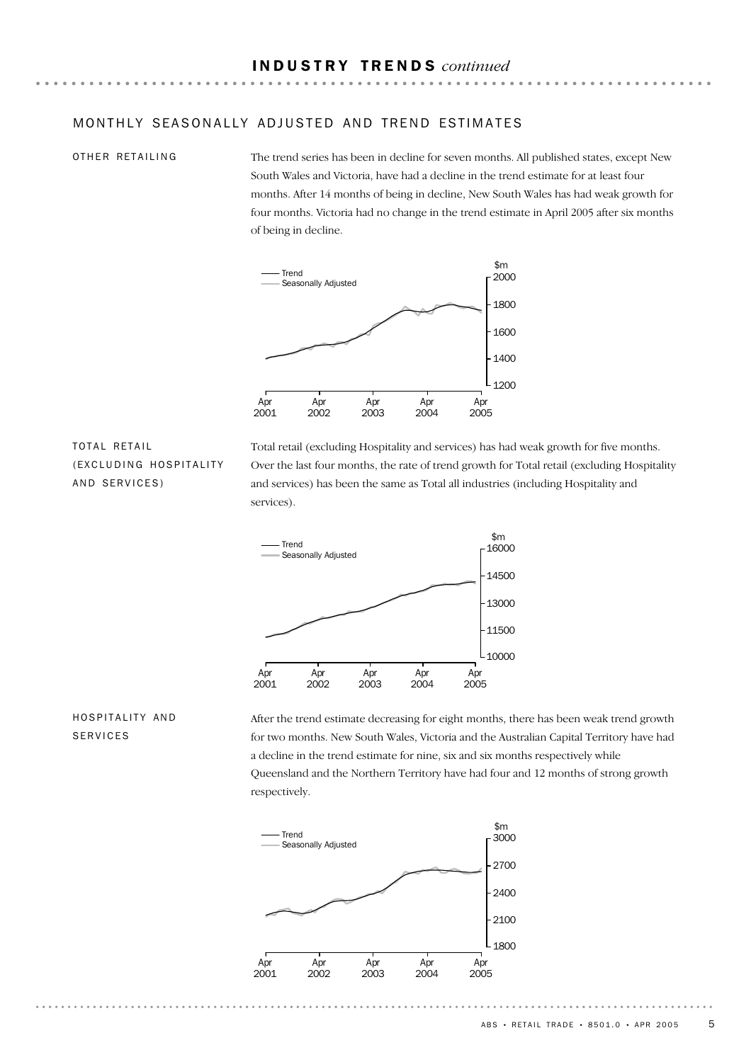# INDUSTRY TRENDS *continued*

## MONTHLY SEASONALLY ADJUSTED AND TREND ESTIMATES

### OTHER RETAILING

The trend series has been in decline for seven months. All published states, except New South Wales and Victoria, have had a decline in the trend estimate for at least four months. After 14 months of being in decline, New South Wales has had weak growth for four months. Victoria had no change in the trend estimate in April 2005 after six months of being in decline.

### TOTAL RETAIL (EXCLUDING HOSPITALITY AND SERVICES)

Total retail (excluding Hospitality and services) has had weak growth for five months. Over the last four months, the rate of trend growth for Total retail (excluding Hospitality and services) has been the same as Total all industries (including Hospitality and services).

### HOSPITALITY AND SERVICES

After the trend estimate decreasing for eight months, there has been weak trend growth for two months. New South Wales, Victoria and the Australian Capital Territory have had a decline in the trend estimate for nine, six and six months respectively while Queensland and the Northern Territory have had four and 12 months of strong growth respectively.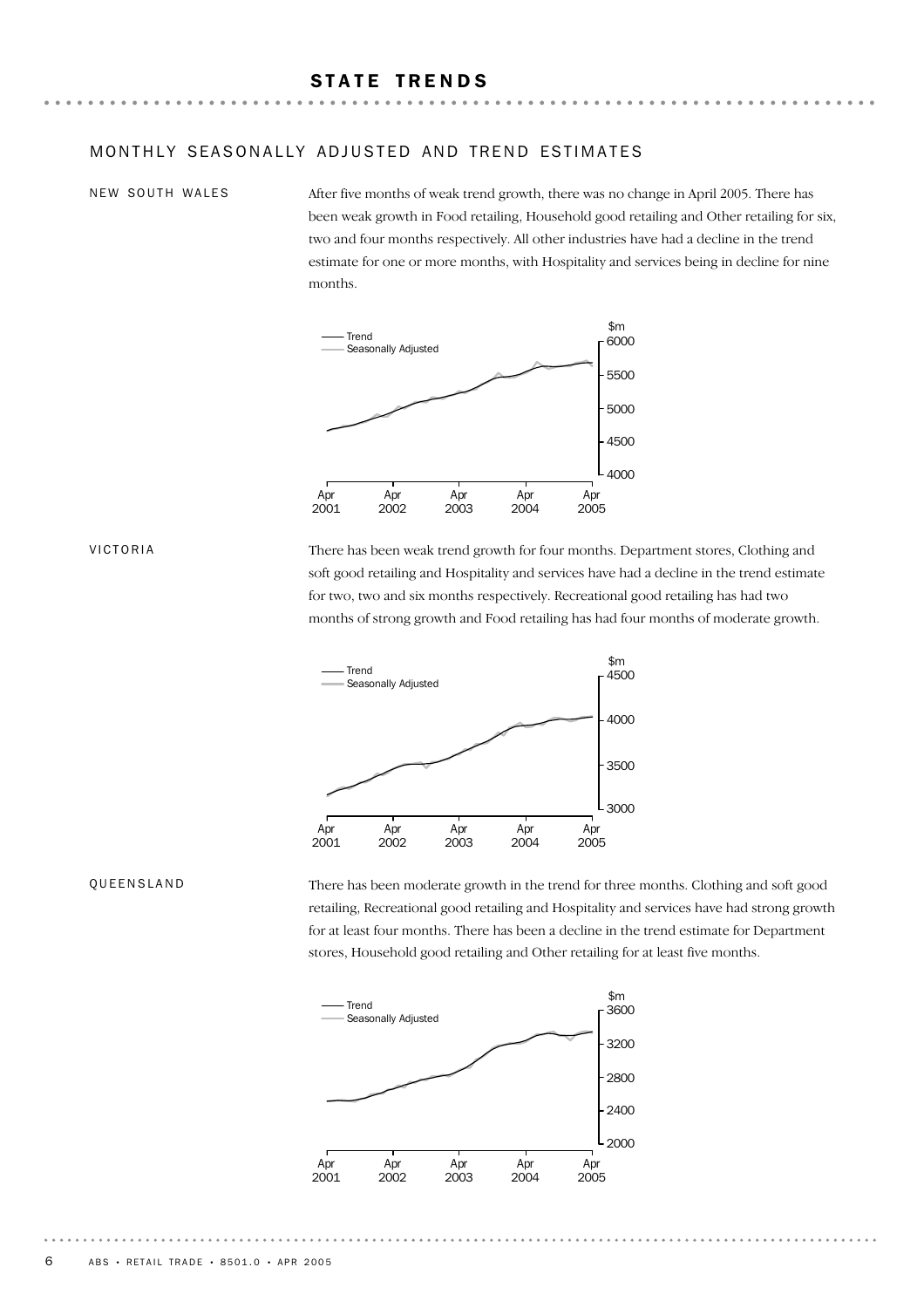# STATE TRENDS

## MONTHLY SEASONALLY ADJUSTED AND TREND ESTIMATES

### NEW SOUTH WALES

After five months of weak trend growth, there was no change in April 2005. There has been weak growth in Food retailing, Household good retailing and Other retailing for six, two and four months respectively. All other industries have had a decline in the trend estimate for one or more months, with Hospitality and services being in decline for nine months.

### VICTORIA

There has been weak trend growth for four months. Department stores, Clothing and soft good retailing and Hospitality and services have had a decline in the trend estimate for two, two and six months respectively. Recreational good retailing has had two months of strong growth and Food retailing has had four months of moderate growth.

### QUEENSLAND

There has been moderate growth in the trend for three months. Clothing and soft good retailing, Recreational good retailing and Hospitality and services have had strong growth for at least four months. There has been a decline in the trend estimate for Department stores, Household good retailing and Other retailing for at least five months.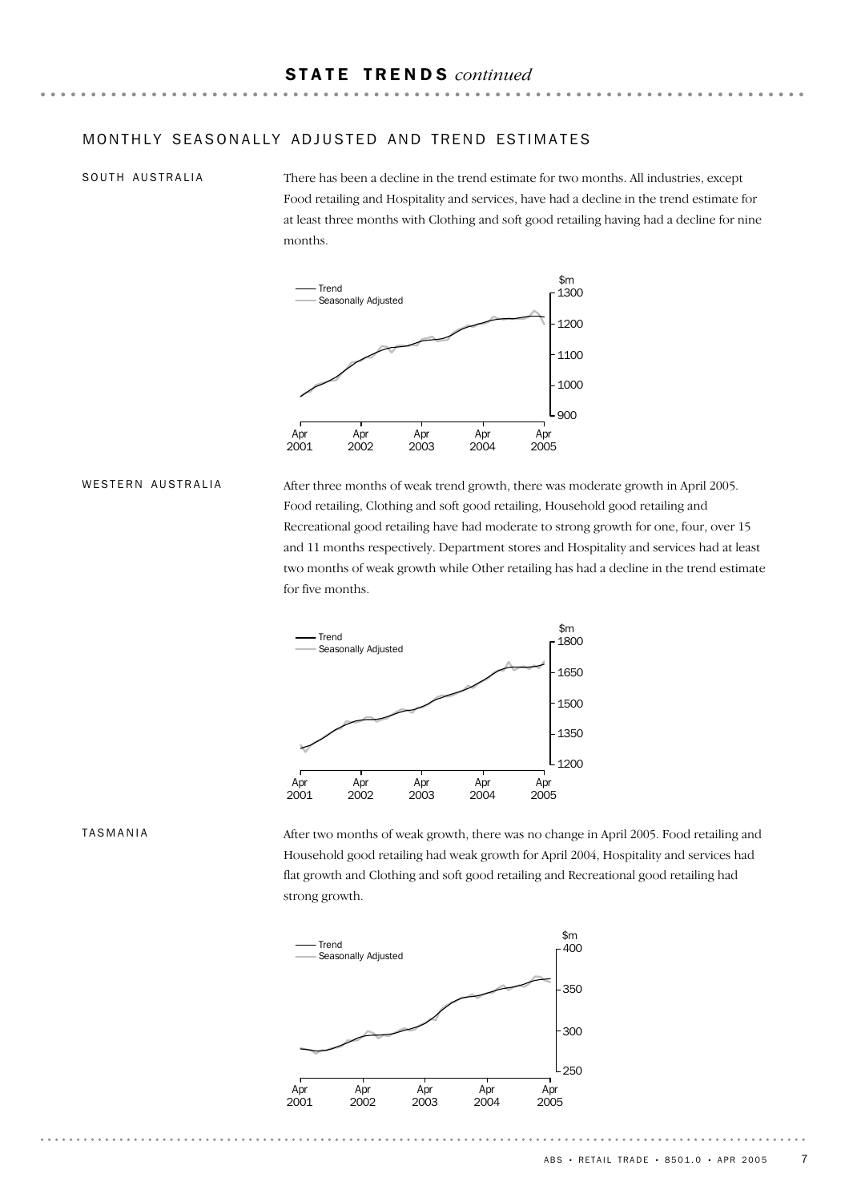## STATE TRENDS *continued*

### MONTHLY SEASONALLY ADJUSTED AND TREND ESTIMATES

#### SOUTH AUSTRALIA

There has been a decline in the trend estimate for two months. All industries, except Food retailing and Hospitality and services, have had a decline in the trend estimate for at least three months with Clothing and soft good retailing having had a decline for nine months.

#### WESTERN AUSTRALIA

After three months of weak trend growth, there was moderate growth in April 2005. Food retailing, Clothing and soft good retailing, Household good retailing and Recreational good retailing have had moderate to strong growth for one, four, over 15 and 11 months respectively. Department stores and Hospitality and services had at least two months of weak growth while Other retailing has had a decline in the trend estimate for five months.

#### TASMANIA

After two months of weak growth, there was no change in April 2005. Food retailing and Household good retailing had weak growth for April 2004, Hospitality and services had flat growth and Clothing and soft good retailing and Recreational good retailing had strong growth.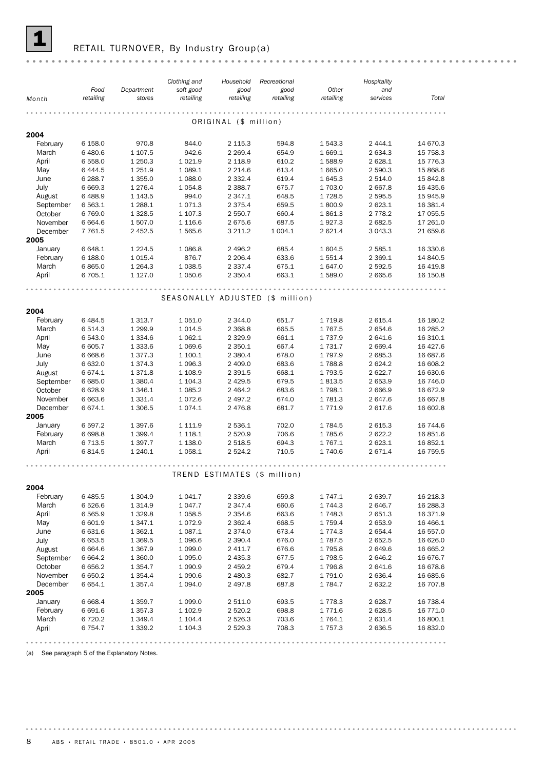# 1 RETAIL TURNOVER, By Industry Group(a)

| Month | Food retailing | Department stores | Clothing and soft good retailing | Household good retailing | Recreational good retailing | Other retailing | Hospitality and services | Total |
|---|---|---|---|---|---|---|---|---|
| **ORIGINAL ($ million)** | | | | | | | | |
| **2004** | | | | | | | | |
| February | 6 158.0 | 970.8 | 844.0 | 2 115.3 | 594.8 | 1 543.3 | 2 444.1 | 14 670.3 |
| March | 6 480.6 | 1 107.5 | 942.6 | 2 269.4 | 654.9 | 1 669.1 | 2 634.3 | 15 758.3 |
| April | 6 558.0 | 1 250.3 | 1 021.9 | 2 118.9 | 610.2 | 1 588.9 | 2 628.1 | 15 776.3 |
| May | 6 444.5 | 1 251.9 | 1 089.1 | 2 214.6 | 613.4 | 1 665.0 | 2 590.3 | 15 868.6 |
| June | 6 288.7 | 1 355.0 | 1 088.0 | 2 332.4 | 619.4 | 1 645.3 | 2 514.0 | 15 842.8 |
| July | 6 669.3 | 1 276.4 | 1 054.8 | 2 388.7 | 675.7 | 1 703.0 | 2 667.8 | 16 435.6 |
| August | 6 488.9 | 1 143.5 | 994.0 | 2 347.1 | 648.5 | 1 728.5 | 2 595.5 | 15 945.9 |
| September | 6 563.1 | 1 288.1 | 1 071.3 | 2 375.4 | 659.5 | 1 800.9 | 2 623.1 | 16 381.4 |
| October | 6 769.0 | 1 328.5 | 1 107.3 | 2 550.7 | 660.4 | 1 861.3 | 2 778.2 | 17 055.5 |
| November | 6 664.6 | 1 507.0 | 1 116.6 | 2 675.6 | 687.5 | 1 927.3 | 2 682.5 | 17 261.0 |
| December | 7 761.5 | 2 452.5 | 1 565.6 | 3 211.2 | 1 004.1 | 2 621.4 | 3 043.3 | 21 659.6 |
| **2005** | | | | | | | | |
| January | 6 648.1 | 1 224.5 | 1 086.8 | 2 496.2 | 685.4 | 1 604.5 | 2 585.1 | 16 330.6 |
| February | 6 188.0 | 1 015.4 | 876.7 | 2 206.4 | 633.6 | 1 551.4 | 2 369.1 | 14 840.5 |
| March | 6 865.0 | 1 264.3 | 1 038.5 | 2 337.4 | 675.1 | 1 647.0 | 2 592.5 | 16 419.8 |
| April | 6 705.1 | 1 127.0 | 1 050.6 | 2 350.4 | 663.1 | 1 589.0 | 2 665.6 | 16 150.8 |
| **SEASONALLY ADJUSTED ($ million)** | | | | | | | | |
| **2004** | | | | | | | | |
| February | 6 484.5 | 1 313.7 | 1 051.0 | 2 344.0 | 651.7 | 1 719.8 | 2 615.4 | 16 180.2 |
| March | 6 514.3 | 1 299.9 | 1 014.5 | 2 368.8 | 665.5 | 1 767.5 | 2 654.6 | 16 285.2 |
| April | 6 543.0 | 1 334.6 | 1 062.1 | 2 329.9 | 661.1 | 1 737.9 | 2 641.6 | 16 310.1 |
| May | 6 605.7 | 1 333.6 | 1 069.6 | 2 350.1 | 667.4 | 1 731.7 | 2 669.4 | 16 427.6 |
| June | 6 668.6 | 1 377.3 | 1 100.1 | 2 380.4 | 678.0 | 1 797.9 | 2 685.3 | 16 687.6 |
| July | 6 632.0 | 1 374.3 | 1 096.3 | 2 409.0 | 683.6 | 1 788.8 | 2 624.2 | 16 608.2 |
| August | 6 674.1 | 1 371.8 | 1 108.9 | 2 391.5 | 668.1 | 1 793.5 | 2 622.7 | 16 630.6 |
| September | 6 685.0 | 1 380.4 | 1 104.3 | 2 429.5 | 679.5 | 1 813.5 | 2 653.9 | 16 746.0 |
| October | 6 628.9 | 1 346.1 | 1 085.2 | 2 464.2 | 683.6 | 1 798.1 | 2 666.9 | 16 672.9 |
| November | 6 663.6 | 1 331.4 | 1 072.6 | 2 497.2 | 674.0 | 1 781.3 | 2 647.6 | 16 667.8 |
| December | 6 674.1 | 1 306.5 | 1 074.1 | 2 476.8 | 681.7 | 1 771.9 | 2 617.6 | 16 602.8 |
| **2005** | | | | | | | | |
| January | 6 597.2 | 1 397.6 | 1 111.9 | 2 536.1 | 702.0 | 1 784.5 | 2 615.3 | 16 744.6 |
| February | 6 698.8 | 1 399.4 | 1 118.1 | 2 520.9 | 706.6 | 1 785.6 | 2 622.2 | 16 851.6 |
| March | 6 713.5 | 1 397.7 | 1 138.0 | 2 518.5 | 694.3 | 1 767.1 | 2 623.1 | 16 852.1 |
| April | 6 814.5 | 1 240.1 | 1 058.1 | 2 524.2 | 710.5 | 1 740.6 | 2 671.4 | 16 759.5 |
| **TREND ESTIMATES ($ million)** | | | | | | | | |
| **2004** | | | | | | | | |
| February | 6 485.5 | 1 304.9 | 1 041.7 | 2 339.6 | 659.8 | 1 747.1 | 2 639.7 | 16 218.3 |
| March | 6 526.6 | 1 314.9 | 1 047.7 | 2 347.4 | 660.6 | 1 744.3 | 2 646.7 | 16 288.3 |
| April | 6 565.9 | 1 329.8 | 1 058.5 | 2 354.6 | 663.6 | 1 748.3 | 2 651.3 | 16 371.9 |
| May | 6 601.9 | 1 347.1 | 1 072.9 | 2 362.4 | 668.5 | 1 759.4 | 2 653.9 | 16 466.1 |
| June | 6 631.6 | 1 362.1 | 1 087.1 | 2 374.0 | 673.4 | 1 774.3 | 2 654.4 | 16 557.0 |
| July | 6 653.5 | 1 369.5 | 1 096.6 | 2 390.4 | 676.0 | 1 787.5 | 2 652.5 | 16 626.0 |
| August | 6 664.6 | 1 367.9 | 1 099.0 | 2 411.7 | 676.6 | 1 795.8 | 2 649.6 | 16 665.2 |
| September | 6 664.2 | 1 360.0 | 1 095.0 | 2 435.3 | 677.5 | 1 798.5 | 2 646.2 | 16 676.7 |
| October | 6 656.2 | 1 354.7 | 1 090.9 | 2 459.2 | 679.4 | 1 796.8 | 2 641.6 | 16 678.6 |
| November | 6 650.2 | 1 354.4 | 1 090.6 | 2 480.3 | 682.7 | 1 791.0 | 2 636.4 | 16 685.6 |
| December | 6 654.1 | 1 357.4 | 1 094.0 | 2 497.8 | 687.8 | 1 784.7 | 2 632.2 | 16 707.8 |
| **2005** | | | | | | | | |
| January | 6 668.4 | 1 359.7 | 1 099.0 | 2 511.0 | 693.5 | 1 778.3 | 2 628.7 | 16 738.4 |
| February | 6 691.6 | 1 357.3 | 1 102.9 | 2 520.2 | 698.8 | 1 771.6 | 2 628.5 | 16 771.0 |
| March | 6 720.2 | 1 349.4 | 1 104.4 | 2 526.3 | 703.6 | 1 764.1 | 2 631.4 | 16 800.1 |
| April | 6 754.7 | 1 339.2 | 1 104.3 | 2 529.3 | 708.3 | 1 757.3 | 2 636.5 | 16 832.0 |

(a) See paragraph 5 of the Explanatory Notes.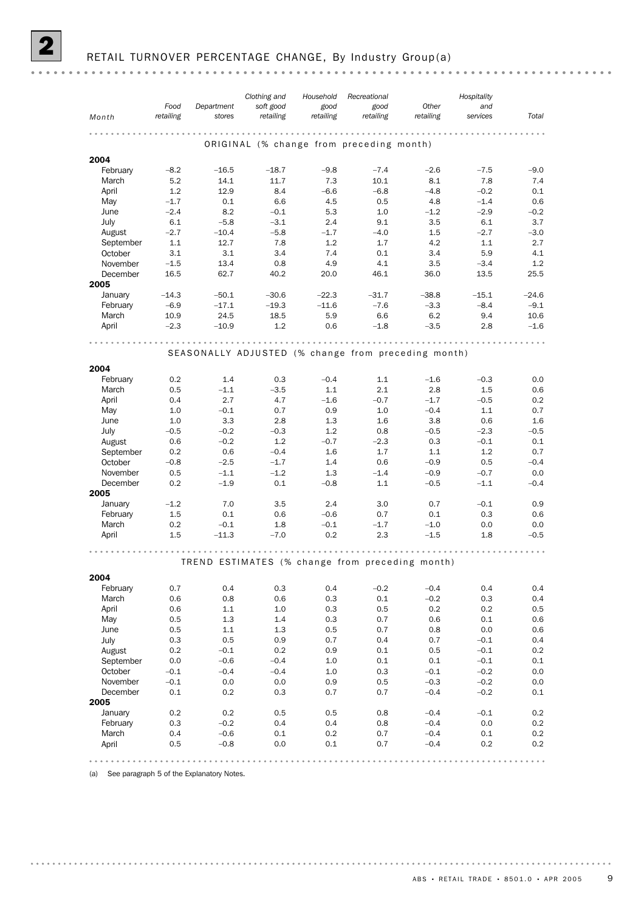# 2 RETAIL TURNOVER PERCENTAGE CHANGE, By Industry Group(a)

| Month | Food retailing | Department stores | Clothing and soft good retailing | Household good retailing | Recreational good retailing | Other retailing | Hospitality and services | Total |
|---|---|---|---|---|---|---|---|---|
| **ORIGINAL (% change from preceding month)** | | | | | | | | |
| **2004** | | | | | | | | |
| February | –8.2 | –16.5 | –18.7 | –9.8 | –7.4 | –2.6 | –7.5 | –9.0 |
| March | 5.2 | 14.1 | 11.7 | 7.3 | 10.1 | 8.1 | 7.8 | 7.4 |
| April | 1.2 | 12.9 | 8.4 | –6.6 | –6.8 | –4.8 | –0.2 | 0.1 |
| May | –1.7 | 0.1 | 6.6 | 4.5 | 0.5 | 4.8 | –1.4 | 0.6 |
| June | –2.4 | 8.2 | –0.1 | 5.3 | 1.0 | –1.2 | –2.9 | –0.2 |
| July | 6.1 | –5.8 | –3.1 | 2.4 | 9.1 | 3.5 | 6.1 | 3.7 |
| August | –2.7 | –10.4 | –5.8 | –1.7 | –4.0 | 1.5 | –2.7 | –3.0 |
| September | 1.1 | 12.7 | 7.8 | 1.2 | 1.7 | 4.2 | 1.1 | 2.7 |
| October | 3.1 | 3.1 | 3.4 | 7.4 | 0.1 | 3.4 | 5.9 | 4.1 |
| November | –1.5 | 13.4 | 0.8 | 4.9 | 4.1 | 3.5 | –3.4 | 1.2 |
| December | 16.5 | 62.7 | 40.2 | 20.0 | 46.1 | 36.0 | 13.5 | 25.5 |
| **2005** | | | | | | | | |
| January | –14.3 | –50.1 | –30.6 | –22.3 | –31.7 | –38.8 | –15.1 | –24.6 |
| February | –6.9 | –17.1 | –19.3 | –11.6 | –7.6 | –3.3 | –8.4 | –9.1 |
| March | 10.9 | 24.5 | 18.5 | 5.9 | 6.6 | 6.2 | 9.4 | 10.6 |
| April | –2.3 | –10.9 | 1.2 | 0.6 | –1.8 | –3.5 | 2.8 | –1.6 |
| **SEASONALLY ADJUSTED (% change from preceding month)** | | | | | | | | |
| **2004** | | | | | | | | |
| February | 0.2 | 1.4 | 0.3 | –0.4 | 1.1 | –1.6 | –0.3 | 0.0 |
| March | 0.5 | –1.1 | –3.5 | 1.1 | 2.1 | 2.8 | 1.5 | 0.6 |
| April | 0.4 | 2.7 | 4.7 | –1.6 | –0.7 | –1.7 | –0.5 | 0.2 |
| May | 1.0 | –0.1 | 0.7 | 0.9 | 1.0 | –0.4 | 1.1 | 0.7 |
| June | 1.0 | 3.3 | 2.8 | 1.3 | 1.6 | 3.8 | 0.6 | 1.6 |
| July | –0.5 | –0.2 | –0.3 | 1.2 | 0.8 | –0.5 | –2.3 | –0.5 |
| August | 0.6 | –0.2 | 1.2 | –0.7 | –2.3 | 0.3 | –0.1 | 0.1 |
| September | 0.2 | 0.6 | –0.4 | 1.6 | 1.7 | 1.1 | 1.2 | 0.7 |
| October | –0.8 | –2.5 | –1.7 | 1.4 | 0.6 | –0.9 | 0.5 | –0.4 |
| November | 0.5 | –1.1 | –1.2 | 1.3 | –1.4 | –0.9 | –0.7 | 0.0 |
| December | 0.2 | –1.9 | 0.1 | –0.8 | 1.1 | –0.5 | –1.1 | –0.4 |
| **2005** | | | | | | | | |
| January | –1.2 | 7.0 | 3.5 | 2.4 | 3.0 | 0.7 | –0.1 | 0.9 |
| February | 1.5 | 0.1 | 0.6 | –0.6 | 0.7 | 0.1 | 0.3 | 0.6 |
| March | 0.2 | –0.1 | 1.8 | –0.1 | –1.7 | –1.0 | 0.0 | 0.0 |
| April | 1.5 | –11.3 | –7.0 | 0.2 | 2.3 | –1.5 | 1.8 | –0.5 |
| **TREND ESTIMATES (% change from preceding month)** | | | | | | | | |
| **2004** | | | | | | | | |
| February | 0.7 | 0.4 | 0.3 | 0.4 | –0.2 | –0.4 | 0.4 | 0.4 |
| March | 0.6 | 0.8 | 0.6 | 0.3 | 0.1 | –0.2 | 0.3 | 0.4 |
| April | 0.6 | 1.1 | 1.0 | 0.3 | 0.5 | 0.2 | 0.2 | 0.5 |
| May | 0.5 | 1.3 | 1.4 | 0.3 | 0.7 | 0.6 | 0.1 | 0.6 |
| June | 0.5 | 1.1 | 1.3 | 0.5 | 0.7 | 0.8 | 0.0 | 0.6 |
| July | 0.3 | 0.5 | 0.9 | 0.7 | 0.4 | 0.7 | –0.1 | 0.4 |
| August | 0.2 | –0.1 | 0.2 | 0.9 | 0.1 | 0.5 | –0.1 | 0.2 |
| September | 0.0 | –0.6 | –0.4 | 1.0 | 0.1 | 0.1 | –0.1 | 0.1 |
| October | –0.1 | –0.4 | –0.4 | 1.0 | 0.3 | –0.1 | –0.2 | 0.0 |
| November | –0.1 | 0.0 | 0.0 | 0.9 | 0.5 | –0.3 | –0.2 | 0.0 |
| December | 0.1 | 0.2 | 0.3 | 0.7 | 0.7 | –0.4 | –0.2 | 0.1 |
| **2005** | | | | | | | | |
| January | 0.2 | 0.2 | 0.5 | 0.5 | 0.8 | –0.4 | –0.1 | 0.2 |
| February | 0.3 | –0.2 | 0.4 | 0.4 | 0.8 | –0.4 | 0.0 | 0.2 |
| March | 0.4 | –0.6 | 0.1 | 0.2 | 0.7 | –0.4 | 0.1 | 0.2 |
| April | 0.5 | –0.8 | 0.0 | 0.1 | 0.7 | –0.4 | 0.2 | 0.2 |

(a) See paragraph 5 of the Explanatory Notes.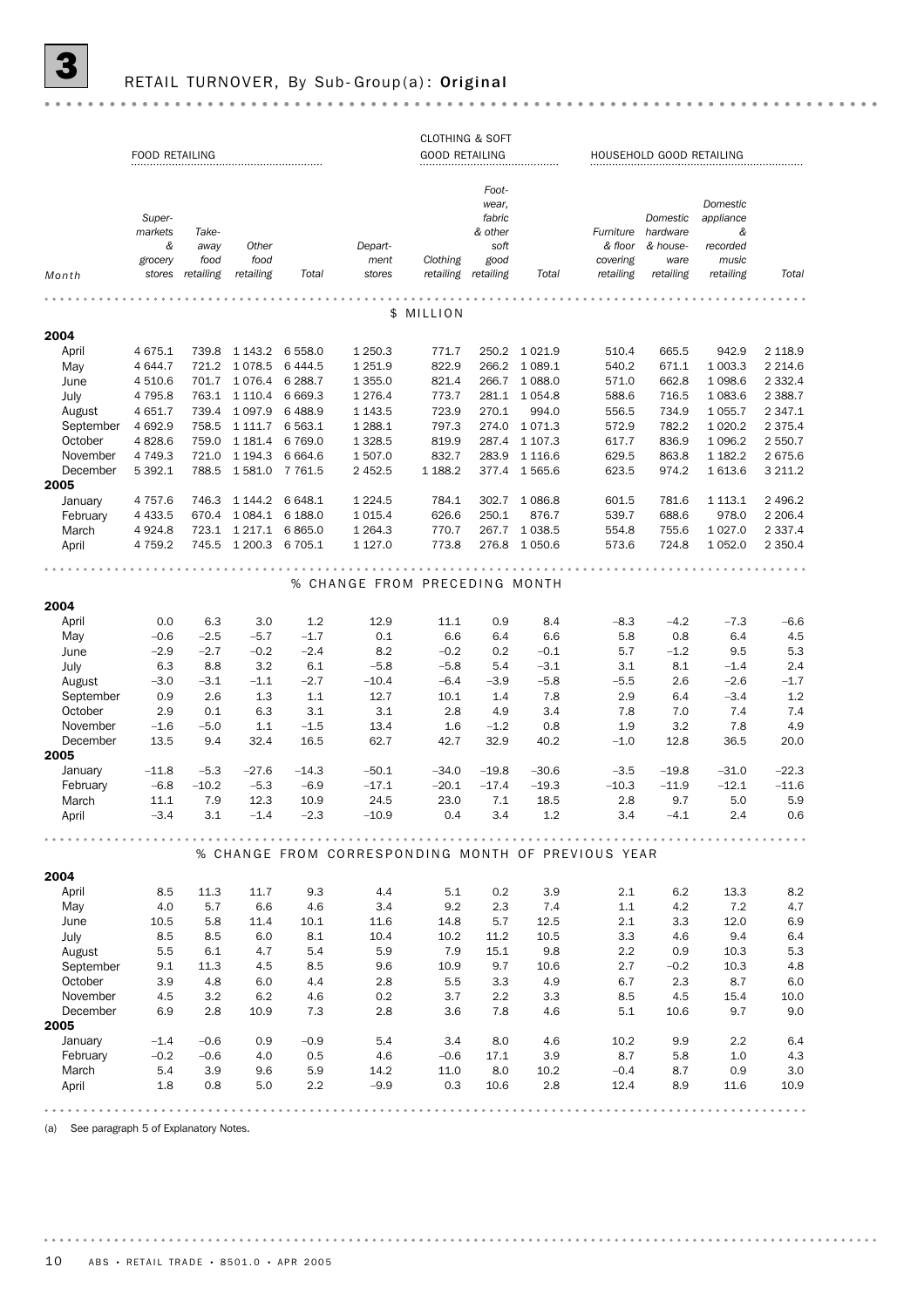# 3 RETAIL TURNOVER, By Sub-Group(a): Original

| | FOOD RETAILING | | | | | CLOTHING & SOFT GOOD RETAILING | | | HOUSEHOLD GOOD RETAILING | | | |
|---|---|---|---|---|---|---|---|---|---|---|---|---|
| Month | Supermarkets & grocery stores | Takeaway food retailing | Other food retailing | Total | Department stores | Clothing retailing | Footwear, fabric & other soft good retailing | Total | Furniture & floor covering retailing | Domestic hardware & houseware retailing | Domestic appliance & recorded music retailing | Total |
| | | | | | | **$ MILLION** | | | | | | |
| **2004** | | | | | | | | | | | | |
| April | 4 675.1 | 739.8 | 1 143.2 | 6 558.0 | 1 250.3 | 771.7 | 250.2 | 1 021.9 | 510.4 | 665.5 | 942.9 | 2 118.9 |
| May | 4 644.7 | 721.2 | 1 078.5 | 6 444.5 | 1 251.9 | 822.9 | 266.2 | 1 089.1 | 540.2 | 671.1 | 1 003.3 | 2 214.6 |
| June | 4 510.6 | 701.7 | 1 076.4 | 6 288.7 | 1 355.0 | 821.4 | 266.7 | 1 088.0 | 571.0 | 662.8 | 1 098.6 | 2 332.4 |
| July | 4 795.8 | 763.1 | 1 110.4 | 6 669.3 | 1 276.4 | 773.7 | 281.1 | 1 054.8 | 588.6 | 716.5 | 1 083.6 | 2 388.7 |
| August | 4 651.7 | 739.4 | 1 097.9 | 6 488.9 | 1 143.5 | 723.9 | 270.1 | 994.0 | 556.5 | 734.9 | 1 055.7 | 2 347.1 |
| September | 4 692.9 | 758.5 | 1 111.7 | 6 563.1 | 1 288.1 | 797.3 | 274.0 | 1 071.3 | 572.9 | 782.2 | 1 020.2 | 2 375.4 |
| October | 4 828.6 | 759.0 | 1 181.4 | 6 769.0 | 1 328.5 | 819.9 | 287.4 | 1 107.3 | 617.7 | 836.9 | 1 096.2 | 2 550.7 |
| November | 4 749.3 | 721.0 | 1 194.3 | 6 664.6 | 1 507.0 | 832.7 | 283.9 | 1 116.6 | 629.5 | 863.8 | 1 182.2 | 2 675.6 |
| December | 5 392.1 | 788.5 | 1 581.0 | 7 761.5 | 2 452.5 | 1 188.2 | 377.4 | 1 565.6 | 623.5 | 974.2 | 1 613.6 | 3 211.2 |
| **2005** | | | | | | | | | | | | |
| January | 4 757.6 | 746.3 | 1 144.2 | 6 648.1 | 1 224.5 | 784.1 | 302.7 | 1 086.8 | 601.5 | 781.6 | 1 113.1 | 2 496.2 |
| February | 4 433.5 | 670.4 | 1 084.1 | 6 188.0 | 1 015.4 | 626.6 | 250.1 | 876.7 | 539.7 | 688.6 | 978.0 | 2 206.4 |
| March | 4 924.8 | 723.1 | 1 217.1 | 6 865.0 | 1 264.3 | 770.7 | 267.7 | 1 038.5 | 554.8 | 755.6 | 1 027.0 | 2 337.4 |
| April | 4 759.2 | 745.5 | 1 200.3 | 6 705.1 | 1 127.0 | 773.8 | 276.8 | 1 050.6 | 573.6 | 724.8 | 1 052.0 | 2 350.4 |
| | | | | | | **% CHANGE FROM PRECEDING MONTH** | | | | | | |
| **2004** | | | | | | | | | | | | |
| April | 0.0 | 6.3 | 3.0 | 1.2 | 12.9 | 11.1 | 0.9 | 8.4 | –8.3 | –4.2 | –7.3 | –6.6 |
| May | –0.6 | –2.5 | –5.7 | –1.7 | 0.1 | 6.6 | 6.4 | 6.6 | 5.8 | 0.8 | 6.4 | 4.5 |
| June | –2.9 | –2.7 | –0.2 | –2.4 | 8.2 | –0.2 | 0.2 | –0.1 | 5.7 | –1.2 | 9.5 | 5.3 |
| July | 6.3 | 8.8 | 3.2 | 6.1 | –5.8 | –5.8 | 5.4 | –3.1 | 3.1 | 8.1 | –1.4 | 2.4 |
| August | –3.0 | –3.1 | –1.1 | –2.7 | –10.4 | –6.4 | –3.9 | –5.8 | –5.5 | 2.6 | –2.6 | –1.7 |
| September | 0.9 | 2.6 | 1.3 | 1.1 | 12.7 | 10.1 | 1.4 | 7.8 | 2.9 | 6.4 | –3.4 | 1.2 |
| October | 2.9 | 0.1 | 6.3 | 3.1 | 3.1 | 2.8 | 4.9 | 3.4 | 7.8 | 7.0 | 7.4 | 7.4 |
| November | –1.6 | –5.0 | 1.1 | –1.5 | 13.4 | 1.6 | –1.2 | 0.8 | 1.9 | 3.2 | 7.8 | 4.9 |
| December | 13.5 | 9.4 | 32.4 | 16.5 | 62.7 | 42.7 | 32.9 | 40.2 | –1.0 | 12.8 | 36.5 | 20.0 |
| **2005** | | | | | | | | | | | | |
| January | –11.8 | –5.3 | –27.6 | –14.3 | –50.1 | –34.0 | –19.8 | –30.6 | –3.5 | –19.8 | –31.0 | –22.3 |
| February | –6.8 | –10.2 | –5.3 | –6.9 | –17.1 | –20.1 | –17.4 | –19.3 | –10.3 | –11.9 | –12.1 | –11.6 |
| March | 11.1 | 7.9 | 12.3 | 10.9 | 24.5 | 23.0 | 7.1 | 18.5 | 2.8 | 9.7 | 5.0 | 5.9 |
| April | –3.4 | 3.1 | –1.4 | –2.3 | –10.9 | 0.4 | 3.4 | 1.2 | 3.4 | –4.1 | 2.4 | 0.6 |
| | | | | | | **% CHANGE FROM CORRESPONDING MONTH OF PREVIOUS YEAR** | | | | | | |
| **2004** | | | | | | | | | | | | |
| April | 8.5 | 11.3 | 11.7 | 9.3 | 4.4 | 5.1 | 0.2 | 3.9 | 2.1 | 6.2 | 13.3 | 8.2 |
| May | 4.0 | 5.7 | 6.6 | 4.6 | 3.4 | 9.2 | 2.3 | 7.4 | 1.1 | 4.2 | 7.2 | 4.7 |
| June | 10.5 | 5.8 | 11.4 | 10.1 | 11.6 | 14.8 | 5.7 | 12.5 | 2.1 | 3.3 | 12.0 | 6.9 |
| July | 8.5 | 8.5 | 6.0 | 8.1 | 10.4 | 10.2 | 11.2 | 10.5 | 3.3 | 4.6 | 9.4 | 6.4 |
| August | 5.5 | 6.1 | 4.7 | 5.4 | 5.9 | 7.9 | 15.1 | 9.8 | 2.2 | 0.9 | 10.3 | 5.3 |
| September | 9.1 | 11.3 | 4.5 | 8.5 | 9.6 | 10.9 | 9.7 | 10.6 | 2.7 | –0.2 | 10.3 | 4.8 |
| October | 3.9 | 4.8 | 6.0 | 4.4 | 2.8 | 5.5 | 3.3 | 4.9 | 6.7 | 2.3 | 8.7 | 6.0 |
| November | 4.5 | 3.2 | 6.2 | 4.6 | 0.2 | 3.7 | 2.2 | 3.3 | 8.5 | 4.5 | 15.4 | 10.0 |
| December | 6.9 | 2.8 | 10.9 | 7.3 | 2.8 | 3.6 | 7.8 | 4.6 | 5.1 | 10.6 | 9.7 | 9.0 |
| **2005** | | | | | | | | | | | | |
| January | –1.4 | –0.6 | 0.9 | –0.9 | 5.4 | 3.4 | 8.0 | 4.6 | 10.2 | 9.9 | 2.2 | 6.4 |
| February | –0.2 | –0.6 | 4.0 | 0.5 | 4.6 | –0.6 | 17.1 | 3.9 | 8.7 | 5.8 | 1.0 | 4.3 |
| March | 5.4 | 3.9 | 9.6 | 5.9 | 14.2 | 11.0 | 8.0 | 10.2 | –0.4 | 8.7 | 0.9 | 3.0 |
| April | 1.8 | 0.8 | 5.0 | 2.2 | –9.9 | 0.3 | 10.6 | 2.8 | 12.4 | 8.9 | 11.6 | 10.9 |

(a) See paragraph 5 of Explanatory Notes.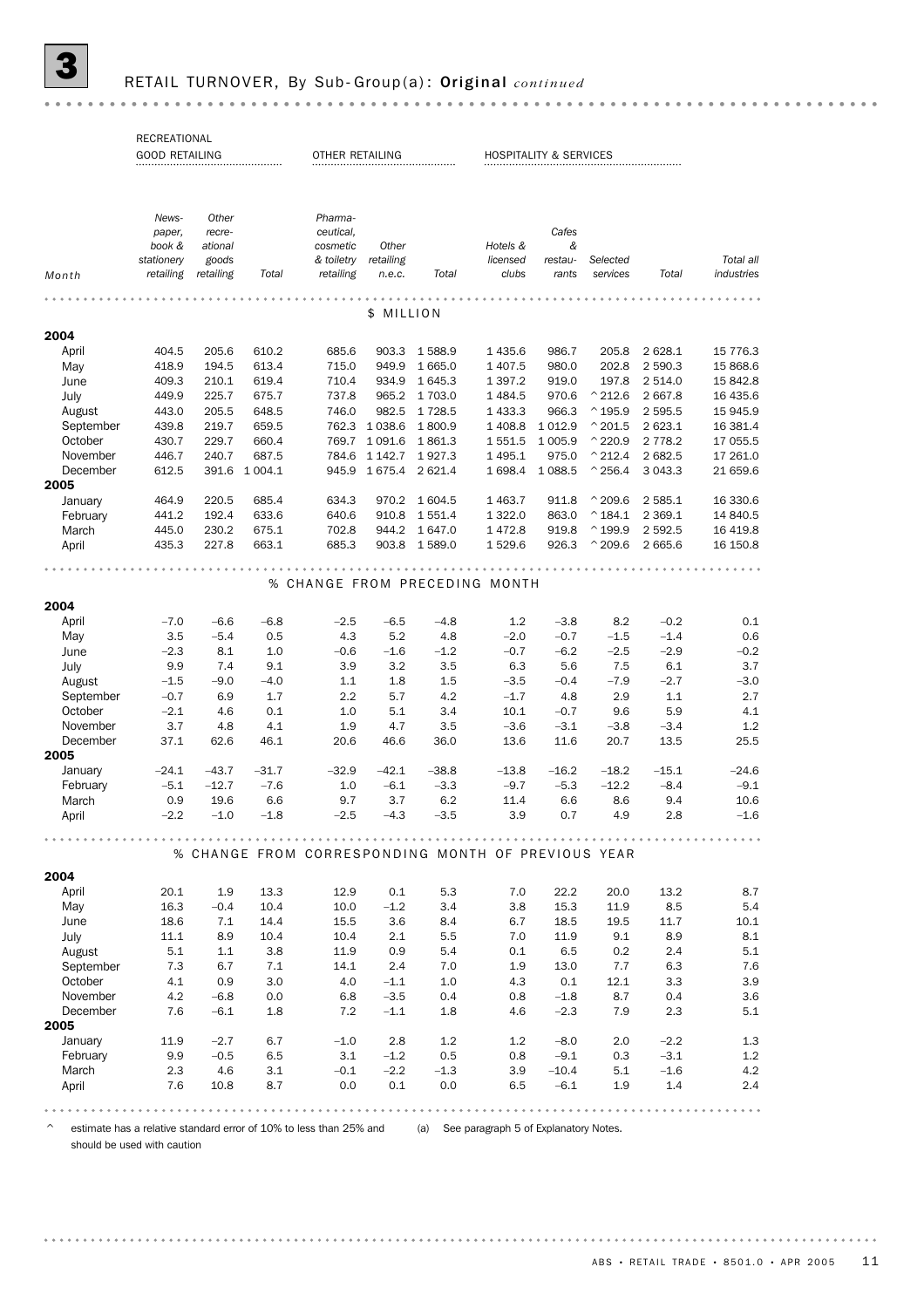## 3 RETAIL TURNOVER, By Sub-Group(a): Original *continued*

| Month | RECREATIONAL GOOD RETAILING | | | OTHER RETAILING | | | HOSPITALITY & SERVICES | | | | |
|---|---|---|---|---|---|---|---|---|---|---|---|
| | Newspaper, book & stationery retailing | Other recreational goods retailing | Total | Pharmaceutical, cosmetic & toiletry retailing | Other retailing n.e.c. | Total | Hotels & licensed clubs | Cafes & restaurants | Selected services | Total | Total all industries |
| **$ MILLION** | | | | | | | | | | | |
| **2004** | | | | | | | | | | | |
| April | 404.5 | 205.6 | 610.2 | 685.6 | 903.3 | 1 588.9 | 1 435.6 | 986.7 | 205.8 | 2 628.1 | 15 776.3 |
| May | 418.9 | 194.5 | 613.4 | 715.0 | 949.9 | 1 665.0 | 1 407.5 | 980.0 | 202.8 | 2 590.3 | 15 868.6 |
| June | 409.3 | 210.1 | 619.4 | 710.4 | 934.9 | 1 645.3 | 1 397.2 | 919.0 | 197.8 | 2 514.0 | 15 842.8 |
| July | 449.9 | 225.7 | 675.7 | 737.8 | 965.2 | 1 703.0 | 1 484.5 | 970.6 | ^212.6 | 2 667.8 | 16 435.6 |
| August | 443.0 | 205.5 | 648.5 | 746.0 | 982.5 | 1 728.5 | 1 433.3 | 966.3 | ^195.9 | 2 595.5 | 15 945.9 |
| September | 439.8 | 219.7 | 659.5 | 762.3 | 1 038.6 | 1 800.9 | 1 408.8 | 1 012.9 | ^201.5 | 2 623.1 | 16 381.4 |
| October | 430.7 | 229.7 | 660.4 | 769.7 | 1 091.6 | 1 861.3 | 1 551.5 | 1 005.9 | ^220.9 | 2 778.2 | 17 055.5 |
| November | 446.7 | 240.7 | 687.5 | 784.6 | 1 142.7 | 1 927.3 | 1 495.1 | 975.0 | ^212.4 | 2 682.5 | 17 261.0 |
| December | 612.5 | 391.6 | 1 004.1 | 945.9 | 1 675.4 | 2 621.4 | 1 698.4 | 1 088.5 | ^256.4 | 3 043.3 | 21 659.6 |
| **2005** | | | | | | | | | | | |
| January | 464.9 | 220.5 | 685.4 | 634.3 | 970.2 | 1 604.5 | 1 463.7 | 911.8 | ^209.6 | 2 585.1 | 16 330.6 |
| February | 441.2 | 192.4 | 633.6 | 640.6 | 910.8 | 1 551.4 | 1 322.0 | 863.0 | ^184.1 | 2 369.1 | 14 840.5 |
| March | 445.0 | 230.2 | 675.1 | 702.8 | 944.2 | 1 647.0 | 1 472.8 | 919.8 | ^199.9 | 2 592.5 | 16 419.8 |
| April | 435.3 | 227.8 | 663.1 | 685.3 | 903.8 | 1 589.0 | 1 529.6 | 926.3 | ^209.6 | 2 665.6 | 16 150.8 |
| **% CHANGE FROM PRECEDING MONTH** | | | | | | | | | | | |
| **2004** | | | | | | | | | | | |
| April | −7.0 | −6.6 | −6.8 | −2.5 | −6.5 | −4.8 | 1.2 | −3.8 | 8.2 | −0.2 | 0.1 |
| May | 3.5 | −5.4 | 0.5 | 4.3 | 5.2 | 4.8 | −2.0 | −0.7 | −1.5 | −1.4 | 0.6 |
| June | −2.3 | 8.1 | 1.0 | −0.6 | −1.6 | −1.2 | −0.7 | −6.2 | −2.5 | −2.9 | −0.2 |
| July | 9.9 | 7.4 | 9.1 | 3.9 | 3.2 | 3.5 | 6.3 | 5.6 | 7.5 | 6.1 | 3.7 |
| August | −1.5 | −9.0 | −4.0 | 1.1 | 1.8 | 1.5 | −3.5 | −0.4 | −7.9 | −2.7 | −3.0 |
| September | −0.7 | 6.9 | 1.7 | 2.2 | 5.7 | 4.2 | −1.7 | 4.8 | 2.9 | 1.1 | 2.7 |
| October | −2.1 | 4.6 | 0.1 | 1.0 | 5.1 | 3.4 | 10.1 | −0.7 | 9.6 | 5.9 | 4.1 |
| November | 3.7 | 4.8 | 4.1 | 1.9 | 4.7 | 3.5 | −3.6 | −3.1 | −3.8 | −3.4 | 1.2 |
| December | 37.1 | 62.6 | 46.1 | 20.6 | 46.6 | 36.0 | 13.6 | 11.6 | 20.7 | 13.5 | 25.5 |
| **2005** | | | | | | | | | | | |
| January | −24.1 | −43.7 | −31.7 | −32.9 | −42.1 | −38.8 | −13.8 | −16.2 | −18.2 | −15.1 | −24.6 |
| February | −5.1 | −12.7 | −7.6 | 1.0 | −6.1 | −3.3 | −9.7 | −5.3 | −12.2 | −8.4 | −9.1 |
| March | 0.9 | 19.6 | 6.6 | 9.7 | 3.7 | 6.2 | 11.4 | 6.6 | 8.6 | 9.4 | 10.6 |
| April | −2.2 | −1.0 | −1.8 | −2.5 | −4.3 | −3.5 | 3.9 | 0.7 | 4.9 | 2.8 | −1.6 |
| **% CHANGE FROM CORRESPONDING MONTH OF PREVIOUS YEAR** | | | | | | | | | | | |
| **2004** | | | | | | | | | | | |
| April | 20.1 | 1.9 | 13.3 | 12.9 | 0.1 | 5.3 | 7.0 | 22.2 | 20.0 | 13.2 | 8.7 |
| May | 16.3 | −0.4 | 10.4 | 10.0 | −1.2 | 3.4 | 3.8 | 15.3 | 11.9 | 8.5 | 5.4 |
| June | 18.6 | 7.1 | 14.4 | 15.5 | 3.6 | 8.4 | 6.7 | 18.5 | 19.5 | 11.7 | 10.1 |
| July | 11.1 | 8.9 | 10.4 | 10.4 | 2.1 | 5.5 | 7.0 | 11.9 | 9.1 | 8.9 | 8.1 |
| August | 5.1 | 1.1 | 3.8 | 11.9 | 0.9 | 5.4 | 0.1 | 6.5 | 0.2 | 2.4 | 5.1 |
| September | 7.3 | 6.7 | 7.1 | 14.1 | 2.4 | 7.0 | 1.9 | 13.0 | 7.7 | 6.3 | 7.6 |
| October | 4.1 | 0.9 | 3.0 | 4.0 | −1.1 | 1.0 | 4.3 | 0.1 | 12.1 | 3.3 | 3.9 |
| November | 4.2 | −6.8 | 0.0 | 6.8 | −3.5 | 0.4 | 0.8 | −1.8 | 8.7 | 0.4 | 3.6 |
| December | 7.6 | −6.1 | 1.8 | 7.2 | −1.1 | 1.8 | 4.6 | −2.3 | 7.9 | 2.3 | 5.1 |
| **2005** | | | | | | | | | | | |
| January | 11.9 | −2.7 | 6.7 | −1.0 | 2.8 | 1.2 | 1.2 | −8.0 | 2.0 | −2.2 | 1.3 |
| February | 9.9 | −0.5 | 6.5 | 3.1 | −1.2 | 0.5 | 0.8 | −9.1 | 0.3 | −3.1 | 1.2 |
| March | 2.3 | 4.6 | 3.1 | −0.1 | −2.2 | −1.3 | 3.9 | −10.4 | 5.1 | −1.6 | 4.2 |
| April | 7.6 | 10.8 | 8.7 | 0.0 | 0.1 | 0.0 | 6.5 | −6.1 | 1.9 | 1.4 | 2.4 |

^ estimate has a relative standard error of 10% to less than 25% and should be used with caution

(a) See paragraph 5 of Explanatory Notes.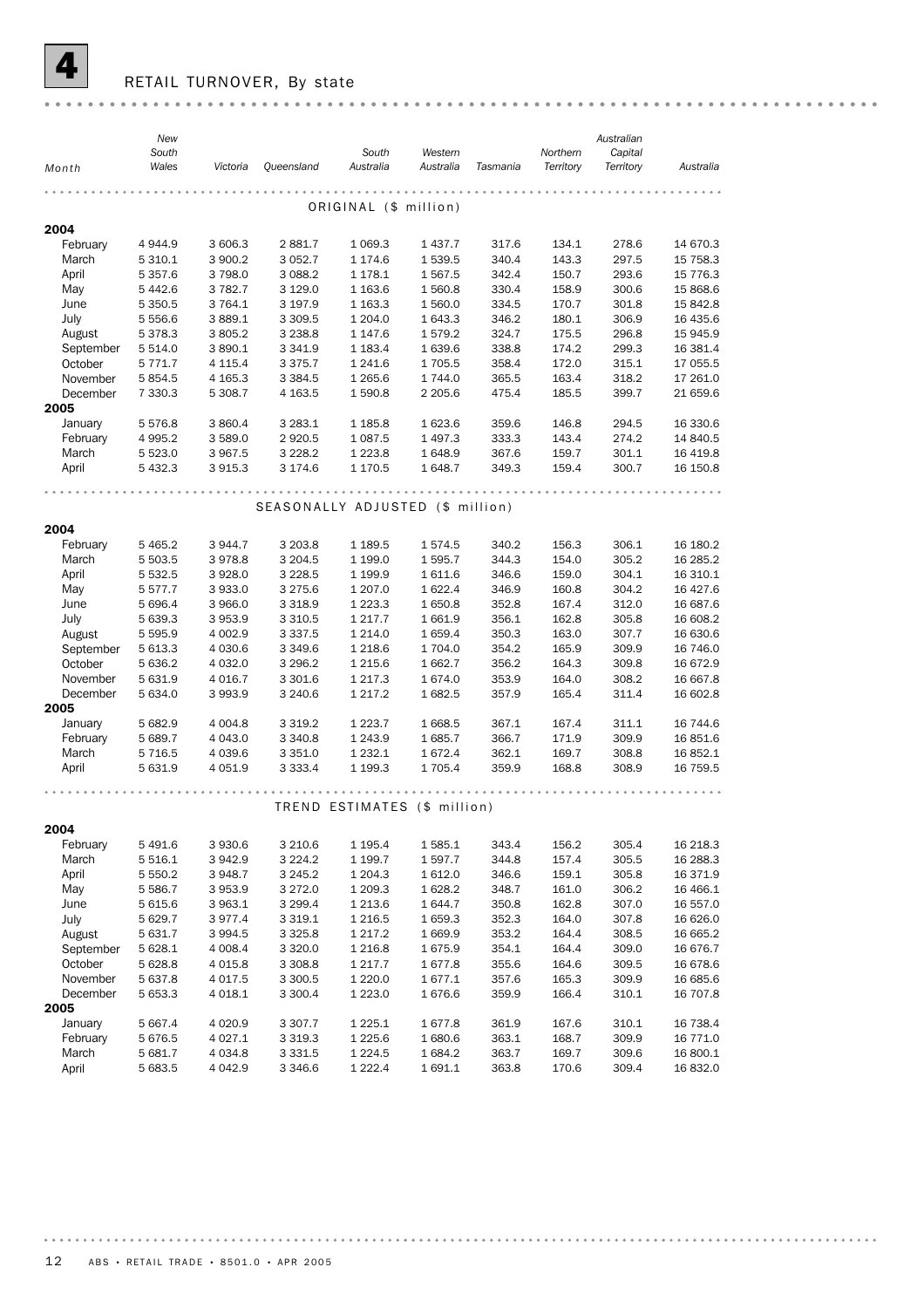## 4 RETAIL TURNOVER, By state

| Month | New South Wales | Victoria | Queensland | South Australia | Western Australia | Tasmania | Northern Territory | Australian Capital Territory | Australia |
|---|---|---|---|---|---|---|---|---|---|
| ORIGINAL ($ million) | | | | | | | | | |
| **2004** | | | | | | | | | |
| February | 4 944.9 | 3 606.3 | 2 881.7 | 1 069.3 | 1 437.7 | 317.6 | 134.1 | 278.6 | 14 670.3 |
| March | 5 310.1 | 3 900.2 | 3 052.7 | 1 174.6 | 1 539.5 | 340.4 | 143.3 | 297.5 | 15 758.3 |
| April | 5 357.6 | 3 798.0 | 3 088.2 | 1 178.1 | 1 567.5 | 342.4 | 150.7 | 293.6 | 15 776.3 |
| May | 5 442.6 | 3 782.7 | 3 129.0 | 1 163.6 | 1 560.8 | 330.4 | 158.9 | 300.6 | 15 868.6 |
| June | 5 350.5 | 3 764.1 | 3 197.9 | 1 163.3 | 1 560.0 | 334.5 | 170.7 | 301.8 | 15 842.8 |
| July | 5 556.6 | 3 889.1 | 3 309.5 | 1 204.0 | 1 643.3 | 346.2 | 180.1 | 306.9 | 16 435.6 |
| August | 5 378.3 | 3 805.2 | 3 238.8 | 1 147.6 | 1 579.2 | 324.7 | 175.5 | 296.8 | 15 945.9 |
| September | 5 514.0 | 3 890.1 | 3 341.9 | 1 183.4 | 1 639.6 | 338.8 | 174.2 | 299.3 | 16 381.4 |
| October | 5 771.7 | 4 115.4 | 3 375.7 | 1 241.6 | 1 705.5 | 358.4 | 172.0 | 315.1 | 17 055.5 |
| November | 5 854.5 | 4 165.3 | 3 384.5 | 1 265.6 | 1 744.0 | 365.5 | 163.4 | 318.2 | 17 261.0 |
| December | 7 330.3 | 5 308.7 | 4 163.5 | 1 590.8 | 2 205.6 | 475.4 | 185.5 | 399.7 | 21 659.6 |
| **2005** | | | | | | | | | |
| January | 5 576.8 | 3 860.4 | 3 283.1 | 1 185.8 | 1 623.6 | 359.6 | 146.8 | 294.5 | 16 330.6 |
| February | 4 995.2 | 3 589.0 | 2 920.5 | 1 087.5 | 1 497.3 | 333.3 | 143.4 | 274.2 | 14 840.5 |
| March | 5 523.0 | 3 967.5 | 3 228.2 | 1 223.8 | 1 648.9 | 367.6 | 159.7 | 301.1 | 16 419.8 |
| April | 5 432.3 | 3 915.3 | 3 174.6 | 1 170.5 | 1 648.7 | 349.3 | 159.4 | 300.7 | 16 150.8 |
| SEASONALLY ADJUSTED ($ million) | | | | | | | | | |
| **2004** | | | | | | | | | |
| February | 5 465.2 | 3 944.7 | 3 203.8 | 1 189.5 | 1 574.5 | 340.2 | 156.3 | 306.1 | 16 180.2 |
| March | 5 503.5 | 3 978.8 | 3 204.5 | 1 199.0 | 1 595.7 | 344.3 | 154.0 | 305.2 | 16 285.2 |
| April | 5 532.5 | 3 928.0 | 3 228.5 | 1 199.9 | 1 611.6 | 346.6 | 159.0 | 304.1 | 16 310.1 |
| May | 5 577.7 | 3 933.0 | 3 275.6 | 1 207.0 | 1 622.4 | 346.9 | 160.8 | 304.2 | 16 427.6 |
| June | 5 696.4 | 3 966.0 | 3 318.9 | 1 223.3 | 1 650.8 | 352.8 | 167.4 | 312.0 | 16 687.6 |
| July | 5 639.3 | 3 953.9 | 3 310.5 | 1 217.7 | 1 661.9 | 356.1 | 162.8 | 305.8 | 16 608.2 |
| August | 5 595.9 | 4 002.9 | 3 337.5 | 1 214.0 | 1 659.4 | 350.3 | 163.0 | 307.7 | 16 630.6 |
| September | 5 613.3 | 4 030.6 | 3 349.6 | 1 218.6 | 1 704.0 | 354.2 | 165.9 | 309.9 | 16 746.0 |
| October | 5 636.2 | 4 032.0 | 3 296.2 | 1 215.6 | 1 662.7 | 356.2 | 164.3 | 309.8 | 16 672.9 |
| November | 5 631.9 | 4 016.7 | 3 301.6 | 1 217.3 | 1 674.0 | 353.9 | 164.0 | 308.2 | 16 667.8 |
| December | 5 634.0 | 3 993.9 | 3 240.6 | 1 217.2 | 1 682.5 | 357.9 | 165.4 | 311.4 | 16 602.8 |
| **2005** | | | | | | | | | |
| January | 5 682.9 | 4 004.8 | 3 319.2 | 1 223.7 | 1 668.5 | 367.1 | 167.4 | 311.1 | 16 744.6 |
| February | 5 689.7 | 4 043.0 | 3 340.8 | 1 243.9 | 1 685.7 | 366.7 | 171.9 | 309.9 | 16 851.6 |
| March | 5 716.5 | 4 039.6 | 3 351.0 | 1 232.1 | 1 672.4 | 362.1 | 169.7 | 308.8 | 16 852.1 |
| April | 5 631.9 | 4 051.9 | 3 333.4 | 1 199.3 | 1 705.4 | 359.9 | 168.8 | 308.9 | 16 759.5 |
| TREND ESTIMATES ($ million) | | | | | | | | | |
| **2004** | | | | | | | | | |
| February | 5 491.6 | 3 930.6 | 3 210.6 | 1 195.4 | 1 585.1 | 343.4 | 156.2 | 305.4 | 16 218.3 |
| March | 5 516.1 | 3 942.9 | 3 224.2 | 1 199.7 | 1 597.7 | 344.8 | 157.4 | 305.5 | 16 288.3 |
| April | 5 550.2 | 3 948.7 | 3 245.2 | 1 204.3 | 1 612.0 | 346.6 | 159.1 | 305.8 | 16 371.9 |
| May | 5 586.7 | 3 953.9 | 3 272.0 | 1 209.3 | 1 628.2 | 348.7 | 161.0 | 306.2 | 16 466.1 |
| June | 5 615.6 | 3 963.1 | 3 299.4 | 1 213.6 | 1 644.7 | 350.8 | 162.8 | 307.0 | 16 557.0 |
| July | 5 629.7 | 3 977.4 | 3 319.1 | 1 216.5 | 1 659.3 | 352.3 | 164.0 | 307.8 | 16 626.0 |
| August | 5 631.7 | 3 994.5 | 3 325.8 | 1 217.2 | 1 669.9 | 353.2 | 164.4 | 308.5 | 16 665.2 |
| September | 5 628.1 | 4 008.4 | 3 320.0 | 1 216.8 | 1 675.9 | 354.1 | 164.4 | 309.0 | 16 676.7 |
| October | 5 628.8 | 4 015.8 | 3 308.8 | 1 217.7 | 1 677.8 | 355.6 | 164.6 | 309.5 | 16 678.6 |
| November | 5 637.8 | 4 017.5 | 3 300.5 | 1 220.0 | 1 677.1 | 357.6 | 165.3 | 309.9 | 16 685.6 |
| December | 5 653.3 | 4 018.1 | 3 300.4 | 1 223.0 | 1 676.6 | 359.9 | 166.4 | 310.1 | 16 707.8 |
| **2005** | | | | | | | | | |
| January | 5 667.4 | 4 020.9 | 3 307.7 | 1 225.1 | 1 677.8 | 361.9 | 167.6 | 310.1 | 16 738.4 |
| February | 5 676.5 | 4 027.1 | 3 319.3 | 1 225.6 | 1 680.6 | 363.1 | 168.7 | 309.9 | 16 771.0 |
| March | 5 681.7 | 4 034.8 | 3 331.5 | 1 224.5 | 1 684.2 | 363.7 | 169.7 | 309.6 | 16 800.1 |
| April | 5 683.5 | 4 042.9 | 3 346.6 | 1 222.4 | 1 691.1 | 363.8 | 170.6 | 309.4 | 16 832.0 |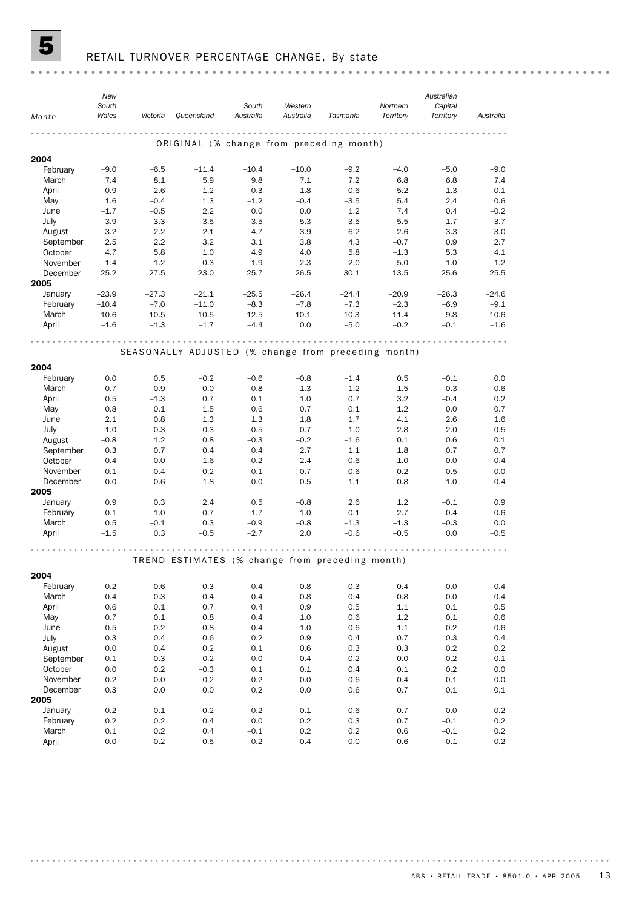# 5 RETAIL TURNOVER PERCENTAGE CHANGE, By state

| Month | New South Wales | Victoria | Queensland | South Australia | Western Australia | Tasmania | Northern Territory | Australian Capital Territory | Australia |
|---|---|---|---|---|---|---|---|---|---|
| **ORIGINAL (% change from preceding month)** | | | | | | | | | |
| **2004** | | | | | | | | | |
| February | −9.0 | −6.5 | −11.4 | −10.4 | −10.0 | −9.2 | −4.0 | −5.0 | −9.0 |
| March | 7.4 | 8.1 | 5.9 | 9.8 | 7.1 | 7.2 | 6.8 | 6.8 | 7.4 |
| April | 0.9 | −2.6 | 1.2 | 0.3 | 1.8 | 0.6 | 5.2 | −1.3 | 0.1 |
| May | 1.6 | −0.4 | 1.3 | −1.2 | −0.4 | −3.5 | 5.4 | 2.4 | 0.6 |
| June | −1.7 | −0.5 | 2.2 | 0.0 | 0.0 | 1.2 | 7.4 | 0.4 | −0.2 |
| July | 3.9 | 3.3 | 3.5 | 3.5 | 5.3 | 3.5 | 5.5 | 1.7 | 3.7 |
| August | −3.2 | −2.2 | −2.1 | −4.7 | −3.9 | −6.2 | −2.6 | −3.3 | −3.0 |
| September | 2.5 | 2.2 | 3.2 | 3.1 | 3.8 | 4.3 | −0.7 | 0.9 | 2.7 |
| October | 4.7 | 5.8 | 1.0 | 4.9 | 4.0 | 5.8 | −1.3 | 5.3 | 4.1 |
| November | 1.4 | 1.2 | 0.3 | 1.9 | 2.3 | 2.0 | −5.0 | 1.0 | 1.2 |
| December | 25.2 | 27.5 | 23.0 | 25.7 | 26.5 | 30.1 | 13.5 | 25.6 | 25.5 |
| **2005** | | | | | | | | | |
| January | −23.9 | −27.3 | −21.1 | −25.5 | −26.4 | −24.4 | −20.9 | −26.3 | −24.6 |
| February | −10.4 | −7.0 | −11.0 | −8.3 | −7.8 | −7.3 | −2.3 | −6.9 | −9.1 |
| March | 10.6 | 10.5 | 10.5 | 12.5 | 10.1 | 10.3 | 11.4 | 9.8 | 10.6 |
| April | −1.6 | −1.3 | −1.7 | −4.4 | 0.0 | −5.0 | −0.2 | −0.1 | −1.6 |
| **SEASONALLY ADJUSTED (% change from preceding month)** | | | | | | | | | |
| **2004** | | | | | | | | | |
| February | 0.0 | 0.5 | −0.2 | −0.6 | −0.8 | −1.4 | 0.5 | −0.1 | 0.0 |
| March | 0.7 | 0.9 | 0.0 | 0.8 | 1.3 | 1.2 | −1.5 | −0.3 | 0.6 |
| April | 0.5 | −1.3 | 0.7 | 0.1 | 1.0 | 0.7 | 3.2 | −0.4 | 0.2 |
| May | 0.8 | 0.1 | 1.5 | 0.6 | 0.7 | 0.1 | 1.2 | 0.0 | 0.7 |
| June | 2.1 | 0.8 | 1.3 | 1.3 | 1.8 | 1.7 | 4.1 | 2.6 | 1.6 |
| July | −1.0 | −0.3 | −0.3 | −0.5 | 0.7 | 1.0 | −2.8 | −2.0 | −0.5 |
| August | −0.8 | 1.2 | 0.8 | −0.3 | −0.2 | −1.6 | 0.1 | 0.6 | 0.1 |
| September | 0.3 | 0.7 | 0.4 | 0.4 | 2.7 | 1.1 | 1.8 | 0.7 | 0.7 |
| October | 0.4 | 0.0 | −1.6 | −0.2 | −2.4 | 0.6 | −1.0 | 0.0 | −0.4 |
| November | −0.1 | −0.4 | 0.2 | 0.1 | 0.7 | −0.6 | −0.2 | −0.5 | 0.0 |
| December | 0.0 | −0.6 | −1.8 | 0.0 | 0.5 | 1.1 | 0.8 | 1.0 | −0.4 |
| **2005** | | | | | | | | | |
| January | 0.9 | 0.3 | 2.4 | 0.5 | −0.8 | 2.6 | 1.2 | −0.1 | 0.9 |
| February | 0.1 | 1.0 | 0.7 | 1.7 | 1.0 | −0.1 | 2.7 | −0.4 | 0.6 |
| March | 0.5 | −0.1 | 0.3 | −0.9 | −0.8 | −1.3 | −1.3 | −0.3 | 0.0 |
| April | −1.5 | 0.3 | −0.5 | −2.7 | 2.0 | −0.6 | −0.5 | 0.0 | −0.5 |
| **TREND ESTIMATES (% change from preceding month)** | | | | | | | | | |
| **2004** | | | | | | | | | |
| February | 0.2 | 0.6 | 0.3 | 0.4 | 0.8 | 0.3 | 0.4 | 0.0 | 0.4 |
| March | 0.4 | 0.3 | 0.4 | 0.4 | 0.8 | 0.4 | 0.8 | 0.0 | 0.4 |
| April | 0.6 | 0.1 | 0.7 | 0.4 | 0.9 | 0.5 | 1.1 | 0.1 | 0.5 |
| May | 0.7 | 0.1 | 0.8 | 0.4 | 1.0 | 0.6 | 1.2 | 0.1 | 0.6 |
| June | 0.5 | 0.2 | 0.8 | 0.4 | 1.0 | 0.6 | 1.1 | 0.2 | 0.6 |
| July | 0.3 | 0.4 | 0.6 | 0.2 | 0.9 | 0.4 | 0.7 | 0.3 | 0.4 |
| August | 0.0 | 0.4 | 0.2 | 0.1 | 0.6 | 0.3 | 0.3 | 0.2 | 0.2 |
| September | −0.1 | 0.3 | −0.2 | 0.0 | 0.4 | 0.2 | 0.0 | 0.2 | 0.1 |
| October | 0.0 | 0.2 | −0.3 | 0.1 | 0.1 | 0.4 | 0.1 | 0.2 | 0.0 |
| November | 0.2 | 0.0 | −0.2 | 0.2 | 0.0 | 0.6 | 0.4 | 0.1 | 0.0 |
| December | 0.3 | 0.0 | 0.0 | 0.2 | 0.0 | 0.6 | 0.7 | 0.1 | 0.1 |
| **2005** | | | | | | | | | |
| January | 0.2 | 0.1 | 0.2 | 0.2 | 0.1 | 0.6 | 0.7 | 0.0 | 0.2 |
| February | 0.2 | 0.2 | 0.4 | 0.0 | 0.2 | 0.3 | 0.7 | −0.1 | 0.2 |
| March | 0.1 | 0.2 | 0.4 | −0.1 | 0.2 | 0.2 | 0.6 | −0.1 | 0.2 |
| April | 0.0 | 0.2 | 0.5 | −0.2 | 0.4 | 0.0 | 0.6 | −0.1 | 0.2 |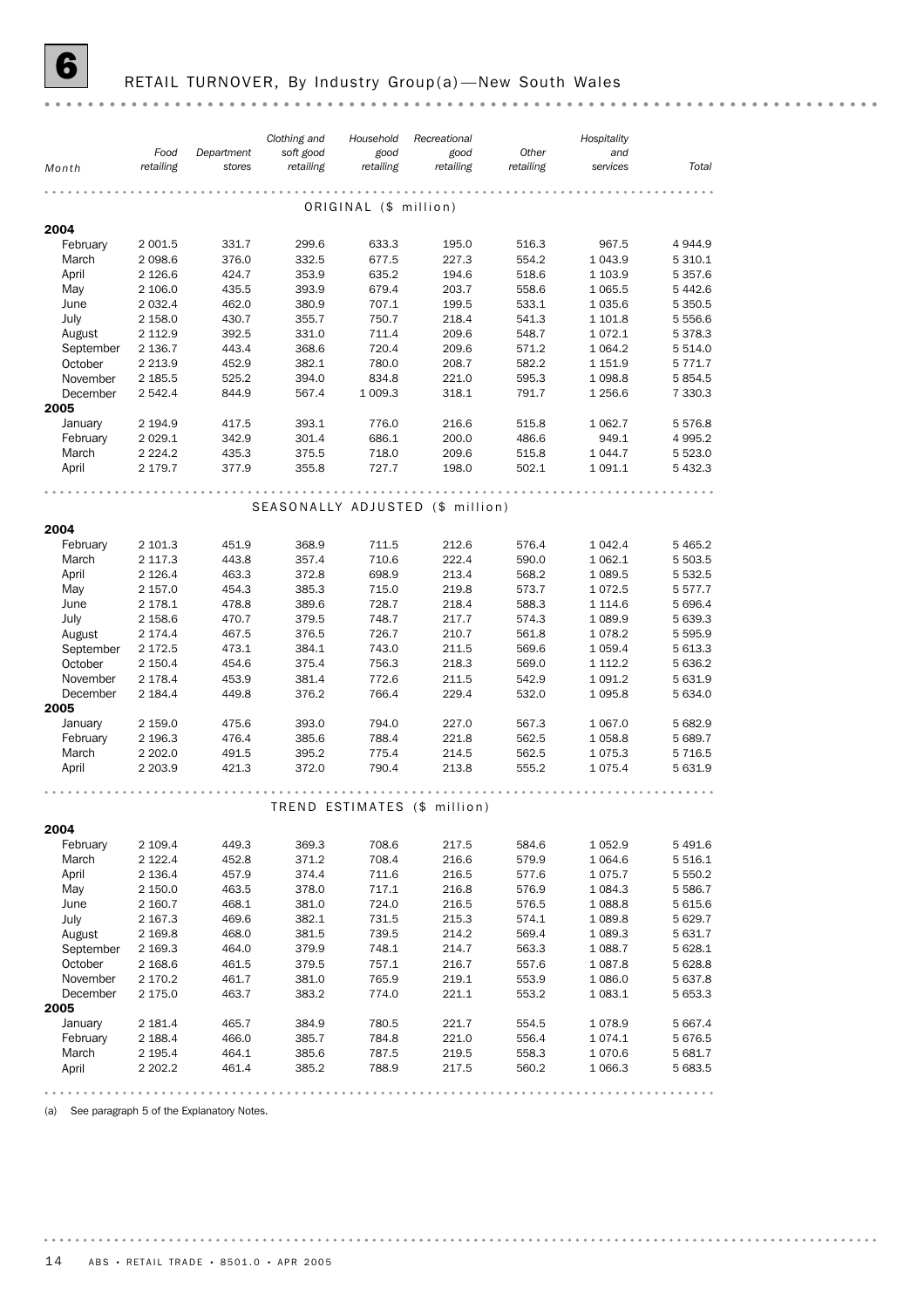# 6 RETAIL TURNOVER, By Industry Group(a)—New South Wales

| Month | Food retailing | Department stores | Clothing and soft good retailing | Household good retailing | Recreational good retailing | Other retailing | Hospitality and services | Total |
|---|---|---|---|---|---|---|---|---|
| **ORIGINAL ($ million)** | | | | | | | | |
| **2004** | | | | | | | | |
| February | 2 001.5 | 331.7 | 299.6 | 633.3 | 195.0 | 516.3 | 967.5 | 4 944.9 |
| March | 2 098.6 | 376.0 | 332.5 | 677.5 | 227.3 | 554.2 | 1 043.9 | 5 310.1 |
| April | 2 126.6 | 424.7 | 353.9 | 635.2 | 194.6 | 518.6 | 1 103.9 | 5 357.6 |
| May | 2 106.0 | 435.5 | 393.9 | 679.4 | 203.7 | 558.6 | 1 065.5 | 5 442.6 |
| June | 2 032.4 | 462.0 | 380.9 | 707.1 | 199.5 | 533.1 | 1 035.6 | 5 350.5 |
| July | 2 158.0 | 430.7 | 355.7 | 750.7 | 218.4 | 541.3 | 1 101.8 | 5 556.6 |
| August | 2 112.9 | 392.5 | 331.0 | 711.4 | 209.6 | 548.7 | 1 072.1 | 5 378.3 |
| September | 2 136.7 | 443.4 | 368.6 | 720.4 | 209.6 | 571.2 | 1 064.2 | 5 514.0 |
| October | 2 213.9 | 452.9 | 382.1 | 780.0 | 208.7 | 582.2 | 1 151.9 | 5 771.7 |
| November | 2 185.5 | 525.2 | 394.0 | 834.8 | 221.0 | 595.3 | 1 098.8 | 5 854.5 |
| December | 2 542.4 | 844.9 | 567.4 | 1 009.3 | 318.1 | 791.7 | 1 256.6 | 7 330.3 |
| **2005** | | | | | | | | |
| January | 2 194.9 | 417.5 | 393.1 | 776.0 | 216.6 | 515.8 | 1 062.7 | 5 576.8 |
| February | 2 029.1 | 342.9 | 301.4 | 686.1 | 200.0 | 486.6 | 949.1 | 4 995.2 |
| March | 2 224.2 | 435.3 | 375.5 | 718.0 | 209.6 | 515.8 | 1 044.7 | 5 523.0 |
| April | 2 179.7 | 377.9 | 355.8 | 727.7 | 198.0 | 502.1 | 1 091.1 | 5 432.3 |
| **SEASONALLY ADJUSTED ($ million)** | | | | | | | | |
| **2004** | | | | | | | | |
| February | 2 101.3 | 451.9 | 368.9 | 711.5 | 212.6 | 576.4 | 1 042.4 | 5 465.2 |
| March | 2 117.3 | 443.8 | 357.4 | 710.6 | 222.4 | 590.0 | 1 062.1 | 5 503.5 |
| April | 2 126.4 | 463.3 | 372.8 | 698.9 | 213.4 | 568.2 | 1 089.5 | 5 532.5 |
| May | 2 157.0 | 454.3 | 385.3 | 715.0 | 219.8 | 573.7 | 1 072.5 | 5 577.7 |
| June | 2 178.1 | 478.8 | 389.6 | 728.7 | 218.4 | 588.3 | 1 114.6 | 5 696.4 |
| July | 2 158.6 | 470.7 | 379.5 | 748.7 | 217.7 | 574.3 | 1 089.9 | 5 639.3 |
| August | 2 174.4 | 467.5 | 376.5 | 726.7 | 210.7 | 561.8 | 1 078.2 | 5 595.9 |
| September | 2 172.5 | 473.1 | 384.1 | 743.0 | 211.5 | 569.6 | 1 059.4 | 5 613.3 |
| October | 2 150.4 | 454.6 | 375.4 | 756.3 | 218.3 | 569.0 | 1 112.2 | 5 636.2 |
| November | 2 178.4 | 453.9 | 381.4 | 772.6 | 211.5 | 542.9 | 1 091.2 | 5 631.9 |
| December | 2 184.4 | 449.8 | 376.2 | 766.4 | 229.4 | 532.0 | 1 095.8 | 5 634.0 |
| **2005** | | | | | | | | |
| January | 2 159.0 | 475.6 | 393.0 | 794.0 | 227.0 | 567.3 | 1 067.0 | 5 682.9 |
| February | 2 196.3 | 476.4 | 385.6 | 788.4 | 221.8 | 562.5 | 1 058.8 | 5 689.7 |
| March | 2 202.0 | 491.5 | 395.2 | 775.4 | 214.5 | 562.5 | 1 075.3 | 5 716.5 |
| April | 2 203.9 | 421.3 | 372.0 | 790.4 | 213.8 | 555.2 | 1 075.4 | 5 631.9 |
| **TREND ESTIMATES ($ million)** | | | | | | | | |
| **2004** | | | | | | | | |
| February | 2 109.4 | 449.3 | 369.3 | 708.6 | 217.5 | 584.6 | 1 052.9 | 5 491.6 |
| March | 2 122.4 | 452.8 | 371.2 | 708.4 | 216.6 | 579.9 | 1 064.6 | 5 516.1 |
| April | 2 136.4 | 457.9 | 374.4 | 711.6 | 216.5 | 577.6 | 1 075.7 | 5 550.2 |
| May | 2 150.0 | 463.5 | 378.0 | 717.1 | 216.8 | 576.9 | 1 084.3 | 5 586.7 |
| June | 2 160.7 | 468.1 | 381.0 | 724.0 | 216.5 | 576.5 | 1 088.8 | 5 615.6 |
| July | 2 167.3 | 469.6 | 382.1 | 731.5 | 215.3 | 574.1 | 1 089.8 | 5 629.7 |
| August | 2 169.8 | 468.0 | 381.5 | 739.5 | 214.2 | 569.4 | 1 089.3 | 5 631.7 |
| September | 2 169.3 | 464.0 | 379.9 | 748.1 | 214.7 | 563.3 | 1 088.7 | 5 628.1 |
| October | 2 168.6 | 461.5 | 379.5 | 757.1 | 216.7 | 557.6 | 1 087.8 | 5 628.8 |
| November | 2 170.2 | 461.7 | 381.0 | 765.9 | 219.1 | 553.9 | 1 086.0 | 5 637.8 |
| December | 2 175.0 | 463.7 | 383.2 | 774.0 | 221.1 | 553.2 | 1 083.1 | 5 653.3 |
| **2005** | | | | | | | | |
| January | 2 181.4 | 465.7 | 384.9 | 780.5 | 221.7 | 554.5 | 1 078.9 | 5 667.4 |
| February | 2 188.4 | 466.0 | 385.7 | 784.8 | 221.0 | 556.4 | 1 074.1 | 5 676.5 |
| March | 2 195.4 | 464.1 | 385.6 | 787.5 | 219.5 | 558.3 | 1 070.6 | 5 681.7 |
| April | 2 202.2 | 461.4 | 385.2 | 788.9 | 217.5 | 560.2 | 1 066.3 | 5 683.5 |

(a) See paragraph 5 of the Explanatory Notes.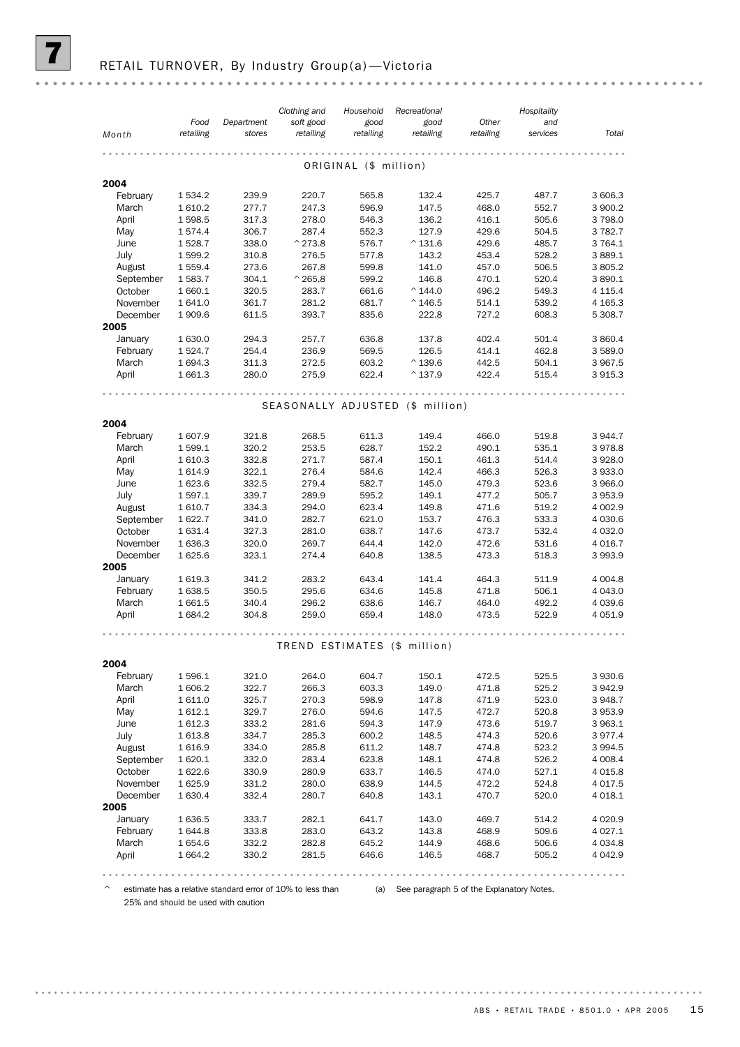# 7 RETAIL TURNOVER, By Industry Group(a)—Victoria

| Month | Food retailing | Department stores | Clothing and soft good retailing | Household good retailing | Recreational good retailing | Other retailing | Hospitality and services | Total |
|---|---|---|---|---|---|---|---|---|
| | | | | ORIGINAL ($ million) | | | | |
| **2004** | | | | | | | | |
| February | 1 534.2 | 239.9 | 220.7 | 565.8 | 132.4 | 425.7 | 487.7 | 3 606.3 |
| March | 1 610.2 | 277.7 | 247.3 | 596.9 | 147.5 | 468.0 | 552.7 | 3 900.2 |
| April | 1 598.5 | 317.3 | 278.0 | 546.3 | 136.2 | 416.1 | 505.6 | 3 798.0 |
| May | 1 574.4 | 306.7 | 287.4 | 552.3 | 127.9 | 429.6 | 504.5 | 3 782.7 |
| June | 1 528.7 | 338.0 | ^273.8 | 576.7 | ^131.6 | 429.6 | 485.7 | 3 764.1 |
| July | 1 599.2 | 310.8 | 276.5 | 577.8 | 143.2 | 453.4 | 528.2 | 3 889.1 |
| August | 1 559.4 | 273.6 | 267.8 | 599.8 | 141.0 | 457.0 | 506.5 | 3 805.2 |
| September | 1 583.7 | 304.1 | ^265.8 | 599.2 | 146.8 | 470.1 | 520.4 | 3 890.1 |
| October | 1 660.1 | 320.5 | 283.7 | 661.6 | ^144.0 | 496.2 | 549.3 | 4 115.4 |
| November | 1 641.0 | 361.7 | 281.2 | 681.7 | ^146.5 | 514.1 | 539.2 | 4 165.3 |
| December | 1 909.6 | 611.5 | 393.7 | 835.6 | 222.8 | 727.2 | 608.3 | 5 308.7 |
| **2005** | | | | | | | | |
| January | 1 630.0 | 294.3 | 257.7 | 636.8 | 137.8 | 402.4 | 501.4 | 3 860.4 |
| February | 1 524.7 | 254.4 | 236.9 | 569.5 | 126.5 | 414.1 | 462.8 | 3 589.0 |
| March | 1 694.3 | 311.3 | 272.5 | 603.2 | ^139.6 | 442.5 | 504.1 | 3 967.5 |
| April | 1 661.3 | 280.0 | 275.9 | 622.4 | ^137.9 | 422.4 | 515.4 | 3 915.3 |
| | | | | SEASONALLY ADJUSTED ($ million) | | | | |
| **2004** | | | | | | | | |
| February | 1 607.9 | 321.8 | 268.5 | 611.3 | 149.4 | 466.0 | 519.8 | 3 944.7 |
| March | 1 599.1 | 320.2 | 253.5 | 628.7 | 152.2 | 490.1 | 535.1 | 3 978.8 |
| April | 1 610.3 | 332.8 | 271.7 | 587.4 | 150.1 | 461.3 | 514.4 | 3 928.0 |
| May | 1 614.9 | 322.1 | 276.4 | 584.6 | 142.4 | 466.3 | 526.3 | 3 933.0 |
| June | 1 623.6 | 332.5 | 279.4 | 582.7 | 145.0 | 479.3 | 523.6 | 3 966.0 |
| July | 1 597.1 | 339.7 | 289.9 | 595.2 | 149.1 | 477.2 | 505.7 | 3 953.9 |
| August | 1 610.7 | 334.3 | 294.0 | 623.4 | 149.8 | 471.6 | 519.2 | 4 002.9 |
| September | 1 622.7 | 341.0 | 282.7 | 621.0 | 153.7 | 476.3 | 533.3 | 4 030.6 |
| October | 1 631.4 | 327.3 | 281.0 | 638.7 | 147.6 | 473.7 | 532.4 | 4 032.0 |
| November | 1 636.3 | 320.0 | 269.7 | 644.4 | 142.0 | 472.6 | 531.6 | 4 016.7 |
| December | 1 625.6 | 323.1 | 274.4 | 640.8 | 138.5 | 473.3 | 518.3 | 3 993.9 |
| **2005** | | | | | | | | |
| January | 1 619.3 | 341.2 | 283.2 | 643.4 | 141.4 | 464.3 | 511.9 | 4 004.8 |
| February | 1 638.5 | 350.5 | 295.6 | 634.6 | 145.8 | 471.8 | 506.1 | 4 043.0 |
| March | 1 661.5 | 340.4 | 296.2 | 638.6 | 146.7 | 464.0 | 492.2 | 4 039.6 |
| April | 1 684.2 | 304.8 | 259.0 | 659.4 | 148.0 | 473.5 | 522.9 | 4 051.9 |
| | | | | TREND ESTIMATES ($ million) | | | | |
| **2004** | | | | | | | | |
| February | 1 596.1 | 321.0 | 264.0 | 604.7 | 150.1 | 472.5 | 525.5 | 3 930.6 |
| March | 1 606.2 | 322.7 | 266.3 | 603.3 | 149.0 | 471.8 | 525.2 | 3 942.9 |
| April | 1 611.0 | 325.7 | 270.3 | 598.9 | 147.8 | 471.9 | 523.0 | 3 948.7 |
| May | 1 612.1 | 329.7 | 276.0 | 594.6 | 147.5 | 472.7 | 520.8 | 3 953.9 |
| June | 1 612.3 | 333.2 | 281.6 | 594.3 | 147.9 | 473.6 | 519.7 | 3 963.1 |
| July | 1 613.8 | 334.7 | 285.3 | 600.2 | 148.5 | 474.3 | 520.6 | 3 977.4 |
| August | 1 616.9 | 334.0 | 285.8 | 611.2 | 148.7 | 474.8 | 523.2 | 3 994.5 |
| September | 1 620.1 | 332.0 | 283.4 | 623.8 | 148.1 | 474.8 | 526.2 | 4 008.4 |
| October | 1 622.6 | 330.9 | 280.9 | 633.7 | 146.5 | 474.0 | 527.1 | 4 015.8 |
| November | 1 625.9 | 331.2 | 280.0 | 638.9 | 144.5 | 472.2 | 524.8 | 4 017.5 |
| December | 1 630.4 | 332.4 | 280.7 | 640.8 | 143.1 | 470.7 | 520.0 | 4 018.1 |
| **2005** | | | | | | | | |
| January | 1 636.5 | 333.7 | 282.1 | 641.7 | 143.0 | 469.7 | 514.2 | 4 020.9 |
| February | 1 644.8 | 333.8 | 283.0 | 643.2 | 143.8 | 468.9 | 509.6 | 4 027.1 |
| March | 1 654.6 | 332.2 | 282.8 | 645.2 | 144.9 | 468.6 | 506.6 | 4 034.8 |
| April | 1 664.2 | 330.2 | 281.5 | 646.6 | 146.5 | 468.7 | 505.2 | 4 042.9 |

^ estimate has a relative standard error of 10% to less than 25% and should be used with caution

(a) See paragraph 5 of the Explanatory Notes.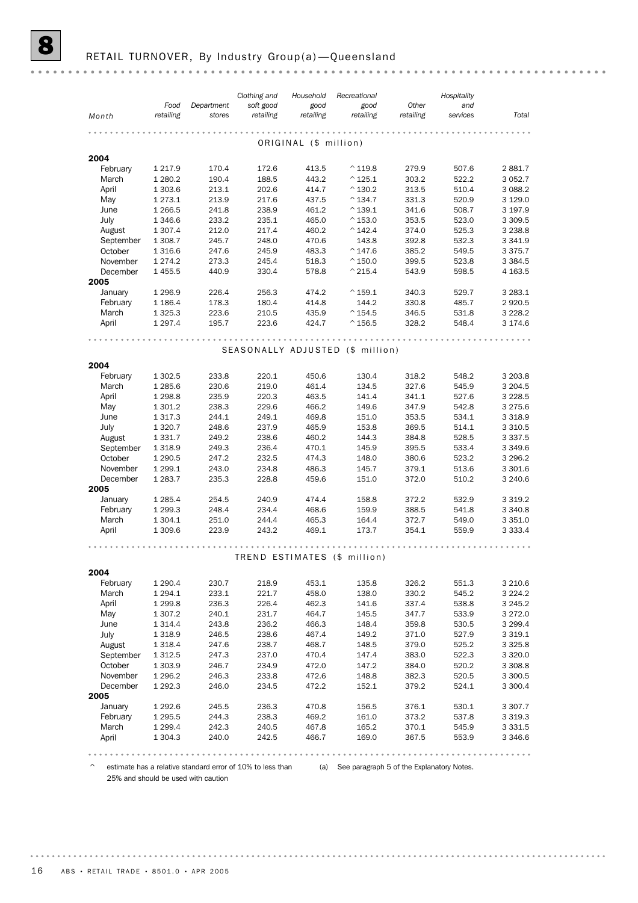## 8 RETAIL TURNOVER, By Industry Group(a)—Queensland

| Month | Food retailing | Department stores | Clothing and soft good retailing | Household good retailing | Recreational good retailing | Other retailing | Hospitality and services | Total |
|---|---|---|---|---|---|---|---|---|
| **ORIGINAL ($ million)** | | | | | | | | |
| **2004** | | | | | | | | |
| February | 1 217.9 | 170.4 | 172.6 | 413.5 | ^119.8 | 279.9 | 507.6 | 2 881.7 |
| March | 1 280.2 | 190.4 | 188.5 | 443.2 | ^125.1 | 303.2 | 522.2 | 3 052.7 |
| April | 1 303.6 | 213.1 | 202.6 | 414.7 | ^130.2 | 313.5 | 510.4 | 3 088.2 |
| May | 1 273.1 | 213.9 | 217.6 | 437.5 | ^134.7 | 331.3 | 520.9 | 3 129.0 |
| June | 1 266.5 | 241.8 | 238.9 | 461.2 | ^139.1 | 341.6 | 508.7 | 3 197.9 |
| July | 1 346.6 | 233.2 | 235.1 | 465.0 | ^153.0 | 353.5 | 523.0 | 3 309.5 |
| August | 1 307.4 | 212.0 | 217.4 | 460.2 | ^142.4 | 374.0 | 525.3 | 3 238.8 |
| September | 1 308.7 | 245.7 | 248.0 | 470.6 | 143.8 | 392.8 | 532.3 | 3 341.9 |
| October | 1 316.6 | 247.6 | 245.9 | 483.3 | ^147.6 | 385.2 | 549.5 | 3 375.7 |
| November | 1 274.2 | 273.3 | 245.4 | 518.3 | ^150.0 | 399.5 | 523.8 | 3 384.5 |
| December | 1 455.5 | 440.9 | 330.4 | 578.8 | ^215.4 | 543.9 | 598.5 | 4 163.5 |
| **2005** | | | | | | | | |
| January | 1 296.9 | 226.4 | 256.3 | 474.2 | ^159.1 | 340.3 | 529.7 | 3 283.1 |
| February | 1 186.4 | 178.3 | 180.4 | 414.8 | 144.2 | 330.8 | 485.7 | 2 920.5 |
| March | 1 325.3 | 223.6 | 210.5 | 435.9 | ^154.5 | 346.5 | 531.8 | 3 228.2 |
| April | 1 297.4 | 195.7 | 223.6 | 424.7 | ^156.5 | 328.2 | 548.4 | 3 174.6 |
| **SEASONALLY ADJUSTED ($ million)** | | | | | | | | |
| **2004** | | | | | | | | |
| February | 1 302.5 | 233.8 | 220.1 | 450.6 | 130.4 | 318.2 | 548.2 | 3 203.8 |
| March | 1 285.6 | 230.6 | 219.0 | 461.4 | 134.5 | 327.6 | 545.9 | 3 204.5 |
| April | 1 298.8 | 235.9 | 220.3 | 463.5 | 141.4 | 341.1 | 527.6 | 3 228.5 |
| May | 1 301.2 | 238.3 | 229.6 | 466.2 | 149.6 | 347.9 | 542.8 | 3 275.6 |
| June | 1 317.3 | 244.1 | 249.1 | 469.8 | 151.0 | 353.5 | 534.1 | 3 318.9 |
| July | 1 320.7 | 248.6 | 237.9 | 465.9 | 153.8 | 369.5 | 514.1 | 3 310.5 |
| August | 1 331.7 | 249.2 | 238.6 | 460.2 | 144.3 | 384.8 | 528.5 | 3 337.5 |
| September | 1 318.9 | 249.3 | 236.4 | 470.1 | 145.9 | 395.5 | 533.4 | 3 349.6 |
| October | 1 290.5 | 247.2 | 232.5 | 474.3 | 148.0 | 380.6 | 523.2 | 3 296.2 |
| November | 1 299.1 | 243.0 | 234.8 | 486.3 | 145.7 | 379.1 | 513.6 | 3 301.6 |
| December | 1 283.7 | 235.3 | 228.8 | 459.6 | 151.0 | 372.0 | 510.2 | 3 240.6 |
| **2005** | | | | | | | | |
| January | 1 285.4 | 254.5 | 240.9 | 474.4 | 158.8 | 372.2 | 532.9 | 3 319.2 |
| February | 1 299.3 | 248.4 | 234.4 | 468.6 | 159.9 | 388.5 | 541.8 | 3 340.8 |
| March | 1 304.1 | 251.0 | 244.4 | 465.3 | 164.4 | 372.7 | 549.0 | 3 351.0 |
| April | 1 309.6 | 223.9 | 243.2 | 469.1 | 173.7 | 354.1 | 559.9 | 3 333.4 |
| **TREND ESTIMATES ($ million)** | | | | | | | | |
| **2004** | | | | | | | | |
| February | 1 290.4 | 230.7 | 218.9 | 453.1 | 135.8 | 326.2 | 551.3 | 3 210.6 |
| March | 1 294.1 | 233.1 | 221.7 | 458.0 | 138.0 | 330.2 | 545.2 | 3 224.2 |
| April | 1 299.8 | 236.3 | 226.4 | 462.3 | 141.6 | 337.4 | 538.8 | 3 245.2 |
| May | 1 307.2 | 240.1 | 231.7 | 464.7 | 145.5 | 347.7 | 533.9 | 3 272.0 |
| June | 1 314.4 | 243.8 | 236.2 | 466.3 | 148.4 | 359.8 | 530.5 | 3 299.4 |
| July | 1 318.9 | 246.5 | 238.6 | 467.4 | 149.2 | 371.0 | 527.9 | 3 319.1 |
| August | 1 318.4 | 247.6 | 238.7 | 468.7 | 148.5 | 379.0 | 525.2 | 3 325.8 |
| September | 1 312.5 | 247.3 | 237.0 | 470.4 | 147.4 | 383.0 | 522.3 | 3 320.0 |
| October | 1 303.9 | 246.7 | 234.9 | 472.0 | 147.2 | 384.0 | 520.2 | 3 308.8 |
| November | 1 296.2 | 246.3 | 233.8 | 472.6 | 148.8 | 382.3 | 520.5 | 3 300.5 |
| December | 1 292.3 | 246.0 | 234.5 | 472.2 | 152.1 | 379.2 | 524.1 | 3 300.4 |
| **2005** | | | | | | | | |
| January | 1 292.6 | 245.5 | 236.3 | 470.8 | 156.5 | 376.1 | 530.1 | 3 307.7 |
| February | 1 295.5 | 244.3 | 238.3 | 469.2 | 161.0 | 373.2 | 537.8 | 3 319.3 |
| March | 1 299.4 | 242.3 | 240.5 | 467.8 | 165.2 | 370.1 | 545.9 | 3 331.5 |
| April | 1 304.3 | 240.0 | 242.5 | 466.7 | 169.0 | 367.5 | 553.9 | 3 346.6 |

^ estimate has a relative standard error of 10% to less than 25% and should be used with caution

(a) See paragraph 5 of the Explanatory Notes.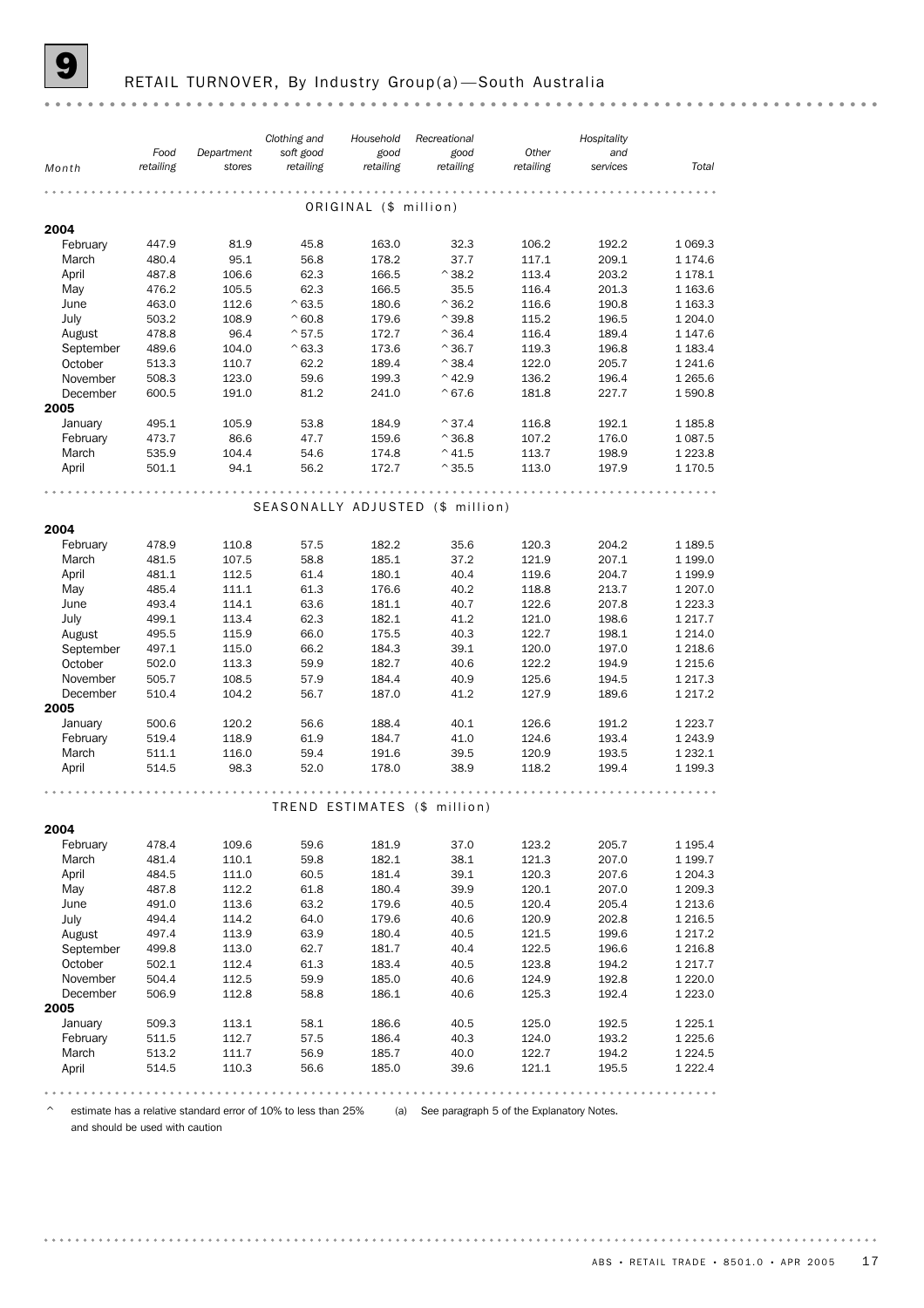## 9 RETAIL TURNOVER, By Industry Group(a)—South Australia

| Month | Food retailing | Department stores | Clothing and soft good retailing | Household good retailing | Recreational good retailing | Other retailing | Hospitality and services | Total |
|---|---|---|---|---|---|---|---|---|
| **ORIGINAL ($ million)** | | | | | | | | |
| **2004** | | | | | | | | |
| February | 447.9 | 81.9 | 45.8 | 163.0 | 32.3 | 106.2 | 192.2 | 1 069.3 |
| March | 480.4 | 95.1 | 56.8 | 178.2 | 37.7 | 117.1 | 209.1 | 1 174.6 |
| April | 487.8 | 106.6 | 62.3 | 166.5 | ^38.2 | 113.4 | 203.2 | 1 178.1 |
| May | 476.2 | 105.5 | 62.3 | 166.5 | 35.5 | 116.4 | 201.3 | 1 163.6 |
| June | 463.0 | 112.6 | ^63.5 | 180.6 | ^36.2 | 116.6 | 190.8 | 1 163.3 |
| July | 503.2 | 108.9 | ^60.8 | 179.6 | ^39.8 | 115.2 | 196.5 | 1 204.0 |
| August | 478.8 | 96.4 | ^57.5 | 172.7 | ^36.4 | 116.4 | 189.4 | 1 147.6 |
| September | 489.6 | 104.0 | ^63.3 | 173.6 | ^36.7 | 119.3 | 196.8 | 1 183.4 |
| October | 513.3 | 110.7 | 62.2 | 189.4 | ^38.4 | 122.0 | 205.7 | 1 241.6 |
| November | 508.3 | 123.0 | 59.6 | 199.3 | ^42.9 | 136.2 | 196.4 | 1 265.6 |
| December | 600.5 | 191.0 | 81.2 | 241.0 | ^67.6 | 181.8 | 227.7 | 1 590.8 |
| **2005** | | | | | | | | |
| January | 495.1 | 105.9 | 53.8 | 184.9 | ^37.4 | 116.8 | 192.1 | 1 185.8 |
| February | 473.7 | 86.6 | 47.7 | 159.6 | ^36.8 | 107.2 | 176.0 | 1 087.5 |
| March | 535.9 | 104.4 | 54.6 | 174.8 | ^41.5 | 113.7 | 198.9 | 1 223.8 |
| April | 501.1 | 94.1 | 56.2 | 172.7 | ^35.5 | 113.0 | 197.9 | 1 170.5 |
| **SEASONALLY ADJUSTED ($ million)** | | | | | | | | |
| **2004** | | | | | | | | |
| February | 478.9 | 110.8 | 57.5 | 182.2 | 35.6 | 120.3 | 204.2 | 1 189.5 |
| March | 481.5 | 107.5 | 58.8 | 185.1 | 37.2 | 121.9 | 207.1 | 1 199.0 |
| April | 481.1 | 112.5 | 61.4 | 180.1 | 40.4 | 119.6 | 204.7 | 1 199.9 |
| May | 485.4 | 111.1 | 61.3 | 176.6 | 40.2 | 118.8 | 213.7 | 1 207.0 |
| June | 493.4 | 114.1 | 63.6 | 181.1 | 40.7 | 122.6 | 207.8 | 1 223.3 |
| July | 499.1 | 113.4 | 62.3 | 182.1 | 41.2 | 121.0 | 198.6 | 1 217.7 |
| August | 495.5 | 115.9 | 66.0 | 175.5 | 40.3 | 122.7 | 198.1 | 1 214.0 |
| September | 497.1 | 115.0 | 66.2 | 184.3 | 39.1 | 120.0 | 197.0 | 1 218.6 |
| October | 502.0 | 113.3 | 59.9 | 182.7 | 40.6 | 122.2 | 194.9 | 1 215.6 |
| November | 505.7 | 108.5 | 57.9 | 184.4 | 40.9 | 125.6 | 194.5 | 1 217.3 |
| December | 510.4 | 104.2 | 56.7 | 187.0 | 41.2 | 127.9 | 189.6 | 1 217.2 |
| **2005** | | | | | | | | |
| January | 500.6 | 120.2 | 56.6 | 188.4 | 40.1 | 126.6 | 191.2 | 1 223.7 |
| February | 519.4 | 118.9 | 61.9 | 184.7 | 41.0 | 124.6 | 193.4 | 1 243.9 |
| March | 511.1 | 116.0 | 59.4 | 191.6 | 39.5 | 120.9 | 193.5 | 1 232.1 |
| April | 514.5 | 98.3 | 52.0 | 178.0 | 38.9 | 118.2 | 199.4 | 1 199.3 |
| **TREND ESTIMATES ($ million)** | | | | | | | | |
| **2004** | | | | | | | | |
| February | 478.4 | 109.6 | 59.6 | 181.9 | 37.0 | 123.2 | 205.7 | 1 195.4 |
| March | 481.4 | 110.1 | 59.8 | 182.1 | 38.1 | 121.3 | 207.0 | 1 199.7 |
| April | 484.5 | 111.0 | 60.5 | 181.4 | 39.1 | 120.3 | 207.6 | 1 204.3 |
| May | 487.8 | 112.2 | 61.8 | 180.4 | 39.9 | 120.1 | 207.0 | 1 209.3 |
| June | 491.0 | 113.6 | 63.2 | 179.6 | 40.5 | 120.4 | 205.4 | 1 213.6 |
| July | 494.4 | 114.2 | 64.0 | 179.6 | 40.6 | 120.9 | 202.8 | 1 216.5 |
| August | 497.4 | 113.9 | 63.9 | 180.4 | 40.5 | 121.5 | 199.6 | 1 217.2 |
| September | 499.8 | 113.0 | 62.7 | 181.7 | 40.4 | 122.5 | 196.6 | 1 216.8 |
| October | 502.1 | 112.4 | 61.3 | 183.4 | 40.5 | 123.8 | 194.2 | 1 217.7 |
| November | 504.4 | 112.5 | 59.9 | 185.0 | 40.6 | 124.9 | 192.8 | 1 220.0 |
| December | 506.9 | 112.8 | 58.8 | 186.1 | 40.6 | 125.3 | 192.4 | 1 223.0 |
| **2005** | | | | | | | | |
| January | 509.3 | 113.1 | 58.1 | 186.6 | 40.5 | 125.0 | 192.5 | 1 225.1 |
| February | 511.5 | 112.7 | 57.5 | 186.4 | 40.3 | 124.0 | 193.2 | 1 225.6 |
| March | 513.2 | 111.7 | 56.9 | 185.7 | 40.0 | 122.7 | 194.2 | 1 224.5 |
| April | 514.5 | 110.3 | 56.6 | 185.0 | 39.6 | 121.1 | 195.5 | 1 222.4 |

^ estimate has a relative standard error of 10% to less than 25% and should be used with caution

(a) See paragraph 5 of the Explanatory Notes.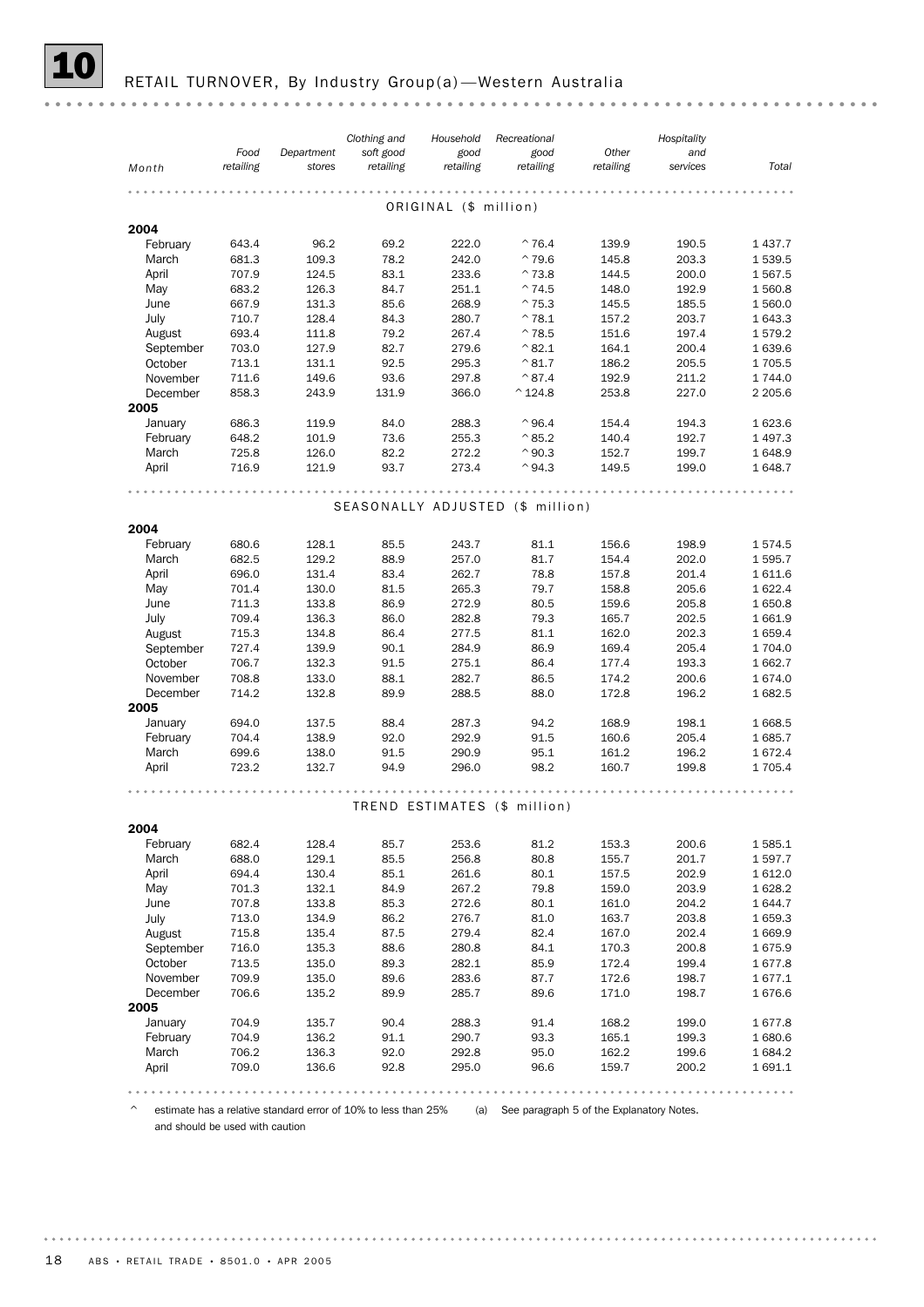## 10 RETAIL TURNOVER, By Industry Group(a)—Western Australia

| Month | Food retailing | Department stores | Clothing and soft good retailing | Household good retailing | Recreational good retailing | Other retailing | Hospitality and services | Total |
|---|---|---|---|---|---|---|---|---|
| | | | | ORIGINAL ($ million) | | | | |
| **2004** | | | | | | | | |
| February | 643.4 | 96.2 | 69.2 | 222.0 | ^76.4 | 139.9 | 190.5 | 1 437.7 |
| March | 681.3 | 109.3 | 78.2 | 242.0 | ^79.6 | 145.8 | 203.3 | 1 539.5 |
| April | 707.9 | 124.5 | 83.1 | 233.6 | ^73.8 | 144.5 | 200.0 | 1 567.5 |
| May | 683.2 | 126.3 | 84.7 | 251.1 | ^74.5 | 148.0 | 192.9 | 1 560.8 |
| June | 667.9 | 131.3 | 85.6 | 268.9 | ^75.3 | 145.5 | 185.5 | 1 560.0 |
| July | 710.7 | 128.4 | 84.3 | 280.7 | ^78.1 | 157.2 | 203.7 | 1 643.3 |
| August | 693.4 | 111.8 | 79.2 | 267.4 | ^78.5 | 151.6 | 197.4 | 1 579.2 |
| September | 703.0 | 127.9 | 82.7 | 279.6 | ^82.1 | 164.1 | 200.4 | 1 639.6 |
| October | 713.1 | 131.1 | 92.5 | 295.3 | ^81.7 | 186.2 | 205.5 | 1 705.5 |
| November | 711.6 | 149.6 | 93.6 | 297.8 | ^87.4 | 192.9 | 211.2 | 1 744.0 |
| December | 858.3 | 243.9 | 131.9 | 366.0 | ^124.8 | 253.8 | 227.0 | 2 205.6 |
| **2005** | | | | | | | | |
| January | 686.3 | 119.9 | 84.0 | 288.3 | ^96.4 | 154.4 | 194.3 | 1 623.6 |
| February | 648.2 | 101.9 | 73.6 | 255.3 | ^85.2 | 140.4 | 192.7 | 1 497.3 |
| March | 725.8 | 126.0 | 82.2 | 272.2 | ^90.3 | 152.7 | 199.7 | 1 648.9 |
| April | 716.9 | 121.9 | 93.7 | 273.4 | ^94.3 | 149.5 | 199.0 | 1 648.7 |
| | | | | SEASONALLY ADJUSTED ($ million) | | | | |
| **2004** | | | | | | | | |
| February | 680.6 | 128.1 | 85.5 | 243.7 | 81.1 | 156.6 | 198.9 | 1 574.5 |
| March | 682.5 | 129.2 | 88.9 | 257.0 | 81.7 | 154.4 | 202.0 | 1 595.7 |
| April | 696.0 | 131.4 | 83.4 | 262.7 | 78.8 | 157.8 | 201.4 | 1 611.6 |
| May | 701.4 | 130.0 | 81.5 | 265.3 | 79.7 | 158.8 | 205.6 | 1 622.4 |
| June | 711.3 | 133.8 | 86.9 | 272.9 | 80.5 | 159.6 | 205.8 | 1 650.8 |
| July | 709.4 | 136.3 | 86.0 | 282.8 | 79.3 | 165.7 | 202.5 | 1 661.9 |
| August | 715.3 | 134.8 | 86.4 | 277.5 | 81.1 | 162.0 | 202.3 | 1 659.4 |
| September | 727.4 | 139.9 | 90.1 | 284.9 | 86.9 | 169.4 | 205.4 | 1 704.0 |
| October | 706.7 | 132.3 | 91.5 | 275.1 | 86.4 | 177.4 | 193.3 | 1 662.7 |
| November | 708.8 | 133.0 | 88.1 | 282.7 | 86.5 | 174.2 | 200.6 | 1 674.0 |
| December | 714.2 | 132.8 | 89.9 | 288.5 | 88.0 | 172.8 | 196.2 | 1 682.5 |
| **2005** | | | | | | | | |
| January | 694.0 | 137.5 | 88.4 | 287.3 | 94.2 | 168.9 | 198.1 | 1 668.5 |
| February | 704.4 | 138.9 | 92.0 | 292.9 | 91.5 | 160.6 | 205.4 | 1 685.7 |
| March | 699.6 | 138.0 | 91.5 | 290.9 | 95.1 | 161.2 | 196.2 | 1 672.4 |
| April | 723.2 | 132.7 | 94.9 | 296.0 | 98.2 | 160.7 | 199.8 | 1 705.4 |
| | | | | TREND ESTIMATES ($ million) | | | | |
| **2004** | | | | | | | | |
| February | 682.4 | 128.4 | 85.7 | 253.6 | 81.2 | 153.3 | 200.6 | 1 585.1 |
| March | 688.0 | 129.1 | 85.5 | 256.8 | 80.8 | 155.7 | 201.7 | 1 597.7 |
| April | 694.4 | 130.4 | 85.1 | 261.6 | 80.1 | 157.5 | 202.9 | 1 612.0 |
| May | 701.3 | 132.1 | 84.9 | 267.2 | 79.8 | 159.0 | 203.9 | 1 628.2 |
| June | 707.8 | 133.8 | 85.3 | 272.6 | 80.1 | 161.0 | 204.2 | 1 644.7 |
| July | 713.0 | 134.9 | 86.2 | 276.7 | 81.0 | 163.7 | 203.8 | 1 659.3 |
| August | 715.8 | 135.4 | 87.5 | 279.4 | 82.4 | 167.0 | 202.4 | 1 669.9 |
| September | 716.0 | 135.3 | 88.6 | 280.8 | 84.1 | 170.3 | 200.8 | 1 675.9 |
| October | 713.5 | 135.0 | 89.3 | 282.1 | 85.9 | 172.4 | 199.4 | 1 677.8 |
| November | 709.9 | 135.0 | 89.6 | 283.6 | 87.7 | 172.6 | 198.7 | 1 677.1 |
| December | 706.6 | 135.2 | 89.9 | 285.7 | 89.6 | 171.0 | 198.7 | 1 676.6 |
| **2005** | | | | | | | | |
| January | 704.9 | 135.7 | 90.4 | 288.3 | 91.4 | 168.2 | 199.0 | 1 677.8 |
| February | 704.9 | 136.2 | 91.1 | 290.7 | 93.3 | 165.1 | 199.3 | 1 680.6 |
| March | 706.2 | 136.3 | 92.0 | 292.8 | 95.0 | 162.2 | 199.6 | 1 684.2 |
| April | 709.0 | 136.6 | 92.8 | 295.0 | 96.6 | 159.7 | 200.2 | 1 691.1 |

^ estimate has a relative standard error of 10% to less than 25% and should be used with caution

(a) See paragraph 5 of the Explanatory Notes.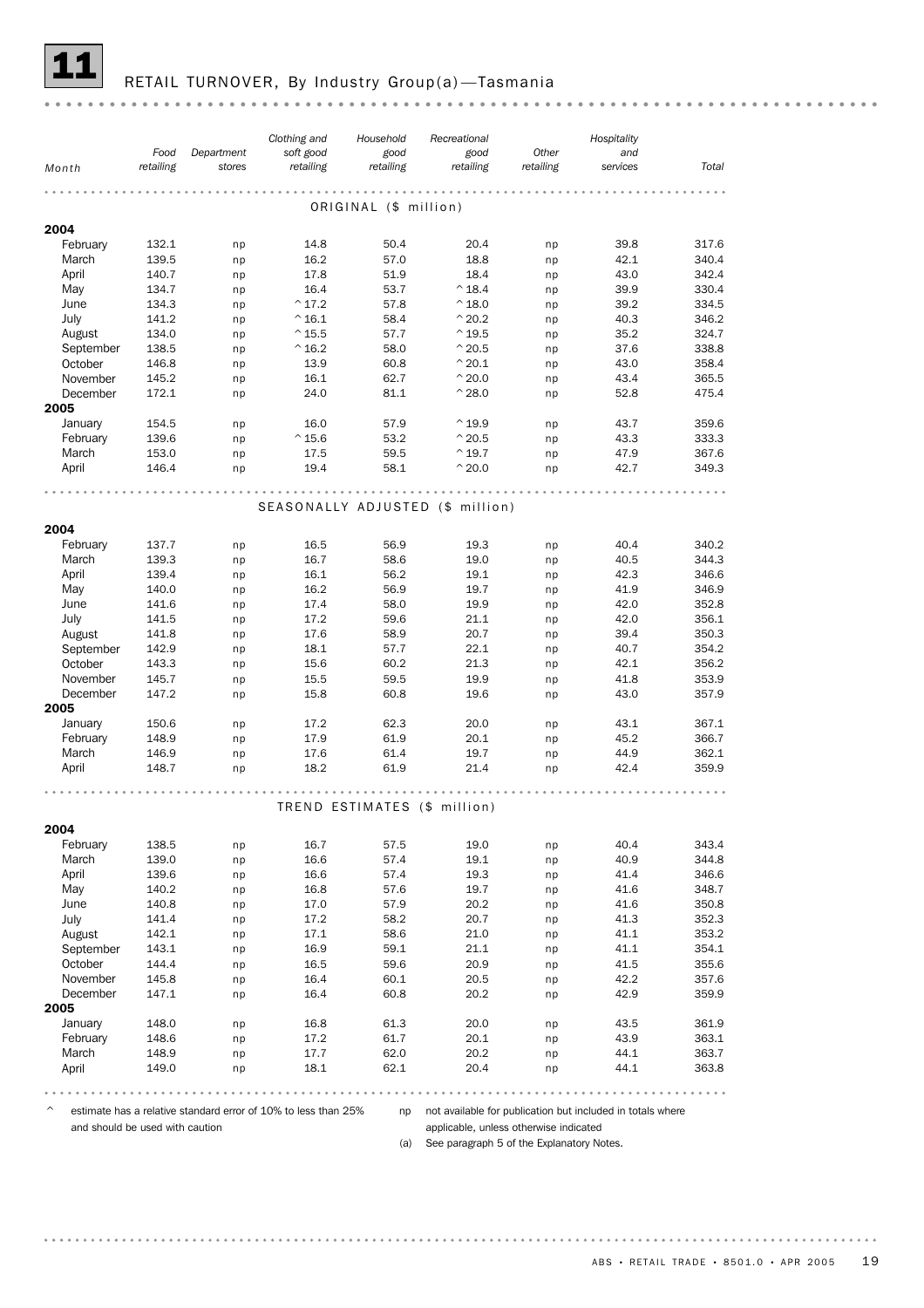## 11 RETAIL TURNOVER, By Industry Group(a)—Tasmania

| Month | Food retailing | Department stores | Clothing and soft good retailing | Household good retailing | Recreational good retailing | Other retailing | Hospitality and services | Total |
|---|---|---|---|---|---|---|---|---|
| | | | | ORIGINAL ($ million) | | | | |
| **2004** | | | | | | | | |
| February | 132.1 | np | 14.8 | 50.4 | 20.4 | np | 39.8 | 317.6 |
| March | 139.5 | np | 16.2 | 57.0 | 18.8 | np | 42.1 | 340.4 |
| April | 140.7 | np | 17.8 | 51.9 | 18.4 | np | 43.0 | 342.4 |
| May | 134.7 | np | 16.4 | 53.7 | ^18.4 | np | 39.9 | 330.4 |
| June | 134.3 | np | ^17.2 | 57.8 | ^18.0 | np | 39.2 | 334.5 |
| July | 141.2 | np | ^16.1 | 58.4 | ^20.2 | np | 40.3 | 346.2 |
| August | 134.0 | np | ^15.5 | 57.7 | ^19.5 | np | 35.2 | 324.7 |
| September | 138.5 | np | ^16.2 | 58.0 | ^20.5 | np | 37.6 | 338.8 |
| October | 146.8 | np | 13.9 | 60.8 | ^20.1 | np | 43.0 | 358.4 |
| November | 145.2 | np | 16.1 | 62.7 | ^20.0 | np | 43.4 | 365.5 |
| December | 172.1 | np | 24.0 | 81.1 | ^28.0 | np | 52.8 | 475.4 |
| **2005** | | | | | | | | |
| January | 154.5 | np | 16.0 | 57.9 | ^19.9 | np | 43.7 | 359.6 |
| February | 139.6 | np | ^15.6 | 53.2 | ^20.5 | np | 43.3 | 333.3 |
| March | 153.0 | np | 17.5 | 59.5 | ^19.7 | np | 47.9 | 367.6 |
| April | 146.4 | np | 19.4 | 58.1 | ^20.0 | np | 42.7 | 349.3 |
| | | | | SEASONALLY ADJUSTED ($ million) | | | | |
| **2004** | | | | | | | | |
| February | 137.7 | np | 16.5 | 56.9 | 19.3 | np | 40.4 | 340.2 |
| March | 139.3 | np | 16.7 | 58.6 | 19.0 | np | 40.5 | 344.3 |
| April | 139.4 | np | 16.1 | 56.2 | 19.1 | np | 42.3 | 346.6 |
| May | 140.0 | np | 16.2 | 56.9 | 19.7 | np | 41.9 | 346.9 |
| June | 141.6 | np | 17.4 | 58.0 | 19.9 | np | 42.0 | 352.8 |
| July | 141.5 | np | 17.2 | 59.6 | 21.1 | np | 42.0 | 356.1 |
| August | 141.8 | np | 17.6 | 58.9 | 20.7 | np | 39.4 | 350.3 |
| September | 142.9 | np | 18.1 | 57.7 | 22.1 | np | 40.7 | 354.2 |
| October | 143.3 | np | 15.6 | 60.2 | 21.3 | np | 42.1 | 356.2 |
| November | 145.7 | np | 15.5 | 59.5 | 19.9 | np | 41.8 | 353.9 |
| December | 147.2 | np | 15.8 | 60.8 | 19.6 | np | 43.0 | 357.9 |
| **2005** | | | | | | | | |
| January | 150.6 | np | 17.2 | 62.3 | 20.0 | np | 43.1 | 367.1 |
| February | 148.9 | np | 17.9 | 61.9 | 20.1 | np | 45.2 | 366.7 |
| March | 146.9 | np | 17.6 | 61.4 | 19.7 | np | 44.9 | 362.1 |
| April | 148.7 | np | 18.2 | 61.9 | 21.4 | np | 42.4 | 359.9 |
| | | | | TREND ESTIMATES ($ million) | | | | |
| **2004** | | | | | | | | |
| February | 138.5 | np | 16.7 | 57.5 | 19.0 | np | 40.4 | 343.4 |
| March | 139.0 | np | 16.6 | 57.4 | 19.1 | np | 40.9 | 344.8 |
| April | 139.6 | np | 16.6 | 57.4 | 19.3 | np | 41.4 | 346.6 |
| May | 140.2 | np | 16.8 | 57.6 | 19.7 | np | 41.6 | 348.7 |
| June | 140.8 | np | 17.0 | 57.9 | 20.2 | np | 41.6 | 350.8 |
| July | 141.4 | np | 17.2 | 58.2 | 20.7 | np | 41.3 | 352.3 |
| August | 142.1 | np | 17.1 | 58.6 | 21.0 | np | 41.1 | 353.2 |
| September | 143.1 | np | 16.9 | 59.1 | 21.1 | np | 41.1 | 354.1 |
| October | 144.4 | np | 16.5 | 59.6 | 20.9 | np | 41.5 | 355.6 |
| November | 145.8 | np | 16.4 | 60.1 | 20.5 | np | 42.2 | 357.6 |
| December | 147.1 | np | 16.4 | 60.8 | 20.2 | np | 42.9 | 359.9 |
| **2005** | | | | | | | | |
| January | 148.0 | np | 16.8 | 61.3 | 20.0 | np | 43.5 | 361.9 |
| February | 148.6 | np | 17.2 | 61.7 | 20.1 | np | 43.9 | 363.1 |
| March | 148.9 | np | 17.7 | 62.0 | 20.2 | np | 44.1 | 363.7 |
| April | 149.0 | np | 18.1 | 62.1 | 20.4 | np | 44.1 | 363.8 |

^ estimate has a relative standard error of 10% to less than 25% and should be used with caution

np not available for publication but included in totals where applicable, unless otherwise indicated

(a) See paragraph 5 of the Explanatory Notes.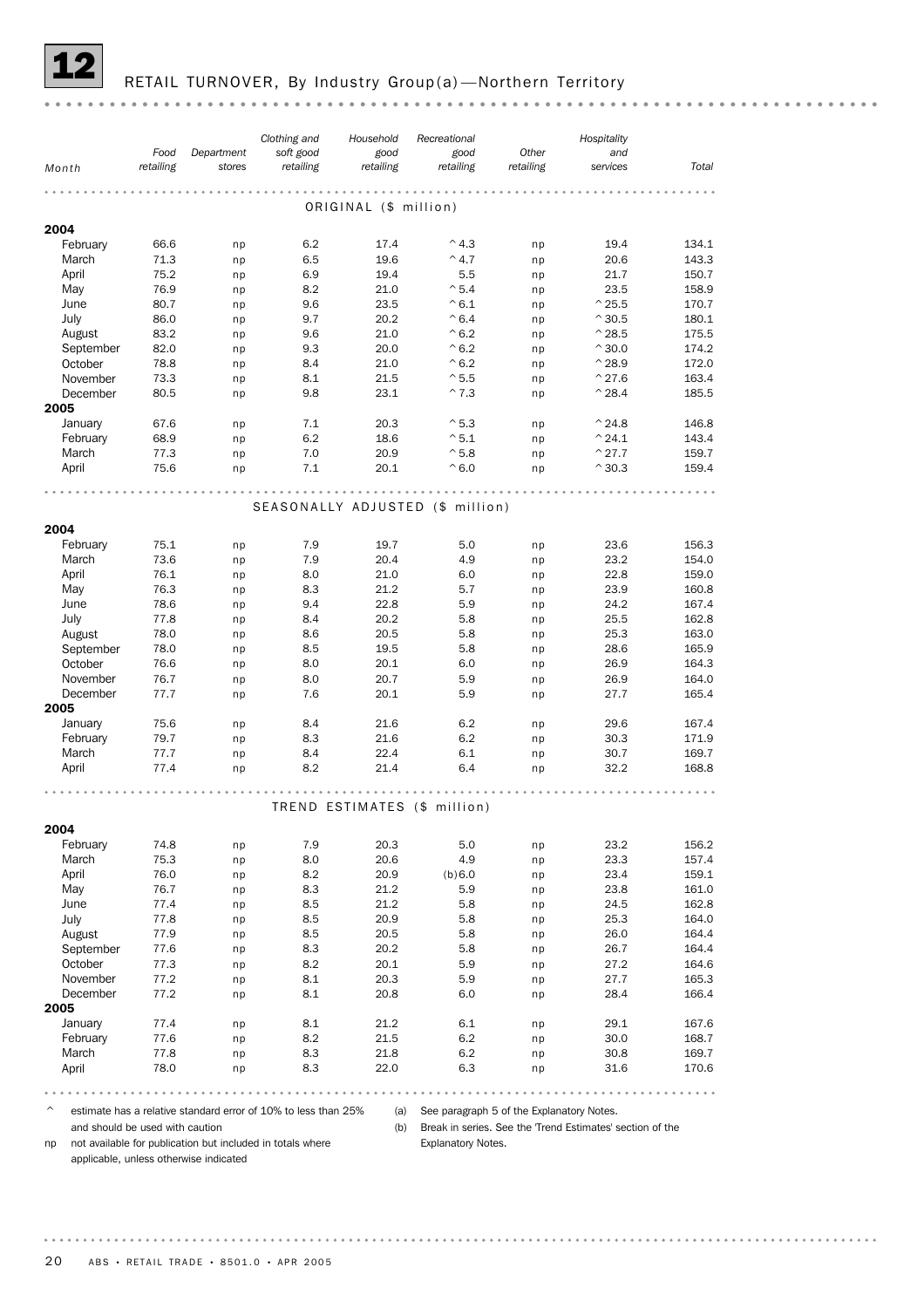# 12 RETAIL TURNOVER, By Industry Group(a)—Northern Territory

| Month | Food retailing | Department stores | Clothing and soft good retailing | Household good retailing | Recreational good retailing | Other retailing | Hospitality and services | Total |
|---|---|---|---|---|---|---|---|---|
| **ORIGINAL ($ million)** | | | | | | | | |
| **2004** | | | | | | | | |
| February | 66.6 | np | 6.2 | 17.4 | ^4.3 | np | 19.4 | 134.1 |
| March | 71.3 | np | 6.5 | 19.6 | ^4.7 | np | 20.6 | 143.3 |
| April | 75.2 | np | 6.9 | 19.4 | 5.5 | np | 21.7 | 150.7 |
| May | 76.9 | np | 8.2 | 21.0 | ^5.4 | np | 23.5 | 158.9 |
| June | 80.7 | np | 9.6 | 23.5 | ^6.1 | np | ^25.5 | 170.7 |
| July | 86.0 | np | 9.7 | 20.2 | ^6.4 | np | ^30.5 | 180.1 |
| August | 83.2 | np | 9.6 | 21.0 | ^6.2 | np | ^28.5 | 175.5 |
| September | 82.0 | np | 9.3 | 20.0 | ^6.2 | np | ^30.0 | 174.2 |
| October | 78.8 | np | 8.4 | 21.0 | ^6.2 | np | ^28.9 | 172.0 |
| November | 73.3 | np | 8.1 | 21.5 | ^5.5 | np | ^27.6 | 163.4 |
| December | 80.5 | np | 9.8 | 23.1 | ^7.3 | np | ^28.4 | 185.5 |
| **2005** | | | | | | | | |
| January | 67.6 | np | 7.1 | 20.3 | ^5.3 | np | ^24.8 | 146.8 |
| February | 68.9 | np | 6.2 | 18.6 | ^5.1 | np | ^24.1 | 143.4 |
| March | 77.3 | np | 7.0 | 20.9 | ^5.8 | np | ^27.7 | 159.7 |
| April | 75.6 | np | 7.1 | 20.1 | ^6.0 | np | ^30.3 | 159.4 |
| **SEASONALLY ADJUSTED ($ million)** | | | | | | | | |
| **2004** | | | | | | | | |
| February | 75.1 | np | 7.9 | 19.7 | 5.0 | np | 23.6 | 156.3 |
| March | 73.6 | np | 7.9 | 20.4 | 4.9 | np | 23.2 | 154.0 |
| April | 76.1 | np | 8.0 | 21.0 | 6.0 | np | 22.8 | 159.0 |
| May | 76.3 | np | 8.3 | 21.2 | 5.7 | np | 23.9 | 160.8 |
| June | 78.6 | np | 9.4 | 22.8 | 5.9 | np | 24.2 | 167.4 |
| July | 77.8 | np | 8.4 | 20.2 | 5.8 | np | 25.5 | 162.8 |
| August | 78.0 | np | 8.6 | 20.5 | 5.8 | np | 25.3 | 163.0 |
| September | 78.0 | np | 8.5 | 19.5 | 5.8 | np | 28.6 | 165.9 |
| October | 76.6 | np | 8.0 | 20.1 | 6.0 | np | 26.9 | 164.3 |
| November | 76.7 | np | 8.0 | 20.7 | 5.9 | np | 26.9 | 164.0 |
| December | 77.7 | np | 7.6 | 20.1 | 5.9 | np | 27.7 | 165.4 |
| **2005** | | | | | | | | |
| January | 75.6 | np | 8.4 | 21.6 | 6.2 | np | 29.6 | 167.4 |
| February | 79.7 | np | 8.3 | 21.6 | 6.2 | np | 30.3 | 171.9 |
| March | 77.7 | np | 8.4 | 22.4 | 6.1 | np | 30.7 | 169.7 |
| April | 77.4 | np | 8.2 | 21.4 | 6.4 | np | 32.2 | 168.8 |
| **TREND ESTIMATES ($ million)** | | | | | | | | |
| **2004** | | | | | | | | |
| February | 74.8 | np | 7.9 | 20.3 | 5.0 | np | 23.2 | 156.2 |
| March | 75.3 | np | 8.0 | 20.6 | 4.9 | np | 23.3 | 157.4 |
| April | 76.0 | np | 8.2 | 20.9 | (b)6.0 | np | 23.4 | 159.1 |
| May | 76.7 | np | 8.3 | 21.2 | 5.9 | np | 23.8 | 161.0 |
| June | 77.4 | np | 8.5 | 21.2 | 5.8 | np | 24.5 | 162.8 |
| July | 77.8 | np | 8.5 | 20.9 | 5.8 | np | 25.3 | 164.0 |
| August | 77.9 | np | 8.5 | 20.5 | 5.8 | np | 26.0 | 164.4 |
| September | 77.6 | np | 8.3 | 20.2 | 5.8 | np | 26.7 | 164.4 |
| October | 77.3 | np | 8.2 | 20.1 | 5.9 | np | 27.2 | 164.6 |
| November | 77.2 | np | 8.1 | 20.3 | 5.9 | np | 27.7 | 165.3 |
| December | 77.2 | np | 8.1 | 20.8 | 6.0 | np | 28.4 | 166.4 |
| **2005** | | | | | | | | |
| January | 77.4 | np | 8.1 | 21.2 | 6.1 | np | 29.1 | 167.6 |
| February | 77.6 | np | 8.2 | 21.5 | 6.2 | np | 30.0 | 168.7 |
| March | 77.8 | np | 8.3 | 21.8 | 6.2 | np | 30.8 | 169.7 |
| April | 78.0 | np | 8.3 | 22.0 | 6.3 | np | 31.6 | 170.6 |

^ estimate has a relative standard error of 10% to less than 25% and should be used with caution

np not available for publication but included in totals where applicable, unless otherwise indicated

(a) See paragraph 5 of the Explanatory Notes.

(b) Break in series. See the 'Trend Estimates' section of the Explanatory Notes.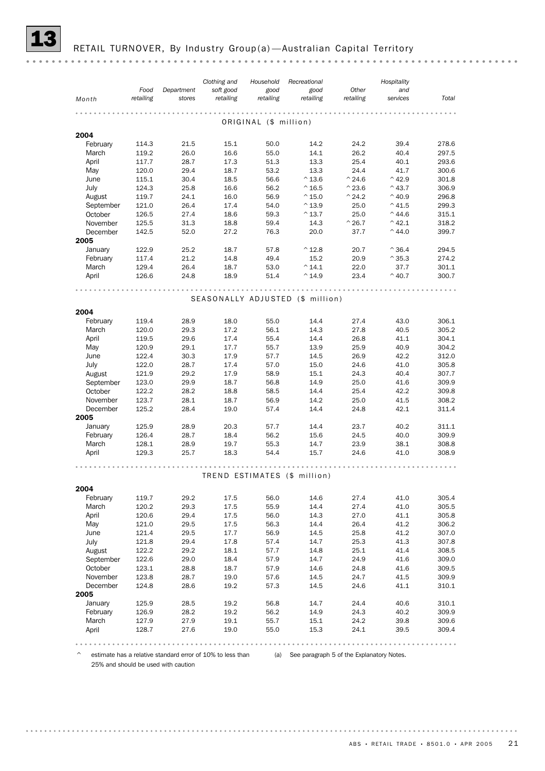# 13 RETAIL TURNOVER, By Industry Group(a)—Australian Capital Territory

| Month | Food retailing | Department stores | Clothing and soft good retailing | Household good retailing | Recreational good retailing | Other retailing | Hospitality and services | Total |
|---|---|---|---|---|---|---|---|---|
| **ORIGINAL ($ million)** | | | | | | | | |
| **2004** | | | | | | | | |
| February | 114.3 | 21.5 | 15.1 | 50.0 | 14.2 | 24.2 | 39.4 | 278.6 |
| March | 119.2 | 26.0 | 16.6 | 55.0 | 14.1 | 26.2 | 40.4 | 297.5 |
| April | 117.7 | 28.7 | 17.3 | 51.3 | 13.3 | 25.4 | 40.1 | 293.6 |
| May | 120.0 | 29.4 | 18.7 | 53.2 | 13.3 | 24.4 | 41.7 | 300.6 |
| June | 115.1 | 30.4 | 18.5 | 56.6 | ^13.6 | ^24.6 | ^42.9 | 301.8 |
| July | 124.3 | 25.8 | 16.6 | 56.2 | ^16.5 | ^23.6 | ^43.7 | 306.9 |
| August | 119.7 | 24.1 | 16.0 | 56.9 | ^15.0 | ^24.2 | ^40.9 | 296.8 |
| September | 121.0 | 26.4 | 17.4 | 54.0 | ^13.9 | 25.0 | ^41.5 | 299.3 |
| October | 126.5 | 27.4 | 18.6 | 59.3 | ^13.7 | 25.0 | ^44.6 | 315.1 |
| November | 125.5 | 31.3 | 18.8 | 59.4 | 14.3 | ^26.7 | ^42.1 | 318.2 |
| December | 142.5 | 52.0 | 27.2 | 76.3 | 20.0 | 37.7 | ^44.0 | 399.7 |
| **2005** | | | | | | | | |
| January | 122.9 | 25.2 | 18.7 | 57.8 | ^12.8 | 20.7 | ^36.4 | 294.5 |
| February | 117.4 | 21.2 | 14.8 | 49.4 | 15.2 | 20.9 | ^35.3 | 274.2 |
| March | 129.4 | 26.4 | 18.7 | 53.0 | ^14.1 | 22.0 | 37.7 | 301.1 |
| April | 126.6 | 24.8 | 18.9 | 51.4 | ^14.9 | 23.4 | ^40.7 | 300.7 |
| **SEASONALLY ADJUSTED ($ million)** | | | | | | | | |
| **2004** | | | | | | | | |
| February | 119.4 | 28.9 | 18.0 | 55.0 | 14.4 | 27.4 | 43.0 | 306.1 |
| March | 120.0 | 29.3 | 17.2 | 56.1 | 14.3 | 27.8 | 40.5 | 305.2 |
| April | 119.5 | 29.6 | 17.4 | 55.4 | 14.4 | 26.8 | 41.1 | 304.1 |
| May | 120.9 | 29.1 | 17.7 | 55.7 | 13.9 | 25.9 | 40.9 | 304.2 |
| June | 122.4 | 30.3 | 17.9 | 57.7 | 14.5 | 26.9 | 42.2 | 312.0 |
| July | 122.0 | 28.7 | 17.4 | 57.0 | 15.0 | 24.6 | 41.0 | 305.8 |
| August | 121.9 | 29.2 | 17.9 | 58.9 | 15.1 | 24.3 | 40.4 | 307.7 |
| September | 123.0 | 29.9 | 18.7 | 56.8 | 14.9 | 25.0 | 41.6 | 309.9 |
| October | 122.2 | 28.2 | 18.8 | 58.5 | 14.4 | 25.4 | 42.2 | 309.8 |
| November | 123.7 | 28.1 | 18.7 | 56.9 | 14.2 | 25.0 | 41.5 | 308.2 |
| December | 125.2 | 28.4 | 19.0 | 57.4 | 14.4 | 24.8 | 42.1 | 311.4 |
| **2005** | | | | | | | | |
| January | 125.9 | 28.9 | 20.3 | 57.7 | 14.4 | 23.7 | 40.2 | 311.1 |
| February | 126.4 | 28.7 | 18.4 | 56.2 | 15.6 | 24.5 | 40.0 | 309.9 |
| March | 128.1 | 28.9 | 19.7 | 55.3 | 14.7 | 23.9 | 38.1 | 308.8 |
| April | 129.3 | 25.7 | 18.3 | 54.4 | 15.7 | 24.6 | 41.0 | 308.9 |
| **TREND ESTIMATES ($ million)** | | | | | | | | |
| **2004** | | | | | | | | |
| February | 119.7 | 29.2 | 17.5 | 56.0 | 14.6 | 27.4 | 41.0 | 305.4 |
| March | 120.2 | 29.3 | 17.5 | 55.9 | 14.4 | 27.4 | 41.0 | 305.5 |
| April | 120.6 | 29.4 | 17.5 | 56.0 | 14.3 | 27.0 | 41.1 | 305.8 |
| May | 121.0 | 29.5 | 17.5 | 56.3 | 14.4 | 26.4 | 41.2 | 306.2 |
| June | 121.4 | 29.5 | 17.7 | 56.9 | 14.5 | 25.8 | 41.2 | 307.0 |
| July | 121.8 | 29.4 | 17.8 | 57.4 | 14.7 | 25.3 | 41.3 | 307.8 |
| August | 122.2 | 29.2 | 18.1 | 57.7 | 14.8 | 25.1 | 41.4 | 308.5 |
| September | 122.6 | 29.0 | 18.4 | 57.9 | 14.7 | 24.9 | 41.6 | 309.0 |
| October | 123.1 | 28.8 | 18.7 | 57.9 | 14.6 | 24.8 | 41.6 | 309.5 |
| November | 123.8 | 28.7 | 19.0 | 57.6 | 14.5 | 24.7 | 41.5 | 309.9 |
| December | 124.8 | 28.6 | 19.2 | 57.3 | 14.5 | 24.6 | 41.1 | 310.1 |
| **2005** | | | | | | | | |
| January | 125.9 | 28.5 | 19.2 | 56.8 | 14.7 | 24.4 | 40.6 | 310.1 |
| February | 126.9 | 28.2 | 19.2 | 56.2 | 14.9 | 24.3 | 40.2 | 309.9 |
| March | 127.9 | 27.9 | 19.1 | 55.7 | 15.1 | 24.2 | 39.8 | 309.6 |
| April | 128.7 | 27.6 | 19.0 | 55.0 | 15.3 | 24.1 | 39.5 | 309.4 |

^ estimate has a relative standard error of 10% to less than 25% and should be used with caution

(a) See paragraph 5 of the Explanatory Notes.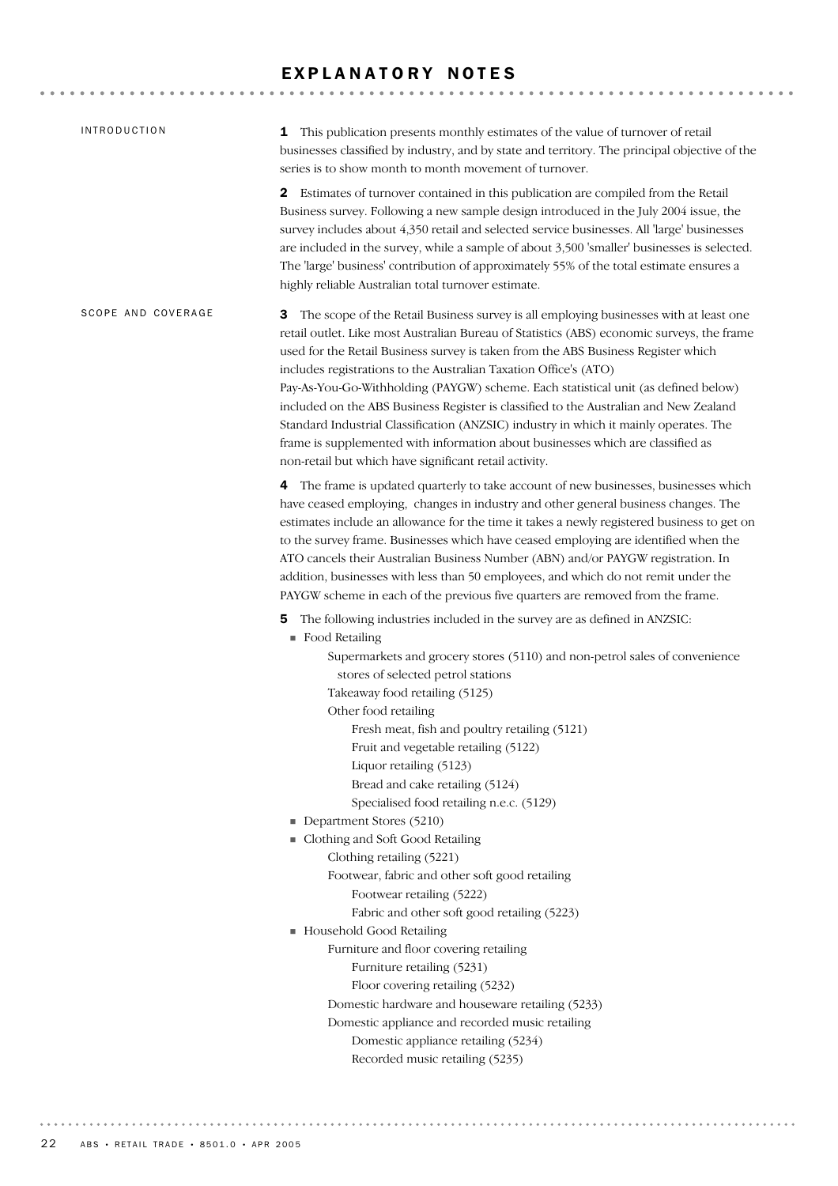# EXPLANATORY NOTES

## INTRODUCTION

**1** This publication presents monthly estimates of the value of turnover of retail businesses classified by industry, and by state and territory. The principal objective of the series is to show month to month movement of turnover.

**2** Estimates of turnover contained in this publication are compiled from the Retail Business survey. Following a new sample design introduced in the July 2004 issue, the survey includes about 4,350 retail and selected service businesses. All 'large' businesses are included in the survey, while a sample of about 3,500 'smaller' businesses is selected. The 'large' business' contribution of approximately 55% of the total estimate ensures a highly reliable Australian total turnover estimate.

## SCOPE AND COVERAGE

**3** The scope of the Retail Business survey is all employing businesses with at least one retail outlet. Like most Australian Bureau of Statistics (ABS) economic surveys, the frame used for the Retail Business survey is taken from the ABS Business Register which includes registrations to the Australian Taxation Office's (ATO) Pay-As-You-Go-Withholding (PAYGW) scheme. Each statistical unit (as defined below) included on the ABS Business Register is classified to the Australian and New Zealand Standard Industrial Classification (ANZSIC) industry in which it mainly operates. The frame is supplemented with information about businesses which are classified as non-retail but which have significant retail activity.

**4** The frame is updated quarterly to take account of new businesses, businesses which have ceased employing, changes in industry and other general business changes. The estimates include an allowance for the time it takes a newly registered business to get on to the survey frame. Businesses which have ceased employing are identified when the ATO cancels their Australian Business Number (ABN) and/or PAYGW registration. In addition, businesses with less than 50 employees, and which do not remit under the PAYGW scheme in each of the previous five quarters are removed from the frame.

**5** The following industries included in the survey are as defined in ANZSIC:

- Food Retailing
  - Supermarkets and grocery stores (5110) and non-petrol sales of convenience stores of selected petrol stations
  - Takeaway food retailing (5125)
  - Other food retailing
    - Fresh meat, fish and poultry retailing (5121)
    - Fruit and vegetable retailing (5122)
    - Liquor retailing (5123)
    - Bread and cake retailing (5124)
    - Specialised food retailing n.e.c. (5129)
- Department Stores (5210)
- Clothing and Soft Good Retailing
  - Clothing retailing (5221)
  - Footwear, fabric and other soft good retailing
    - Footwear retailing (5222)
    - Fabric and other soft good retailing (5223)
- Household Good Retailing
  - Furniture and floor covering retailing
    - Furniture retailing (5231)
    - Floor covering retailing (5232)
  - Domestic hardware and houseware retailing (5233)
  - Domestic appliance and recorded music retailing
    - Domestic appliance retailing (5234)
    - Recorded music retailing (5235)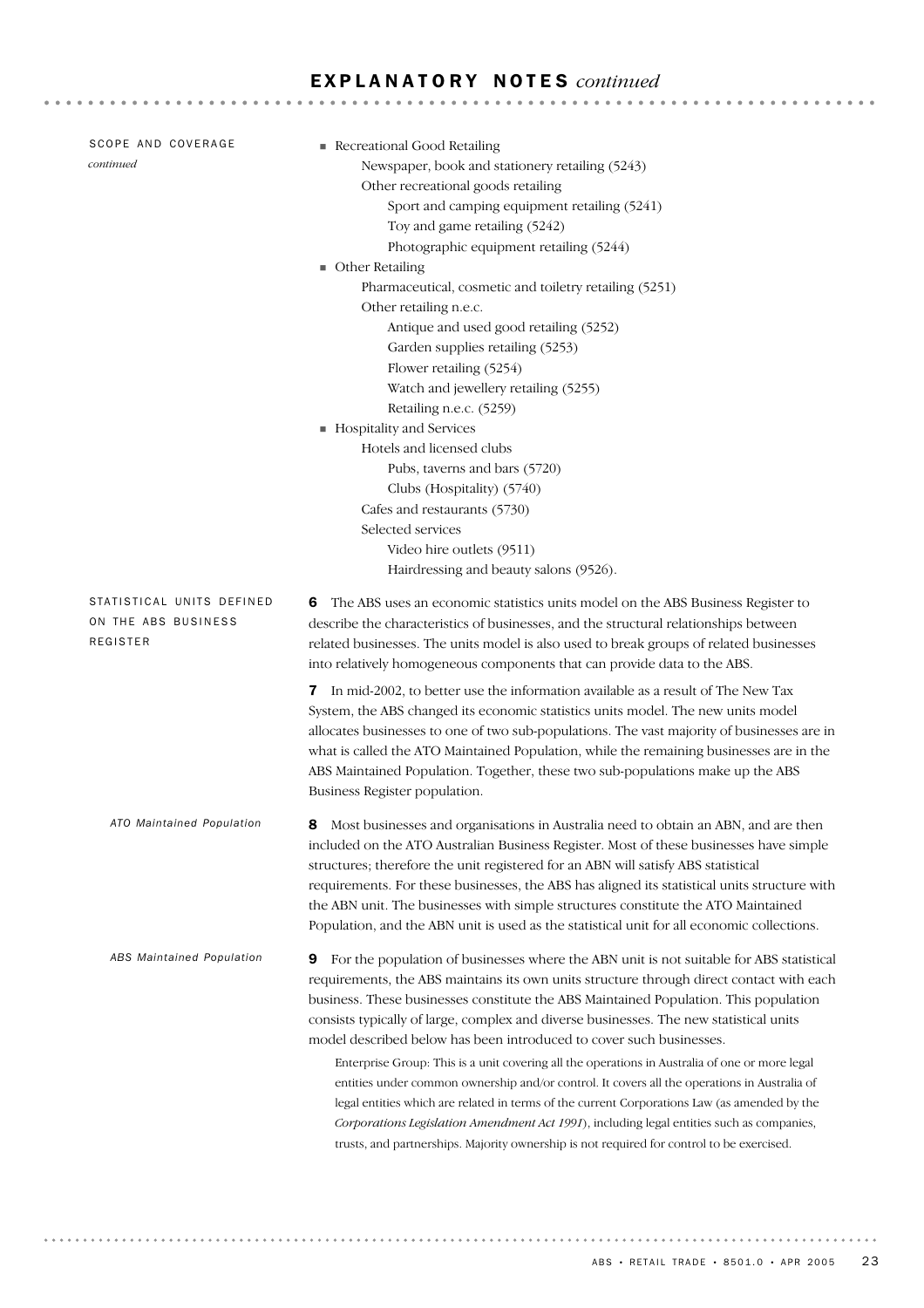## EXPLANATORY NOTES *continued*

### SCOPE AND COVERAGE *continued*

- Recreational Good Retailing
  - Newspaper, book and stationery retailing (5243)
  - Other recreational goods retailing
    - Sport and camping equipment retailing (5241)
    - Toy and game retailing (5242)
    - Photographic equipment retailing (5244)
- Other Retailing
  - Pharmaceutical, cosmetic and toiletry retailing (5251)
  - Other retailing n.e.c.
    - Antique and used good retailing (5252)
    - Garden supplies retailing (5253)
    - Flower retailing (5254)
    - Watch and jewellery retailing (5255)
    - Retailing n.e.c. (5259)
- Hospitality and Services
  - Hotels and licensed clubs
    - Pubs, taverns and bars (5720)
    - Clubs (Hospitality) (5740)
  - Cafes and restaurants (5730)
  - Selected services
    - Video hire outlets (9511)
    - Hairdressing and beauty salons (9526).

### STATISTICAL UNITS DEFINED ON THE ABS BUSINESS REGISTER

**6** The ABS uses an economic statistics units model on the ABS Business Register to describe the characteristics of businesses, and the structural relationships between related businesses. The units model is also used to break groups of related businesses into relatively homogeneous components that can provide data to the ABS.

**7** In mid-2002, to better use the information available as a result of The New Tax System, the ABS changed its economic statistics units model. The new units model allocates businesses to one of two sub-populations. The vast majority of businesses are in what is called the ATO Maintained Population, while the remaining businesses are in the ABS Maintained Population. Together, these two sub-populations make up the ABS Business Register population.

#### *ATO Maintained Population*

**8** Most businesses and organisations in Australia need to obtain an ABN, and are then included on the ATO Australian Business Register. Most of these businesses have simple structures; therefore the unit registered for an ABN will satisfy ABS statistical requirements. For these businesses, the ABS has aligned its statistical units structure with the ABN unit. The businesses with simple structures constitute the ATO Maintained Population, and the ABN unit is used as the statistical unit for all economic collections.

#### *ABS Maintained Population*

**9** For the population of businesses where the ABN unit is not suitable for ABS statistical requirements, the ABS maintains its own units structure through direct contact with each business. These businesses constitute the ABS Maintained Population. This population consists typically of large, complex and diverse businesses. The new statistical units model described below has been introduced to cover such businesses.

Enterprise Group: This is a unit covering all the operations in Australia of one or more legal entities under common ownership and/or control. It covers all the operations in Australia of legal entities which are related in terms of the current Corporations Law (as amended by the *Corporations Legislation Amendment Act 1991*), including legal entities such as companies, trusts, and partnerships. Majority ownership is not required for control to be exercised.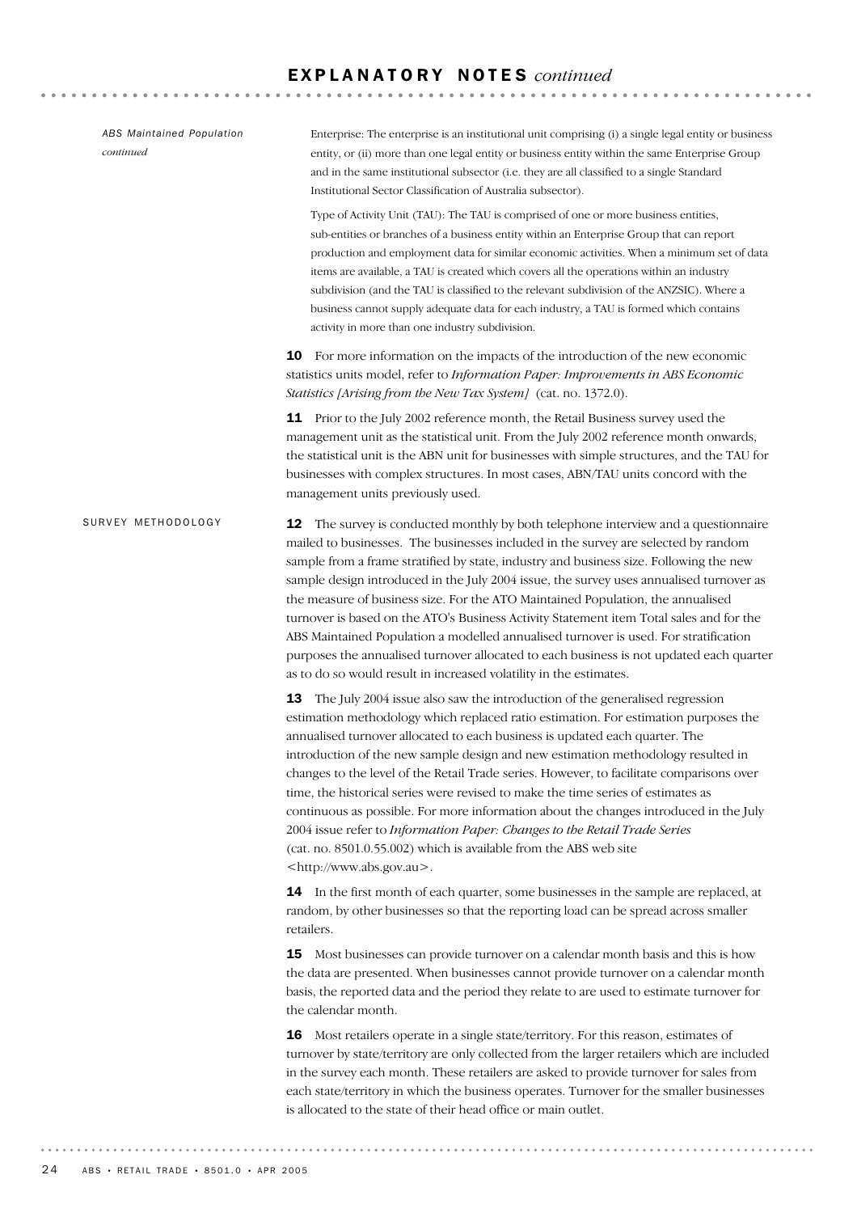## EXPLANATORY NOTES *continued*

*ABS Maintained Population continued*

Enterprise: The enterprise is an institutional unit comprising (i) a single legal entity or business entity, or (ii) more than one legal entity or business entity within the same Enterprise Group and in the same institutional subsector (i.e. they are all classified to a single Standard Institutional Sector Classification of Australia subsector).

Type of Activity Unit (TAU): The TAU is comprised of one or more business entities, sub-entities or branches of a business entity within an Enterprise Group that can report production and employment data for similar economic activities. When a minimum set of data items are available, a TAU is created which covers all the operations within an industry subdivision (and the TAU is classified to the relevant subdivision of the ANZSIC). Where a business cannot supply adequate data for each industry, a TAU is formed which contains activity in more than one industry subdivision.

**10** For more information on the impacts of the introduction of the new economic statistics units model, refer to *Information Paper: Improvements in ABS Economic Statistics [Arising from the New Tax System]* (cat. no. 1372.0).

**11** Prior to the July 2002 reference month, the Retail Business survey used the management unit as the statistical unit. From the July 2002 reference month onwards, the statistical unit is the ABN unit for businesses with simple structures, and the TAU for businesses with complex structures. In most cases, ABN/TAU units concord with the management units previously used.

### SURVEY METHODOLOGY

**12** The survey is conducted monthly by both telephone interview and a questionnaire mailed to businesses. The businesses included in the survey are selected by random sample from a frame stratified by state, industry and business size. Following the new sample design introduced in the July 2004 issue, the survey uses annualised turnover as the measure of business size. For the ATO Maintained Population, the annualised turnover is based on the ATO's Business Activity Statement item Total sales and for the ABS Maintained Population a modelled annualised turnover is used. For stratification purposes the annualised turnover allocated to each business is not updated each quarter as to do so would result in increased volatility in the estimates.

**13** The July 2004 issue also saw the introduction of the generalised regression estimation methodology which replaced ratio estimation. For estimation purposes the annualised turnover allocated to each business is updated each quarter. The introduction of the new sample design and new estimation methodology resulted in changes to the level of the Retail Trade series. However, to facilitate comparisons over time, the historical series were revised to make the time series of estimates as continuous as possible. For more information about the changes introduced in the July 2004 issue refer to *Information Paper: Changes to the Retail Trade Series* (cat. no. 8501.0.55.002) which is available from the ABS web site <http://www.abs.gov.au>.

**14** In the first month of each quarter, some businesses in the sample are replaced, at random, by other businesses so that the reporting load can be spread across smaller retailers.

**15** Most businesses can provide turnover on a calendar month basis and this is how the data are presented. When businesses cannot provide turnover on a calendar month basis, the reported data and the period they relate to are used to estimate turnover for the calendar month.

**16** Most retailers operate in a single state/territory. For this reason, estimates of turnover by state/territory are only collected from the larger retailers which are included in the survey each month. These retailers are asked to provide turnover for sales from each state/territory in which the business operates. Turnover for the smaller businesses is allocated to the state of their head office or main outlet.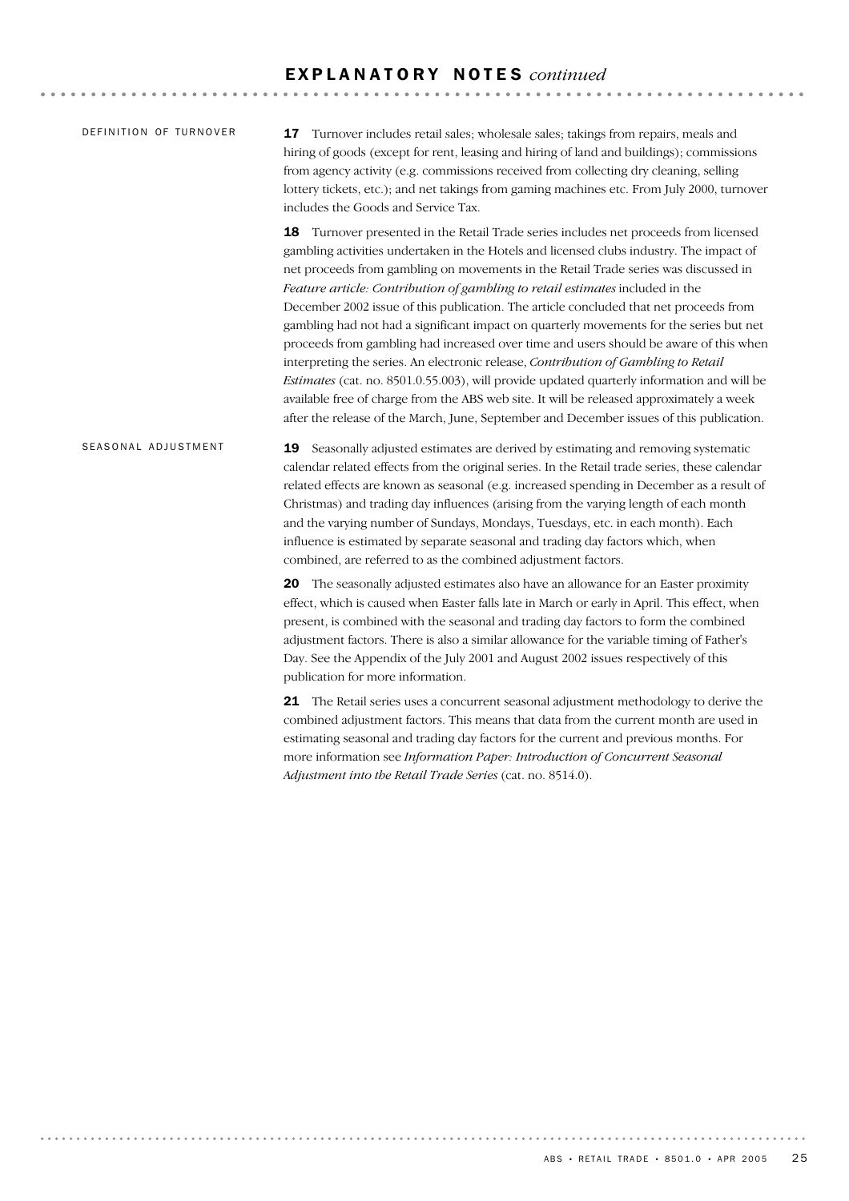# EXPLANATORY NOTES *continued*

## DEFINITION OF TURNOVER

**17** Turnover includes retail sales; wholesale sales; takings from repairs, meals and hiring of goods (except for rent, leasing and hiring of land and buildings); commissions from agency activity (e.g. commissions received from collecting dry cleaning, selling lottery tickets, etc.); and net takings from gaming machines etc. From July 2000, turnover includes the Goods and Service Tax.

**18** Turnover presented in the Retail Trade series includes net proceeds from licensed gambling activities undertaken in the Hotels and licensed clubs industry. The impact of net proceeds from gambling on movements in the Retail Trade series was discussed in *Feature article: Contribution of gambling to retail estimates* included in the December 2002 issue of this publication. The article concluded that net proceeds from gambling had not had a significant impact on quarterly movements for the series but net proceeds from gambling had increased over time and users should be aware of this when interpreting the series. An electronic release, *Contribution of Gambling to Retail Estimates* (cat. no. 8501.0.55.003), will provide updated quarterly information and will be available free of charge from the ABS web site. It will be released approximately a week after the release of the March, June, September and December issues of this publication.

## SEASONAL ADJUSTMENT

**19** Seasonally adjusted estimates are derived by estimating and removing systematic calendar related effects from the original series. In the Retail trade series, these calendar related effects are known as seasonal (e.g. increased spending in December as a result of Christmas) and trading day influences (arising from the varying length of each month and the varying number of Sundays, Mondays, Tuesdays, etc. in each month). Each influence is estimated by separate seasonal and trading day factors which, when combined, are referred to as the combined adjustment factors.

**20** The seasonally adjusted estimates also have an allowance for an Easter proximity effect, which is caused when Easter falls late in March or early in April. This effect, when present, is combined with the seasonal and trading day factors to form the combined adjustment factors. There is also a similar allowance for the variable timing of Father's Day. See the Appendix of the July 2001 and August 2002 issues respectively of this publication for more information.

**21** The Retail series uses a concurrent seasonal adjustment methodology to derive the combined adjustment factors. This means that data from the current month are used in estimating seasonal and trading day factors for the current and previous months. For more information see *Information Paper: Introduction of Concurrent Seasonal Adjustment into the Retail Trade Series* (cat. no. 8514.0).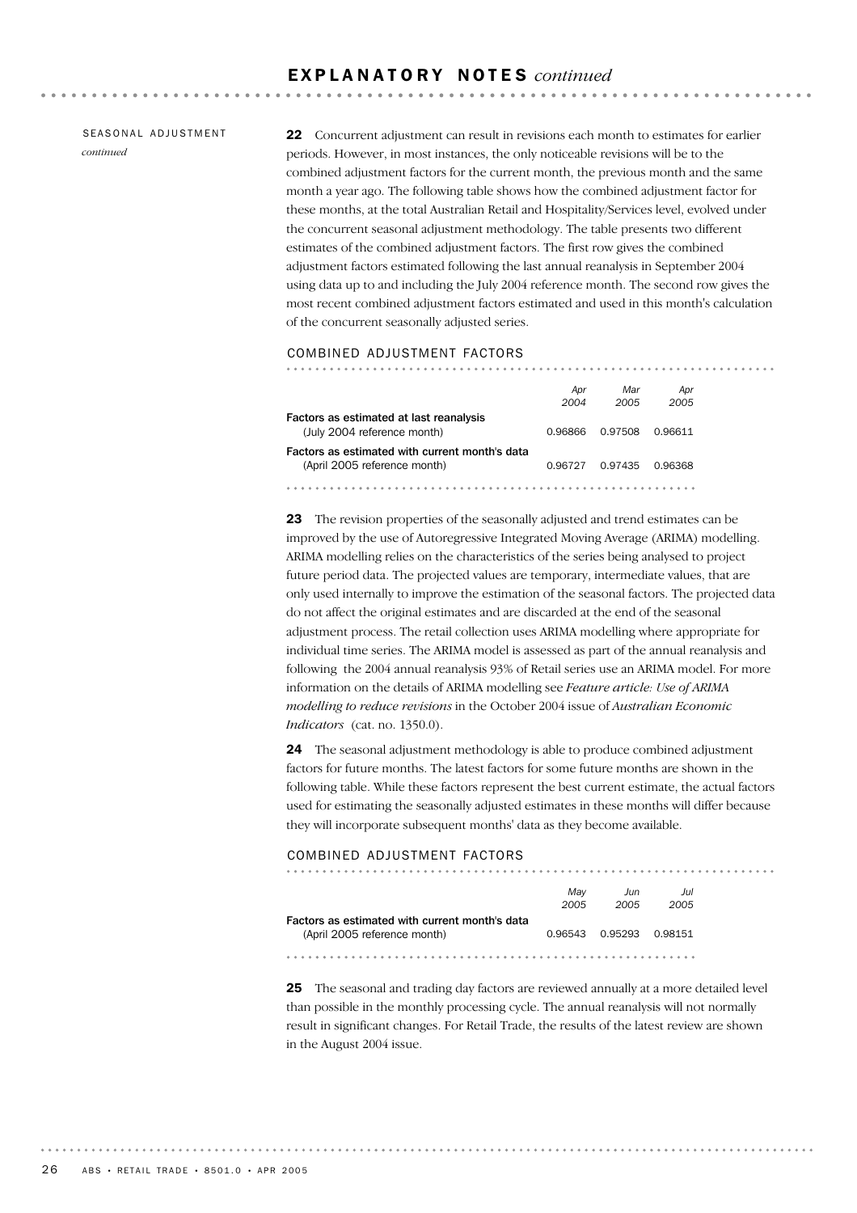# EXPLANATORY NOTES *continued*

SEASONAL ADJUSTMENT *continued*

**22** Concurrent adjustment can result in revisions each month to estimates for earlier periods. However, in most instances, the only noticeable revisions will be to the combined adjustment factors for the current month, the previous month and the same month a year ago. The following table shows how the combined adjustment factor for these months, at the total Australian Retail and Hospitality/Services level, evolved under the concurrent seasonal adjustment methodology. The table presents two different estimates of the combined adjustment factors. The first row gives the combined adjustment factors estimated following the last annual reanalysis in September 2004 using data up to and including the July 2004 reference month. The second row gives the most recent combined adjustment factors estimated and used in this month's calculation of the concurrent seasonally adjusted series.

COMBINED ADJUSTMENT FACTORS

| | Apr 2004 | Mar 2005 | Apr 2005 |
|---|---|---|---|
| **Factors as estimated at last reanalysis** (July 2004 reference month) | 0.96866 | 0.97508 | 0.96611 |
| **Factors as estimated with current month's data** (April 2005 reference month) | 0.96727 | 0.97435 | 0.96368 |

**23** The revision properties of the seasonally adjusted and trend estimates can be improved by the use of Autoregressive Integrated Moving Average (ARIMA) modelling. ARIMA modelling relies on the characteristics of the series being analysed to project future period data. The projected values are temporary, intermediate values, that are only used internally to improve the estimation of the seasonal factors. The projected data do not affect the original estimates and are discarded at the end of the seasonal adjustment process. The retail collection uses ARIMA modelling where appropriate for individual time series. The ARIMA model is assessed as part of the annual reanalysis and following the 2004 annual reanalysis 93% of Retail series use an ARIMA model. For more information on the details of ARIMA modelling see *Feature article: Use of ARIMA modelling to reduce revisions* in the October 2004 issue of *Australian Economic Indicators* (cat. no. 1350.0).

**24** The seasonal adjustment methodology is able to produce combined adjustment factors for future months. The latest factors for some future months are shown in the following table. While these factors represent the best current estimate, the actual factors used for estimating the seasonally adjusted estimates in these months will differ because they will incorporate subsequent months' data as they become available.

COMBINED ADJUSTMENT FACTORS

| | May 2005 | Jun 2005 | Jul 2005 |
|---|---|---|---|
| **Factors as estimated with current month's data** (April 2005 reference month) | 0.96543 | 0.95293 | 0.98151 |

**25** The seasonal and trading day factors are reviewed annually at a more detailed level than possible in the monthly processing cycle. The annual reanalysis will not normally result in significant changes. For Retail Trade, the results of the latest review are shown in the August 2004 issue.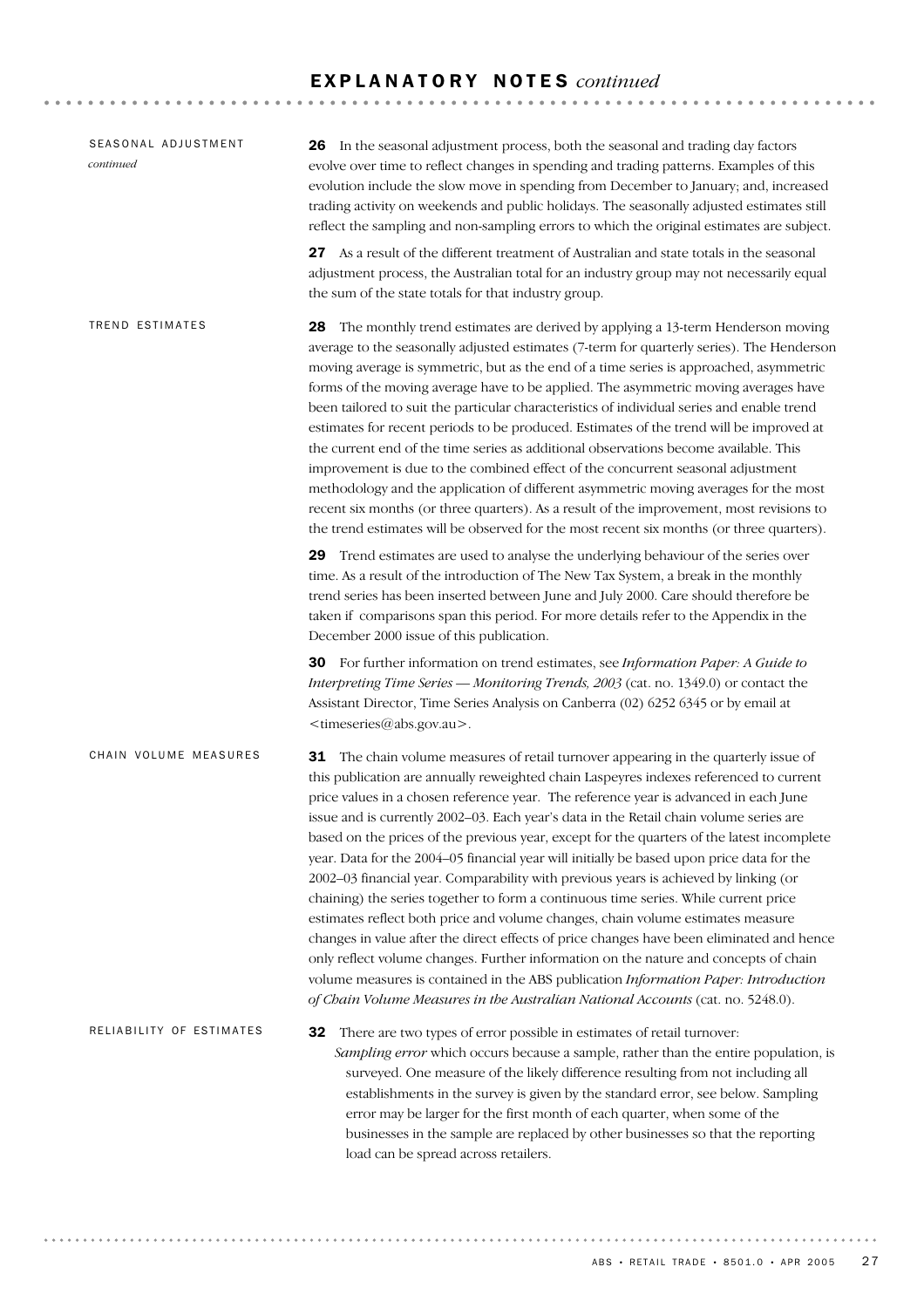# EXPLANATORY NOTES *continued*

## SEASONAL ADJUSTMENT *continued*

**26** In the seasonal adjustment process, both the seasonal and trading day factors evolve over time to reflect changes in spending and trading patterns. Examples of this evolution include the slow move in spending from December to January; and, increased trading activity on weekends and public holidays. The seasonally adjusted estimates still reflect the sampling and non-sampling errors to which the original estimates are subject.

**27** As a result of the different treatment of Australian and state totals in the seasonal adjustment process, the Australian total for an industry group may not necessarily equal the sum of the state totals for that industry group.

## TREND ESTIMATES

**28** The monthly trend estimates are derived by applying a 13-term Henderson moving average to the seasonally adjusted estimates (7-term for quarterly series). The Henderson moving average is symmetric, but as the end of a time series is approached, asymmetric forms of the moving average have to be applied. The asymmetric moving averages have been tailored to suit the particular characteristics of individual series and enable trend estimates for recent periods to be produced. Estimates of the trend will be improved at the current end of the time series as additional observations become available. This improvement is due to the combined effect of the concurrent seasonal adjustment methodology and the application of different asymmetric moving averages for the most recent six months (or three quarters). As a result of the improvement, most revisions to the trend estimates will be observed for the most recent six months (or three quarters).

**29** Trend estimates are used to analyse the underlying behaviour of the series over time. As a result of the introduction of The New Tax System, a break in the monthly trend series has been inserted between June and July 2000. Care should therefore be taken if comparisons span this period. For more details refer to the Appendix in the December 2000 issue of this publication.

**30** For further information on trend estimates, see *Information Paper: A Guide to Interpreting Time Series — Monitoring Trends, 2003* (cat. no. 1349.0) or contact the Assistant Director, Time Series Analysis on Canberra (02) 6252 6345 or by email at <timeseries@abs.gov.au>.

## CHAIN VOLUME MEASURES

**31** The chain volume measures of retail turnover appearing in the quarterly issue of this publication are annually reweighted chain Laspeyres indexes referenced to current price values in a chosen reference year. The reference year is advanced in each June issue and is currently 2002–03. Each year's data in the Retail chain volume series are based on the prices of the previous year, except for the quarters of the latest incomplete year. Data for the 2004–05 financial year will initially be based upon price data for the 2002–03 financial year. Comparability with previous years is achieved by linking (or chaining) the series together to form a continuous time series. While current price estimates reflect both price and volume changes, chain volume estimates measure changes in value after the direct effects of price changes have been eliminated and hence only reflect volume changes. Further information on the nature and concepts of chain volume measures is contained in the ABS publication *Information Paper: Introduction of Chain Volume Measures in the Australian National Accounts* (cat. no. 5248.0).

## RELIABILITY OF ESTIMATES

**32** There are two types of error possible in estimates of retail turnover:

*Sampling error* which occurs because a sample, rather than the entire population, is surveyed. One measure of the likely difference resulting from not including all establishments in the survey is given by the standard error, see below. Sampling error may be larger for the first month of each quarter, when some of the businesses in the sample are replaced by other businesses so that the reporting load can be spread across retailers.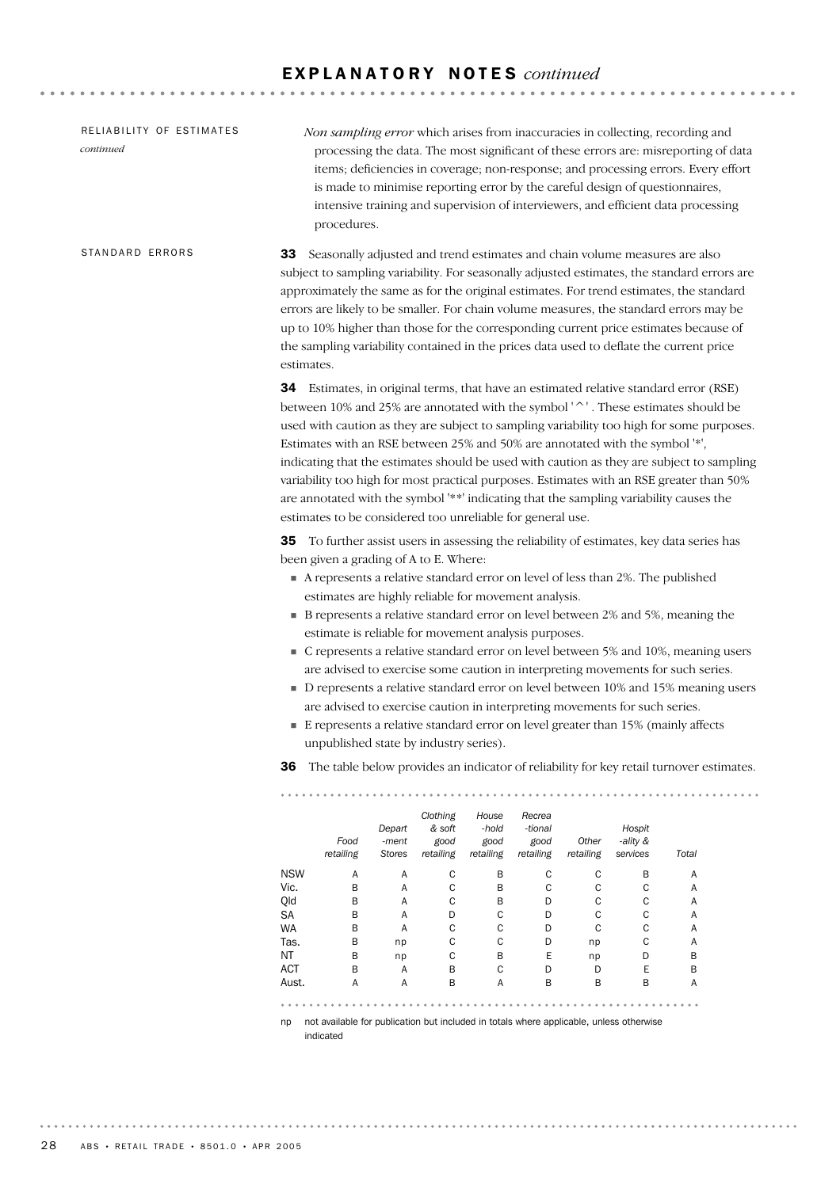## EXPLANATORY NOTES *continued*

RELIABILITY OF ESTIMATES *continued*

*Non sampling error* which arises from inaccuracies in collecting, recording and processing the data. The most significant of these errors are: misreporting of data items; deficiencies in coverage; non-response; and processing errors. Every effort is made to minimise reporting error by the careful design of questionnaires, intensive training and supervision of interviewers, and efficient data processing procedures.

STANDARD ERRORS

**33** Seasonally adjusted and trend estimates and chain volume measures are also subject to sampling variability. For seasonally adjusted estimates, the standard errors are approximately the same as for the original estimates. For trend estimates, the standard errors are likely to be smaller. For chain volume measures, the standard errors may be up to 10% higher than those for the corresponding current price estimates because of the sampling variability contained in the prices data used to deflate the current price estimates.

**34** Estimates, in original terms, that have an estimated relative standard error (RSE) between 10% and 25% are annotated with the symbol '^'. These estimates should be used with caution as they are subject to sampling variability too high for some purposes. Estimates with an RSE between 25% and 50% are annotated with the symbol '*', indicating that the estimates should be used with caution as they are subject to sampling variability too high for most practical purposes. Estimates with an RSE greater than 50% are annotated with the symbol '**' indicating that the sampling variability causes the estimates to be considered too unreliable for general use.

**35** To further assist users in assessing the reliability of estimates, key data series has been given a grading of A to E. Where:

- A represents a relative standard error on level of less than 2%. The published estimates are highly reliable for movement analysis.
- B represents a relative standard error on level between 2% and 5%, meaning the estimate is reliable for movement analysis purposes.
- C represents a relative standard error on level between 5% and 10%, meaning users are advised to exercise some caution in interpreting movements for such series.
- D represents a relative standard error on level between 10% and 15% meaning users are advised to exercise caution in interpreting movements for such series.
- E represents a relative standard error on level greater than 15% (mainly affects unpublished state by industry series).

**36** The table below provides an indicator of reliability for key retail turnover estimates.

| | *Food retailing* | *Department Stores* | *Clothing & soft good retailing* | *Household good retailing* | *Recreational good retailing* | *Other retailing* | *Hospitality & services* | *Total* |
|---|---|---|---|---|---|---|---|---|
| NSW | A | A | C | B | C | C | B | A |
| Vic. | B | A | C | B | C | C | C | A |
| Qld | B | A | C | B | D | C | C | A |
| SA | B | A | D | C | D | C | C | A |
| WA | B | A | C | C | D | C | C | A |
| Tas. | B | np | C | C | D | np | C | A |
| NT | B | np | C | B | E | np | D | B |
| ACT | B | A | B | C | D | D | E | B |
| Aust. | A | A | B | A | B | B | B | A |

np not available for publication but included in totals where applicable, unless otherwise indicated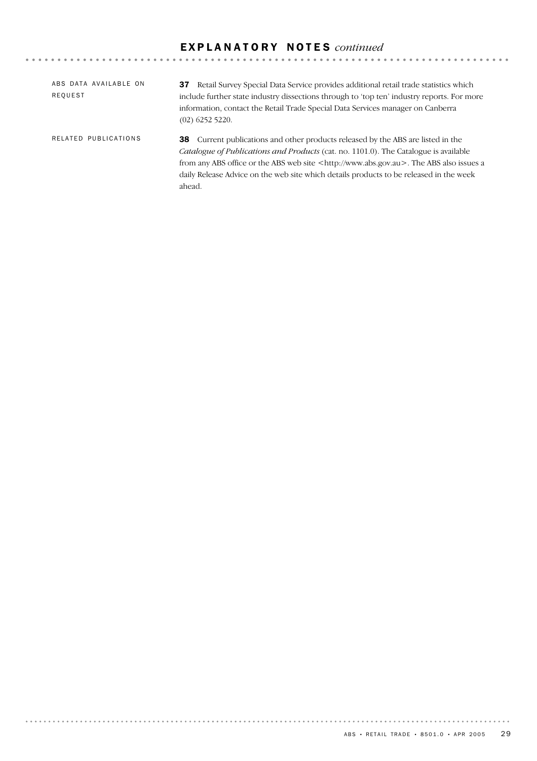# EXPLANATORY NOTES *continued*

## ABS DATA AVAILABLE ON REQUEST

**37** Retail Survey Special Data Service provides additional retail trade statistics which include further state industry dissections through to 'top ten' industry reports. For more information, contact the Retail Trade Special Data Services manager on Canberra (02) 6252 5220.

## RELATED PUBLICATIONS

**38** Current publications and other products released by the ABS are listed in the *Catalogue of Publications and Products* (cat. no. 1101.0). The Catalogue is available from any ABS office or the ABS web site <http://www.abs.gov.au>. The ABS also issues a daily Release Advice on the web site which details products to be released in the week ahead.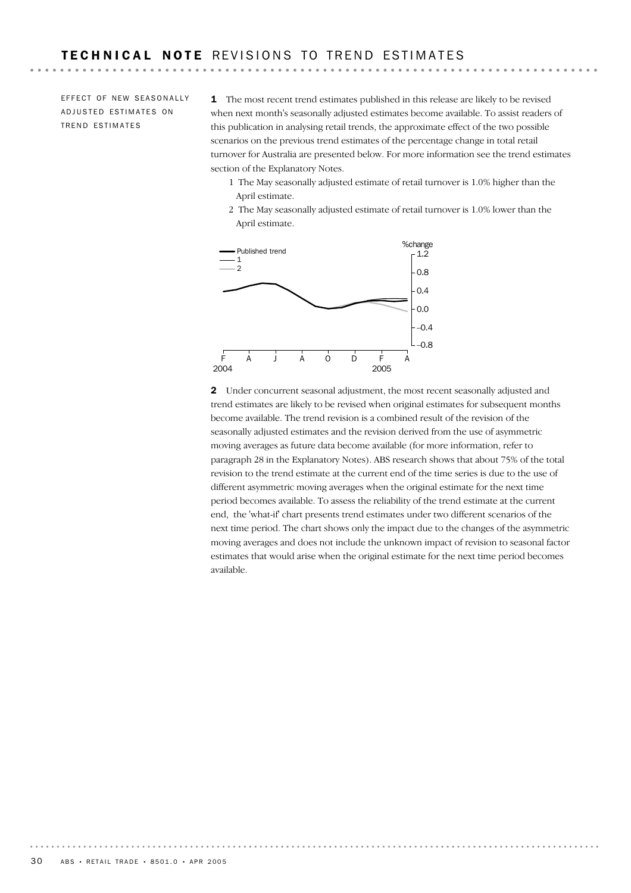# TECHNICAL NOTE REVISIONS TO TREND ESTIMATES

## EFFECT OF NEW SEASONALLY ADJUSTED ESTIMATES ON TREND ESTIMATES

**1** The most recent trend estimates published in this release are likely to be revised when next month's seasonally adjusted estimates become available. To assist readers of this publication in analysing retail trends, the approximate effect of the two possible scenarios on the previous trend estimates of the percentage change in total retail turnover for Australia are presented below. For more information see the trend estimates section of the Explanatory Notes.

1. The May seasonally adjusted estimate of retail turnover is 1.0% higher than the April estimate.
2. The May seasonally adjusted estimate of retail turnover is 1.0% lower than the April estimate.

**2** Under concurrent seasonal adjustment, the most recent seasonally adjusted and trend estimates are likely to be revised when original estimates for subsequent months become available. The trend revision is a combined result of the revision of the seasonally adjusted estimates and the revision derived from the use of asymmetric moving averages as future data become available (for more information, refer to paragraph 28 in the Explanatory Notes). ABS research shows that about 75% of the total revision to the trend estimate at the current end of the time series is due to the use of different asymmetric moving averages when the original estimate for the next time period becomes available. To assess the reliability of the trend estimate at the current end, the 'what-if' chart presents trend estimates under two different scenarios of the next time period. The chart shows only the impact due to the changes of the asymmetric moving averages and does not include the unknown impact of revision to seasonal factor estimates that would arise when the original estimate for the next time period becomes available.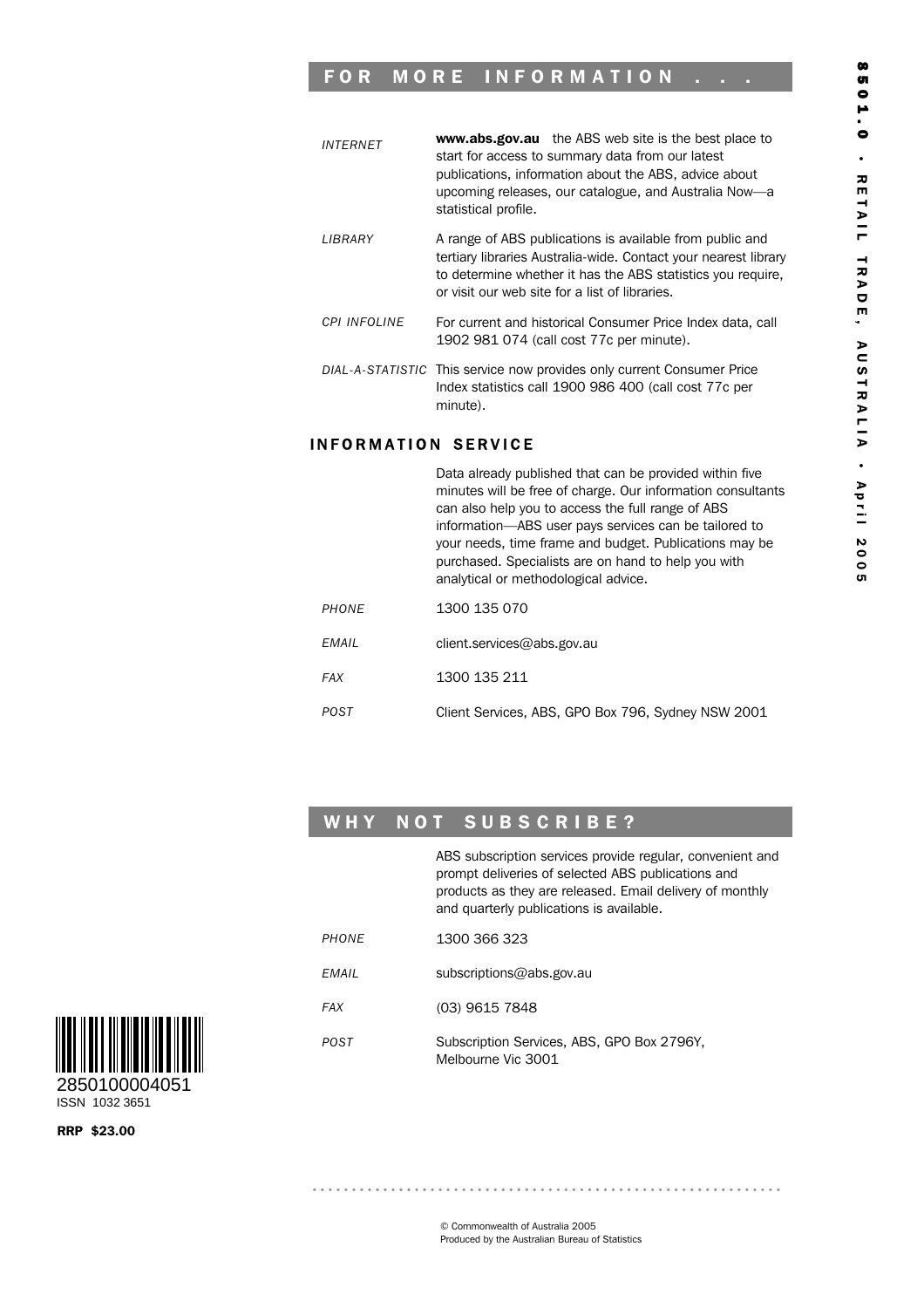## FOR MORE INFORMATION . . .

| | |
|---|---|
| *INTERNET* | **www.abs.gov.au** the ABS web site is the best place to start for access to summary data from our latest publications, information about the ABS, advice about upcoming releases, our catalogue, and Australia Now—a statistical profile. |
| *LIBRARY* | A range of ABS publications is available from public and tertiary libraries Australia-wide. Contact your nearest library to determine whether it has the ABS statistics you require, or visit our web site for a list of libraries. |
| *CPI INFOLINE* | For current and historical Consumer Price Index data, call 1902 981 074 (call cost 77c per minute). |
| *DIAL-A-STATISTIC* | This service now provides only current Consumer Price Index statistics call 1900 986 400 (call cost 77c per minute). |

### INFORMATION SERVICE

Data already published that can be provided within five minutes will be free of charge. Our information consultants can also help you to access the full range of ABS information—ABS user pays services can be tailored to your needs, time frame and budget. Publications may be purchased. Specialists are on hand to help you with analytical or methodological advice.

| | |
|---|---|
| *PHONE* | 1300 135 070 |
| *EMAIL* | client.services@abs.gov.au |
| *FAX* | 1300 135 211 |
| *POST* | Client Services, ABS, GPO Box 796, Sydney NSW 2001 |

## WHY NOT SUBSCRIBE?

ABS subscription services provide regular, convenient and prompt deliveries of selected ABS publications and products as they are released. Email delivery of monthly and quarterly publications is available.

| | |
|---|---|
| *PHONE* | 1300 366 323 |
| *EMAIL* | subscriptions@abs.gov.au |
| *FAX* | (03) 9615 7848 |
| *POST* | Subscription Services, ABS, GPO Box 2796Y, Melbourne Vic 3001 |

2850100004051
ISSN 1032 3651

**RRP $23.00**

© Commonwealth of Australia 2005
Produced by the Australian Bureau of Statistics